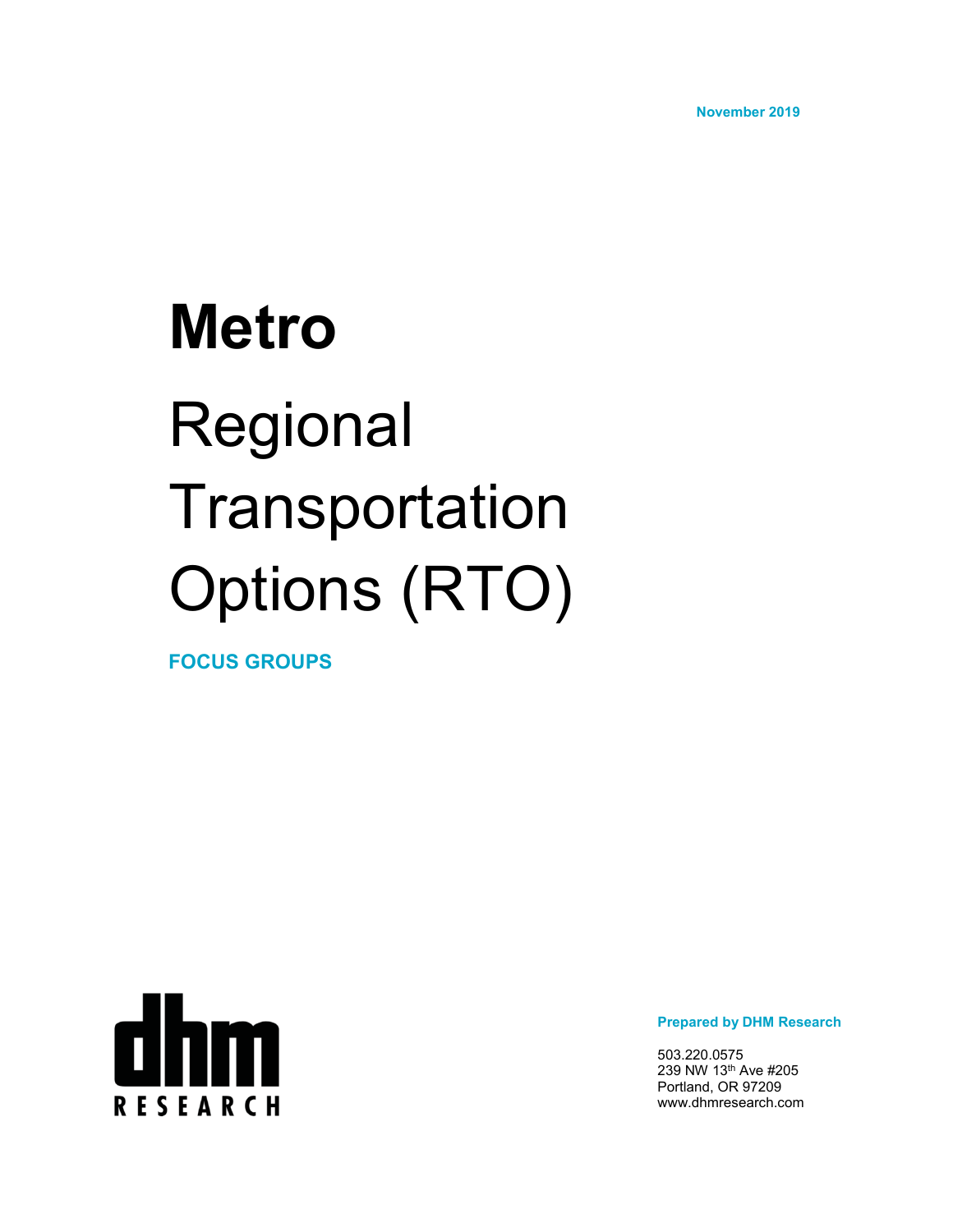November 2019

# Metro

# Regional Transportation Options (RTO)

**FOCUS GROUPS**

DHM RESEARCH

**Prepared by DHM Research**

503.220.0575
239 NW 13th Ave #205
Portland, OR 97209
www.dhmresearch.com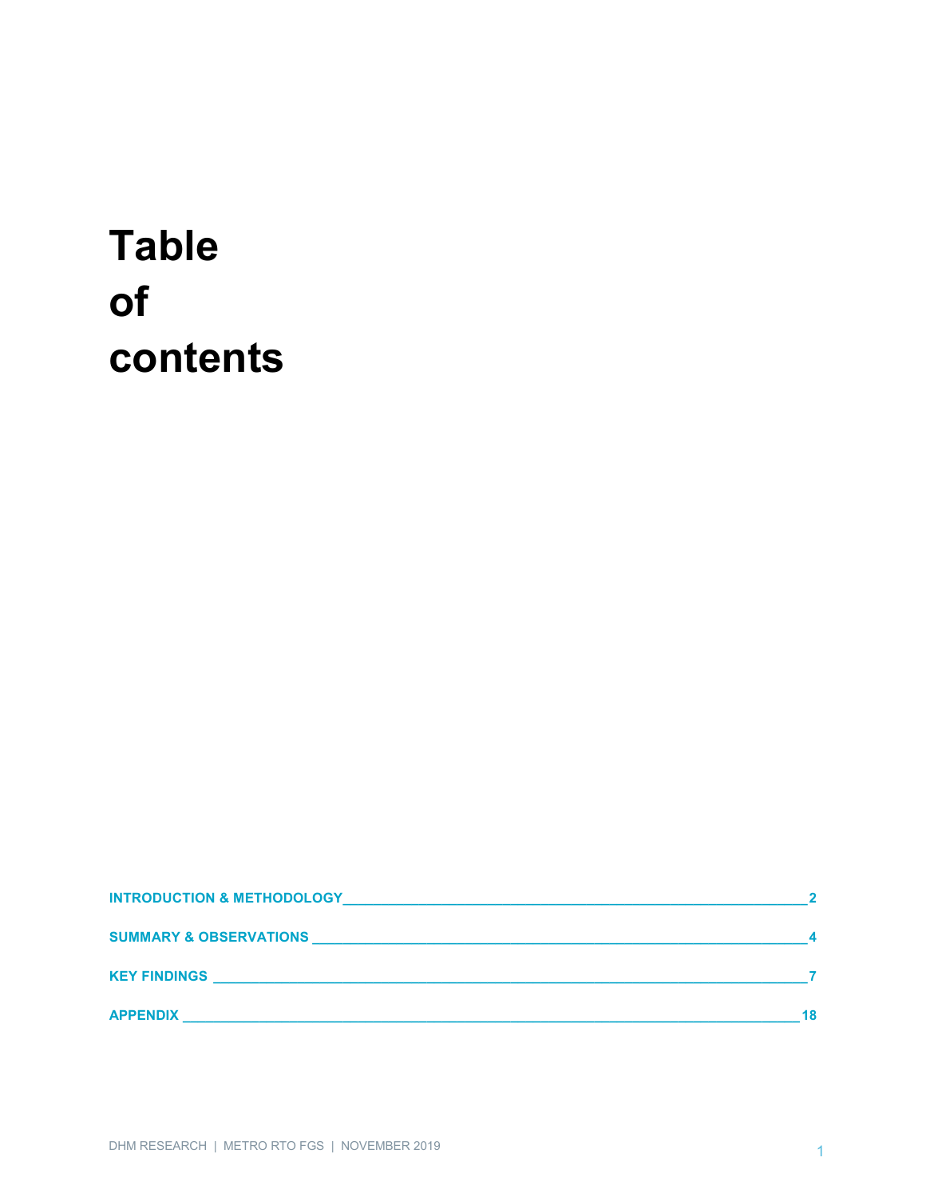# Table of contents

| | |
|---|---|
| INTRODUCTION & METHODOLOGY | 2 |
| SUMMARY & OBSERVATIONS | 4 |
| KEY FINDINGS | 7 |
| APPENDIX | 18 |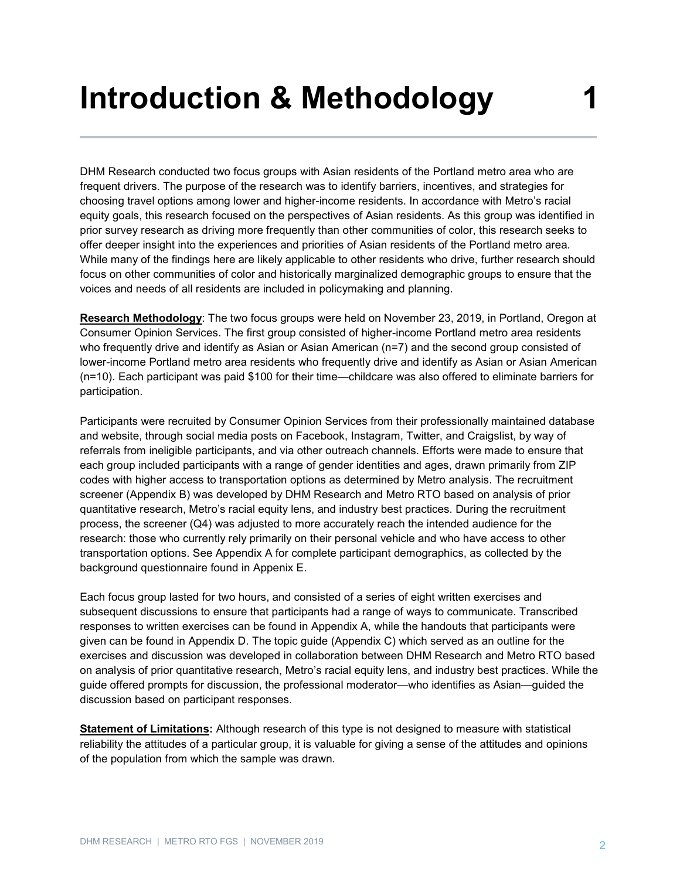# Introduction & Methodology 1

DHM Research conducted two focus groups with Asian residents of the Portland metro area who are frequent drivers. The purpose of the research was to identify barriers, incentives, and strategies for choosing travel options among lower and higher-income residents. In accordance with Metro's racial equity goals, this research focused on the perspectives of Asian residents. As this group was identified in prior survey research as driving more frequently than other communities of color, this research seeks to offer deeper insight into the experiences and priorities of Asian residents of the Portland metro area. While many of the findings here are likely applicable to other residents who drive, further research should focus on other communities of color and historically marginalized demographic groups to ensure that the voices and needs of all residents are included in policymaking and planning.

**Research Methodology**: The two focus groups were held on November 23, 2019, in Portland, Oregon at Consumer Opinion Services. The first group consisted of higher-income Portland metro area residents who frequently drive and identify as Asian or Asian American (n=7) and the second group consisted of lower-income Portland metro area residents who frequently drive and identify as Asian or Asian American (n=10). Each participant was paid $100 for their time—childcare was also offered to eliminate barriers for participation.

Participants were recruited by Consumer Opinion Services from their professionally maintained database and website, through social media posts on Facebook, Instagram, Twitter, and Craigslist, by way of referrals from ineligible participants, and via other outreach channels. Efforts were made to ensure that each group included participants with a range of gender identities and ages, drawn primarily from ZIP codes with higher access to transportation options as determined by Metro analysis. The recruitment screener (Appendix B) was developed by DHM Research and Metro RTO based on analysis of prior quantitative research, Metro's racial equity lens, and industry best practices. During the recruitment process, the screener (Q4) was adjusted to more accurately reach the intended audience for the research: those who currently rely primarily on their personal vehicle and who have access to other transportation options. See Appendix A for complete participant demographics, as collected by the background questionnaire found in Appenix E.

Each focus group lasted for two hours, and consisted of a series of eight written exercises and subsequent discussions to ensure that participants had a range of ways to communicate. Transcribed responses to written exercises can be found in Appendix A, while the handouts that participants were given can be found in Appendix D. The topic guide (Appendix C) which served as an outline for the exercises and discussion was developed in collaboration between DHM Research and Metro RTO based on analysis of prior quantitative research, Metro's racial equity lens, and industry best practices. While the guide offered prompts for discussion, the professional moderator—who identifies as Asian—guided the discussion based on participant responses.

**Statement of Limitations:** Although research of this type is not designed to measure with statistical reliability the attitudes of a particular group, it is valuable for giving a sense of the attitudes and opinions of the population from which the sample was drawn.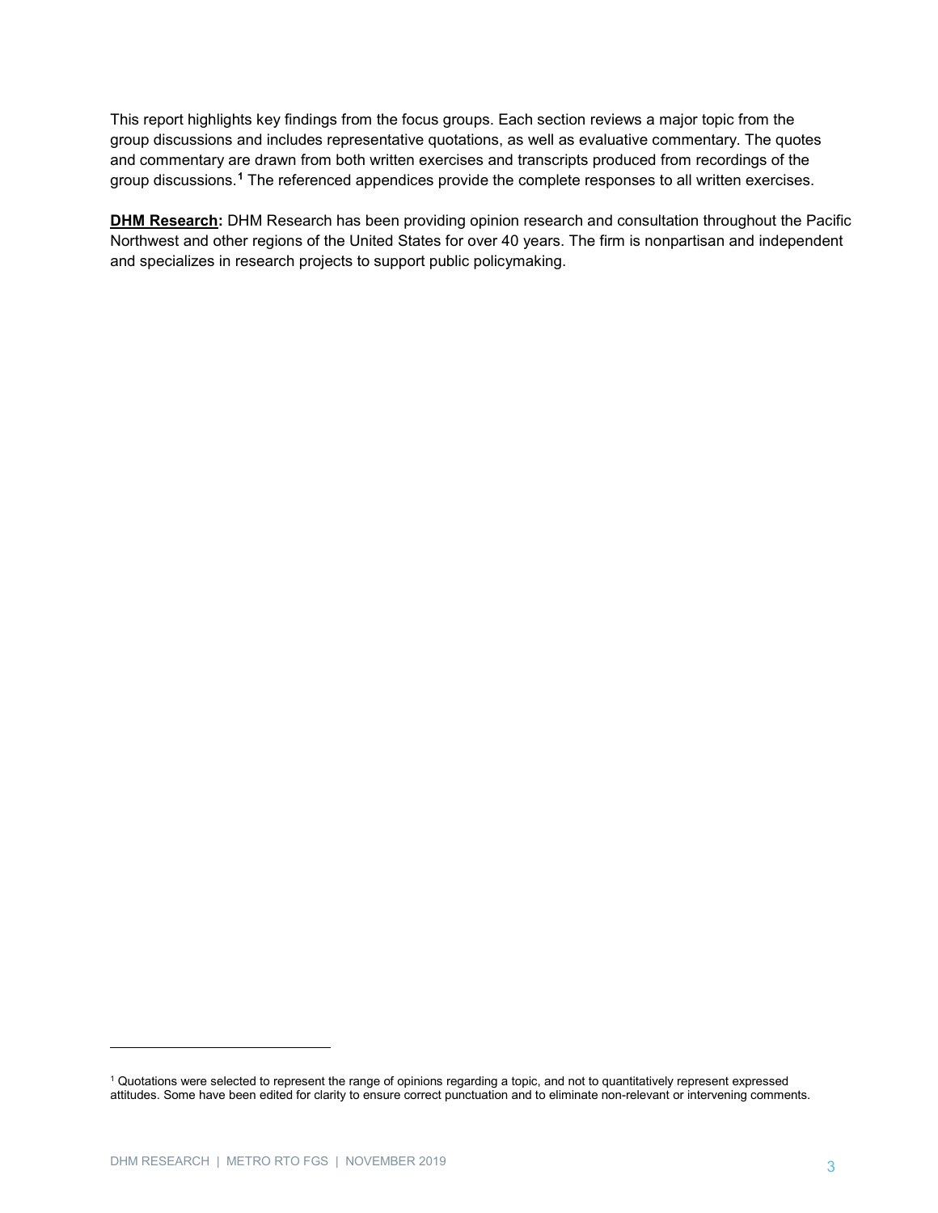This report highlights key findings from the focus groups. Each section reviews a major topic from the group discussions and includes representative quotations, as well as evaluative commentary. The quotes and commentary are drawn from both written exercises and transcripts produced from recordings of the group discussions.[1] The referenced appendices provide the complete responses to all written exercises.

**DHM Research:** DHM Research has been providing opinion research and consultation throughout the Pacific Northwest and other regions of the United States for over 40 years. The firm is nonpartisan and independent and specializes in research projects to support public policymaking.

[1] Quotations were selected to represent the range of opinions regarding a topic, and not to quantitatively represent expressed attitudes. Some have been edited for clarity to ensure correct punctuation and to eliminate non-relevant or intervening comments.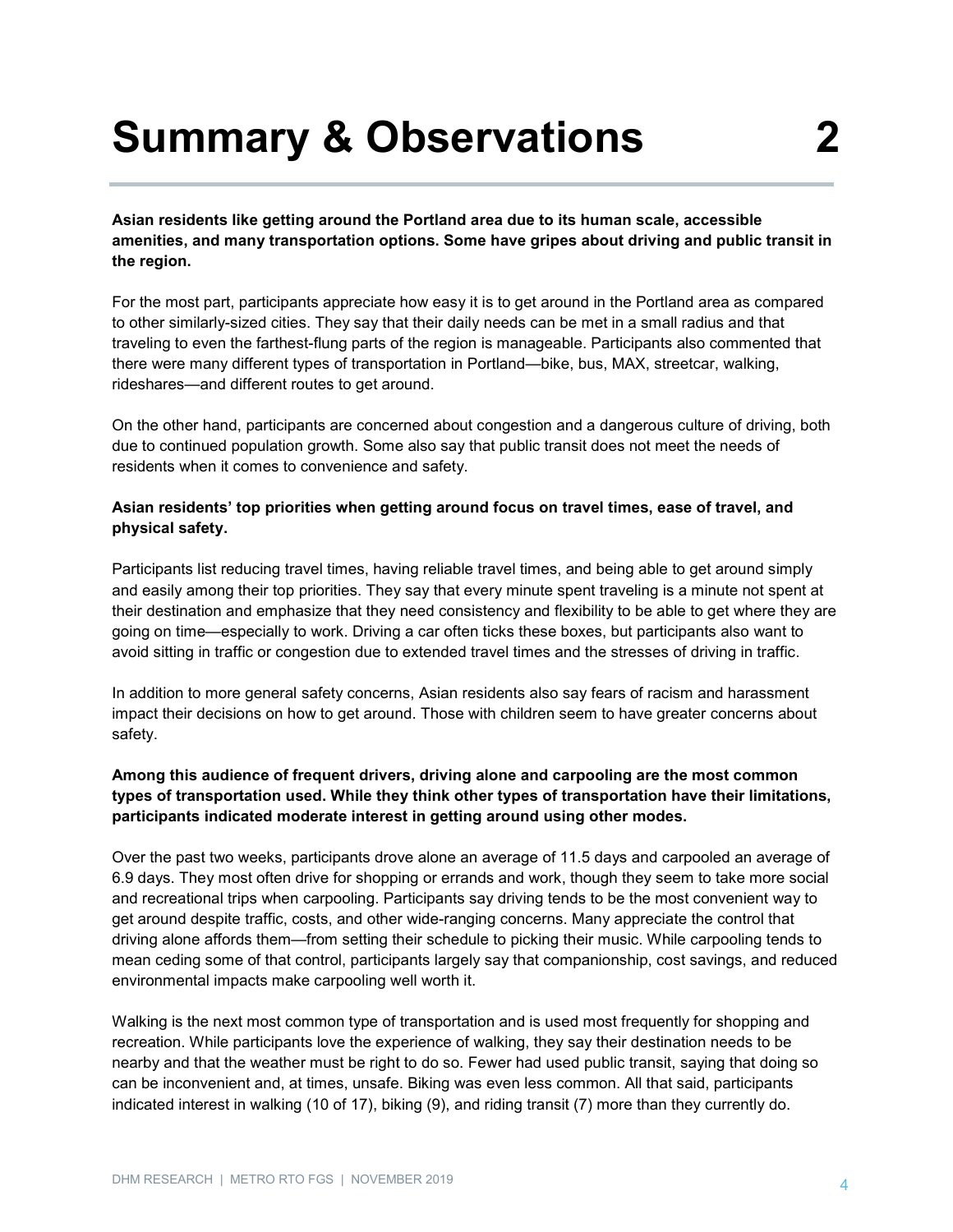# Summary & Observations 2

**Asian residents like getting around the Portland area due to its human scale, accessible amenities, and many transportation options. Some have gripes about driving and public transit in the region.**

For the most part, participants appreciate how easy it is to get around in the Portland area as compared to other similarly-sized cities. They say that their daily needs can be met in a small radius and that traveling to even the farthest-flung parts of the region is manageable. Participants also commented that there were many different types of transportation in Portland—bike, bus, MAX, streetcar, walking, rideshares—and different routes to get around.

On the other hand, participants are concerned about congestion and a dangerous culture of driving, both due to continued population growth. Some also say that public transit does not meet the needs of residents when it comes to convenience and safety.

**Asian residents' top priorities when getting around focus on travel times, ease of travel, and physical safety.**

Participants list reducing travel times, having reliable travel times, and being able to get around simply and easily among their top priorities. They say that every minute spent traveling is a minute not spent at their destination and emphasize that they need consistency and flexibility to be able to get where they are going on time—especially to work. Driving a car often ticks these boxes, but participants also want to avoid sitting in traffic or congestion due to extended travel times and the stresses of driving in traffic.

In addition to more general safety concerns, Asian residents also say fears of racism and harassment impact their decisions on how to get around. Those with children seem to have greater concerns about safety.

**Among this audience of frequent drivers, driving alone and carpooling are the most common types of transportation used. While they think other types of transportation have their limitations, participants indicated moderate interest in getting around using other modes.**

Over the past two weeks, participants drove alone an average of 11.5 days and carpooled an average of 6.9 days. They most often drive for shopping or errands and work, though they seem to take more social and recreational trips when carpooling. Participants say driving tends to be the most convenient way to get around despite traffic, costs, and other wide-ranging concerns. Many appreciate the control that driving alone affords them—from setting their schedule to picking their music. While carpooling tends to mean ceding some of that control, participants largely say that companionship, cost savings, and reduced environmental impacts make carpooling well worth it.

Walking is the next most common type of transportation and is used most frequently for shopping and recreation. While participants love the experience of walking, they say their destination needs to be nearby and that the weather must be right to do so. Fewer had used public transit, saying that doing so can be inconvenient and, at times, unsafe. Biking was even less common. All that said, participants indicated interest in walking (10 of 17), biking (9), and riding transit (7) more than they currently do.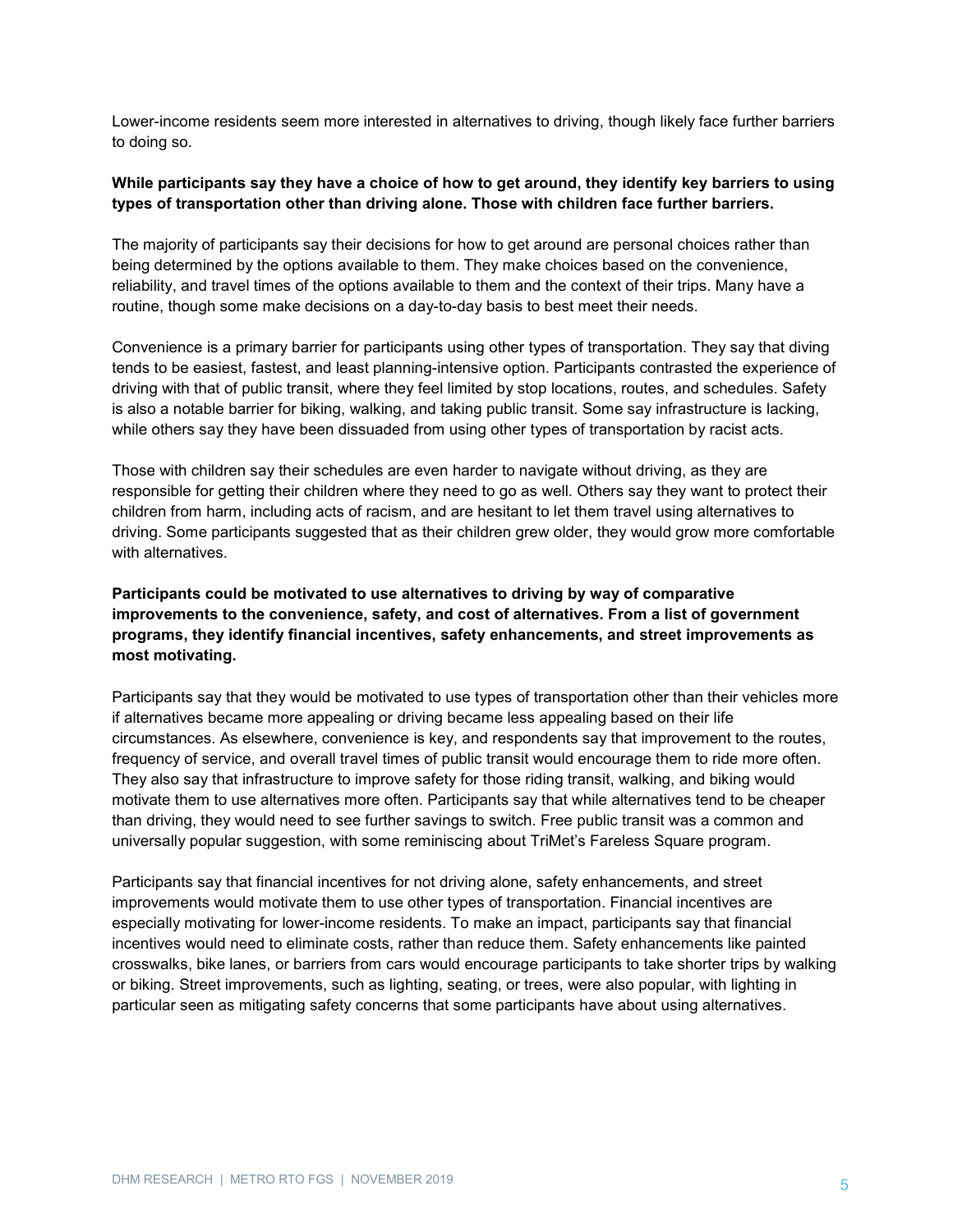Lower-income residents seem more interested in alternatives to driving, though likely face further barriers to doing so.

**While participants say they have a choice of how to get around, they identify key barriers to using types of transportation other than driving alone. Those with children face further barriers.**

The majority of participants say their decisions for how to get around are personal choices rather than being determined by the options available to them. They make choices based on the convenience, reliability, and travel times of the options available to them and the context of their trips. Many have a routine, though some make decisions on a day-to-day basis to best meet their needs.

Convenience is a primary barrier for participants using other types of transportation. They say that diving tends to be easiest, fastest, and least planning-intensive option. Participants contrasted the experience of driving with that of public transit, where they feel limited by stop locations, routes, and schedules. Safety is also a notable barrier for biking, walking, and taking public transit. Some say infrastructure is lacking, while others say they have been dissuaded from using other types of transportation by racist acts.

Those with children say their schedules are even harder to navigate without driving, as they are responsible for getting their children where they need to go as well. Others say they want to protect their children from harm, including acts of racism, and are hesitant to let them travel using alternatives to driving. Some participants suggested that as their children grew older, they would grow more comfortable with alternatives.

**Participants could be motivated to use alternatives to driving by way of comparative improvements to the convenience, safety, and cost of alternatives. From a list of government programs, they identify financial incentives, safety enhancements, and street improvements as most motivating.**

Participants say that they would be motivated to use types of transportation other than their vehicles more if alternatives became more appealing or driving became less appealing based on their life circumstances. As elsewhere, convenience is key, and respondents say that improvement to the routes, frequency of service, and overall travel times of public transit would encourage them to ride more often. They also say that infrastructure to improve safety for those riding transit, walking, and biking would motivate them to use alternatives more often. Participants say that while alternatives tend to be cheaper than driving, they would need to see further savings to switch. Free public transit was a common and universally popular suggestion, with some reminiscing about TriMet's Fareless Square program.

Participants say that financial incentives for not driving alone, safety enhancements, and street improvements would motivate them to use other types of transportation. Financial incentives are especially motivating for lower-income residents. To make an impact, participants say that financial incentives would need to eliminate costs, rather than reduce them. Safety enhancements like painted crosswalks, bike lanes, or barriers from cars would encourage participants to take shorter trips by walking or biking. Street improvements, such as lighting, seating, or trees, were also popular, with lighting in particular seen as mitigating safety concerns that some participants have about using alternatives.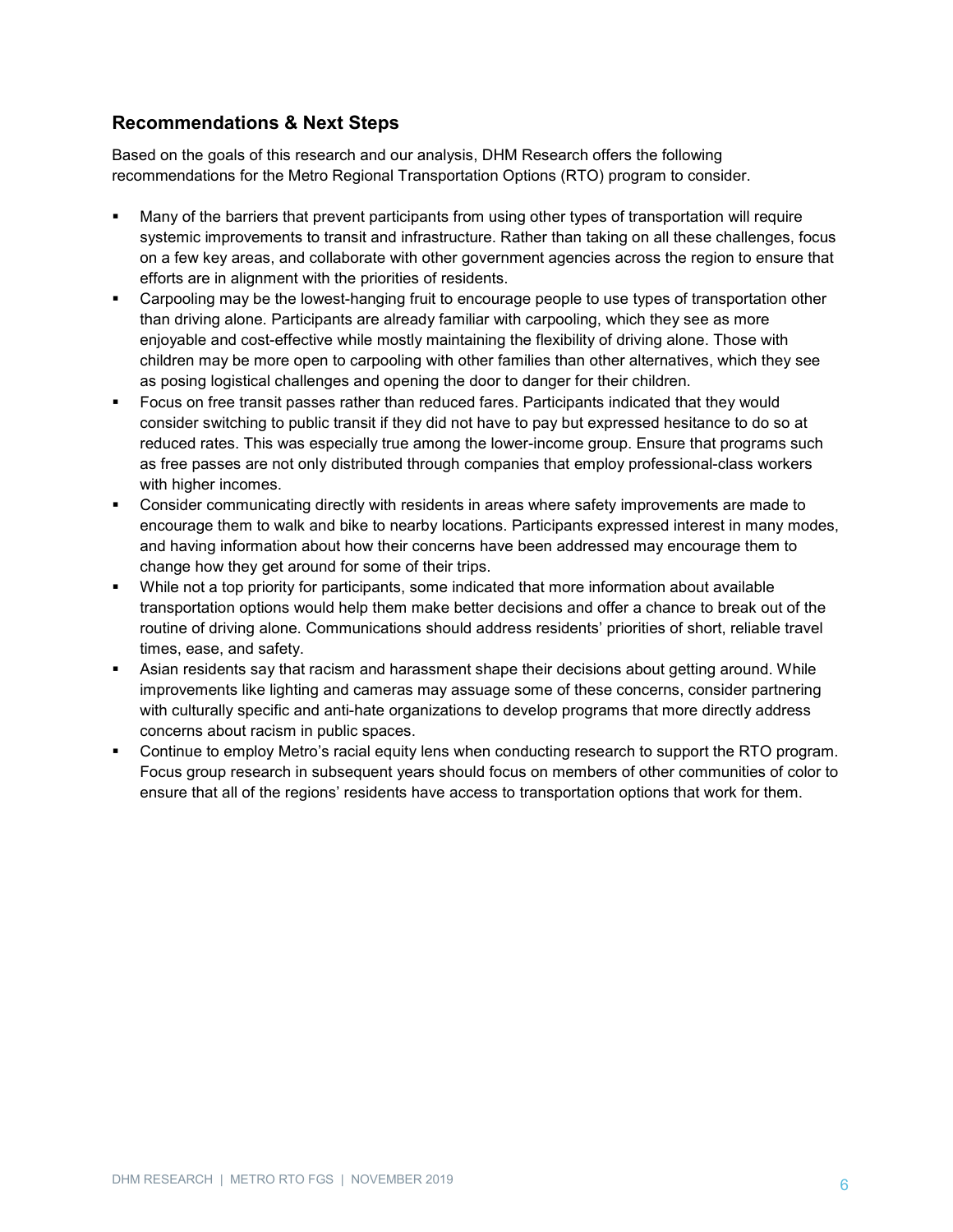## Recommendations & Next Steps

Based on the goals of this research and our analysis, DHM Research offers the following recommendations for the Metro Regional Transportation Options (RTO) program to consider.

- Many of the barriers that prevent participants from using other types of transportation will require systemic improvements to transit and infrastructure. Rather than taking on all these challenges, focus on a few key areas, and collaborate with other government agencies across the region to ensure that efforts are in alignment with the priorities of residents.
- Carpooling may be the lowest-hanging fruit to encourage people to use types of transportation other than driving alone. Participants are already familiar with carpooling, which they see as more enjoyable and cost-effective while mostly maintaining the flexibility of driving alone. Those with children may be more open to carpooling with other families than other alternatives, which they see as posing logistical challenges and opening the door to danger for their children.
- Focus on free transit passes rather than reduced fares. Participants indicated that they would consider switching to public transit if they did not have to pay but expressed hesitance to do so at reduced rates. This was especially true among the lower-income group. Ensure that programs such as free passes are not only distributed through companies that employ professional-class workers with higher incomes.
- Consider communicating directly with residents in areas where safety improvements are made to encourage them to walk and bike to nearby locations. Participants expressed interest in many modes, and having information about how their concerns have been addressed may encourage them to change how they get around for some of their trips.
- While not a top priority for participants, some indicated that more information about available transportation options would help them make better decisions and offer a chance to break out of the routine of driving alone. Communications should address residents' priorities of short, reliable travel times, ease, and safety.
- Asian residents say that racism and harassment shape their decisions about getting around. While improvements like lighting and cameras may assuage some of these concerns, consider partnering with culturally specific and anti-hate organizations to develop programs that more directly address concerns about racism in public spaces.
- Continue to employ Metro's racial equity lens when conducting research to support the RTO program. Focus group research in subsequent years should focus on members of other communities of color to ensure that all of the regions' residents have access to transportation options that work for them.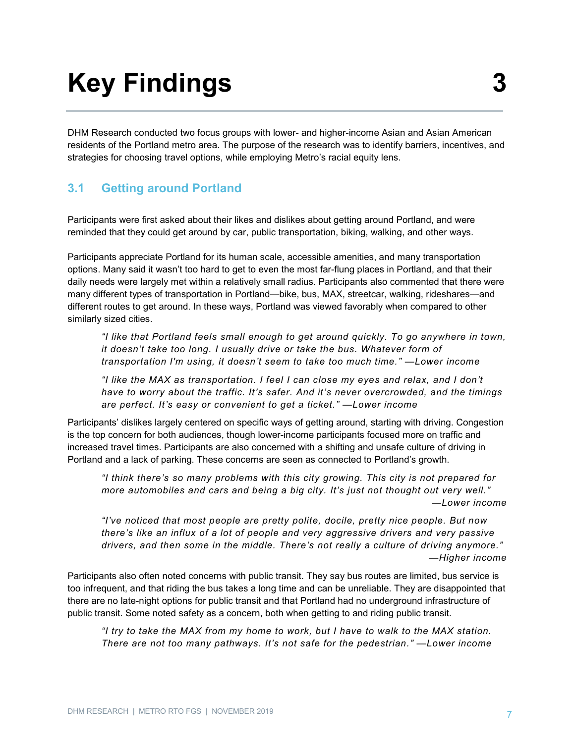# Key Findings 3

DHM Research conducted two focus groups with lower- and higher-income Asian and Asian American residents of the Portland metro area. The purpose of the research was to identify barriers, incentives, and strategies for choosing travel options, while employing Metro's racial equity lens.

## 3.1 Getting around Portland

Participants were first asked about their likes and dislikes about getting around Portland, and were reminded that they could get around by car, public transportation, biking, walking, and other ways.

Participants appreciate Portland for its human scale, accessible amenities, and many transportation options. Many said it wasn't too hard to get to even the most far-flung places in Portland, and that their daily needs were largely met within a relatively small radius. Participants also commented that there were many different types of transportation in Portland—bike, bus, MAX, streetcar, walking, rideshares—and different routes to get around. In these ways, Portland was viewed favorably when compared to other similarly sized cities.

> *"I like that Portland feels small enough to get around quickly. To go anywhere in town, it doesn't take too long. I usually drive or take the bus. Whatever form of transportation I'm using, it doesn't seem to take too much time." —Lower income*

> *"I like the MAX as transportation. I feel I can close my eyes and relax, and I don't have to worry about the traffic. It's safer. And it's never overcrowded, and the timings are perfect. It's easy or convenient to get a ticket." —Lower income*

Participants' dislikes largely centered on specific ways of getting around, starting with driving. Congestion is the top concern for both audiences, though lower-income participants focused more on traffic and increased travel times. Participants are also concerned with a shifting and unsafe culture of driving in Portland and a lack of parking. These concerns are seen as connected to Portland's growth.

> *"I think there's so many problems with this city growing. This city is not prepared for more automobiles and cars and being a big city. It's just not thought out very well." —Lower income*

> *"I've noticed that most people are pretty polite, docile, pretty nice people. But now there's like an influx of a lot of people and very aggressive drivers and very passive drivers, and then some in the middle. There's not really a culture of driving anymore." —Higher income*

Participants also often noted concerns with public transit. They say bus routes are limited, bus service is too infrequent, and that riding the bus takes a long time and can be unreliable. They are disappointed that there are no late-night options for public transit and that Portland had no underground infrastructure of public transit. Some noted safety as a concern, both when getting to and riding public transit.

> *"I try to take the MAX from my home to work, but I have to walk to the MAX station. There are not too many pathways. It's not safe for the pedestrian." —Lower income*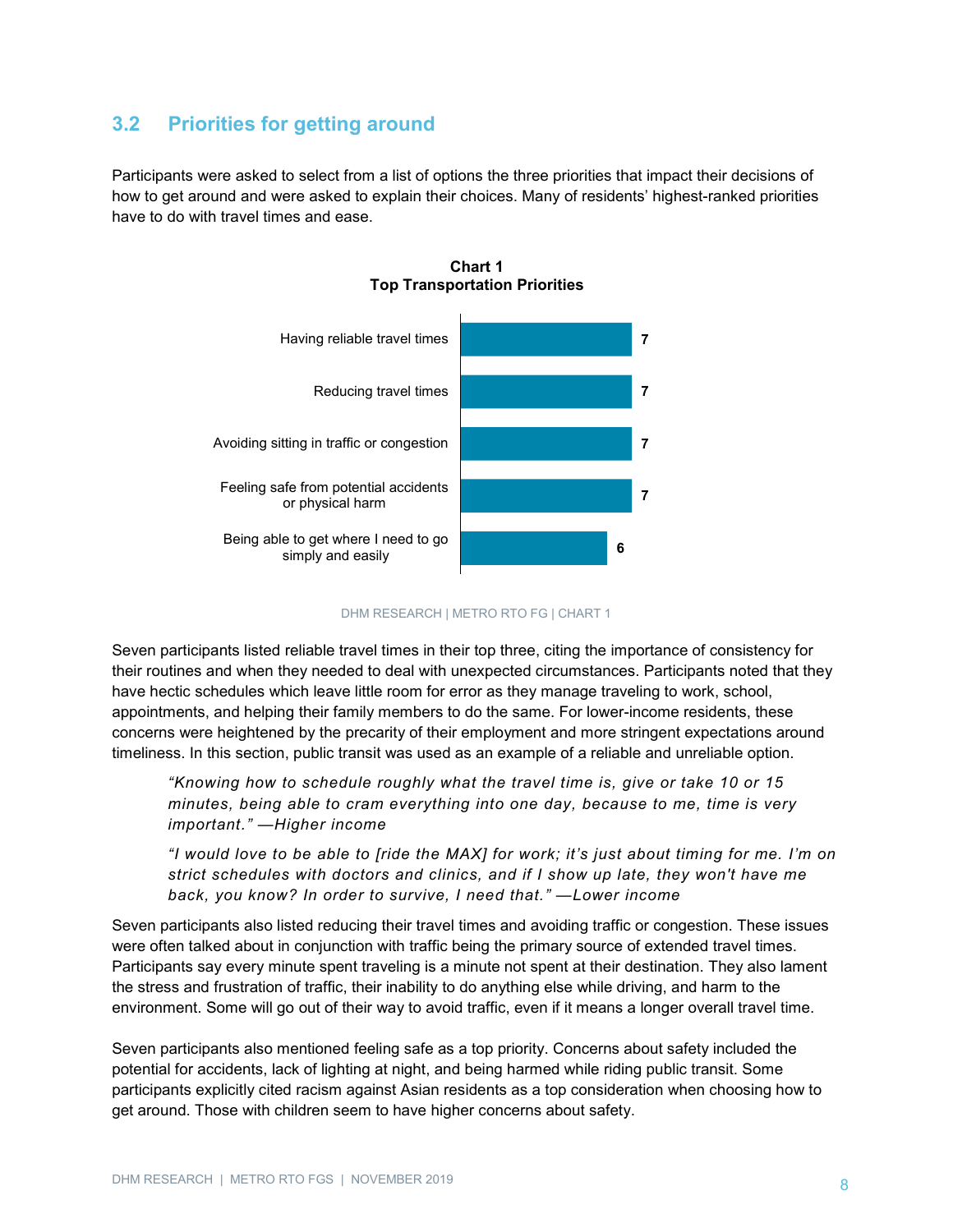## 3.2 Priorities for getting around

Participants were asked to select from a list of options the three priorities that impact their decisions of how to get around and were asked to explain their choices. Many of residents' highest-ranked priorities have to do with travel times and ease.

**Chart 1**
**Top Transportation Priorities**

| Priority | Count |
| --- | --- |
| Having reliable travel times | 7 |
| Reducing travel times | 7 |
| Avoiding sitting in traffic or congestion | 7 |
| Feeling safe from potential accidents or physical harm | 7 |
| Being able to get where I need to go simply and easily | 6 |

DHM RESEARCH | METRO RTO FG | CHART 1

Seven participants listed reliable travel times in their top three, citing the importance of consistency for their routines and when they needed to deal with unexpected circumstances. Participants noted that they have hectic schedules which leave little room for error as they manage traveling to work, school, appointments, and helping their family members to do the same. For lower-income residents, these concerns were heightened by the precarity of their employment and more stringent expectations around timeliness. In this section, public transit was used as an example of a reliable and unreliable option.

> *"Knowing how to schedule roughly what the travel time is, give or take 10 or 15 minutes, being able to cram everything into one day, because to me, time is very important." —Higher income*

> *"I would love to be able to [ride the MAX] for work; it's just about timing for me. I'm on strict schedules with doctors and clinics, and if I show up late, they won't have me back, you know? In order to survive, I need that." —Lower income*

Seven participants also listed reducing their travel times and avoiding traffic or congestion. These issues were often talked about in conjunction with traffic being the primary source of extended travel times. Participants say every minute spent traveling is a minute not spent at their destination. They also lament the stress and frustration of traffic, their inability to do anything else while driving, and harm to the environment. Some will go out of their way to avoid traffic, even if it means a longer overall travel time.

Seven participants also mentioned feeling safe as a top priority. Concerns about safety included the potential for accidents, lack of lighting at night, and being harmed while riding public transit. Some participants explicitly cited racism against Asian residents as a top consideration when choosing how to get around. Those with children seem to have higher concerns about safety.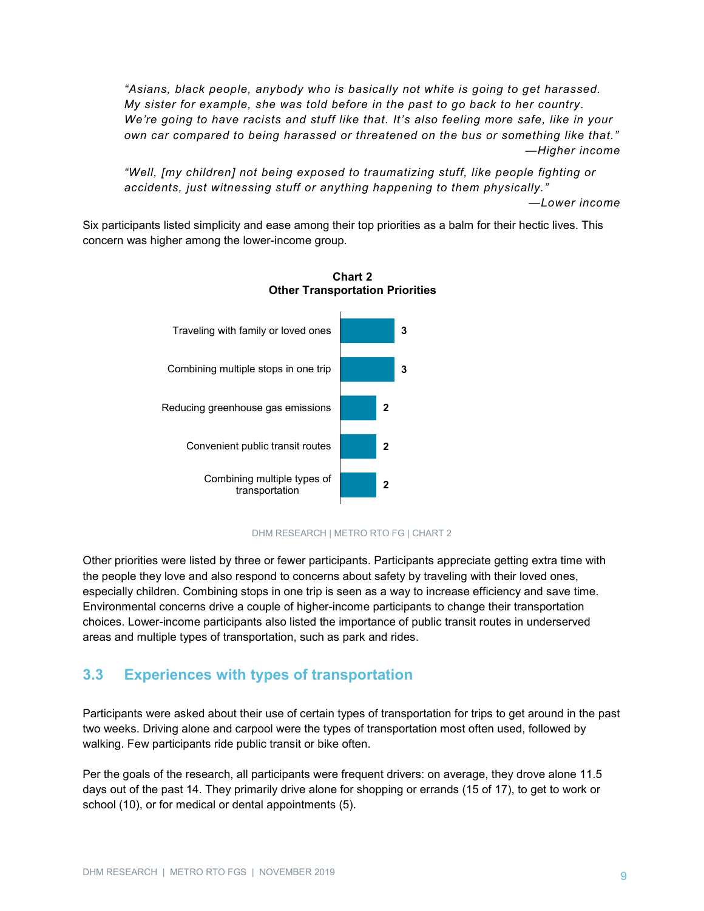*"Asians, black people, anybody who is basically not white is going to get harassed. My sister for example, she was told before in the past to go back to her country. We're going to have racists and stuff like that. It's also feeling more safe, like in your own car compared to being harassed or threatened on the bus or something like that."*
*—Higher income*

*"Well, [my children] not being exposed to traumatizing stuff, like people fighting or accidents, just witnessing stuff or anything happening to them physically."*
*—Lower income*

Six participants listed simplicity and ease among their top priorities as a balm for their hectic lives. This concern was higher among the lower-income group.

**Chart 2**
**Other Transportation Priorities**

| Priority | Count |
| --- | --- |
| Traveling with family or loved ones | 3 |
| Combining multiple stops in one trip | 3 |
| Reducing greenhouse gas emissions | 2 |
| Convenient public transit routes | 2 |
| Combining multiple types of transportation | 2 |

DHM RESEARCH | METRO RTO FG | CHART 2

Other priorities were listed by three or fewer participants. Participants appreciate getting extra time with the people they love and also respond to concerns about safety by traveling with their loved ones, especially children. Combining stops in one trip is seen as a way to increase efficiency and save time. Environmental concerns drive a couple of higher-income participants to change their transportation choices. Lower-income participants also listed the importance of public transit routes in underserved areas and multiple types of transportation, such as park and rides.

## 3.3 Experiences with types of transportation

Participants were asked about their use of certain types of transportation for trips to get around in the past two weeks. Driving alone and carpool were the types of transportation most often used, followed by walking. Few participants ride public transit or bike often.

Per the goals of the research, all participants were frequent drivers: on average, they drove alone 11.5 days out of the past 14. They primarily drive alone for shopping or errands (15 of 17), to get to work or school (10), or for medical or dental appointments (5).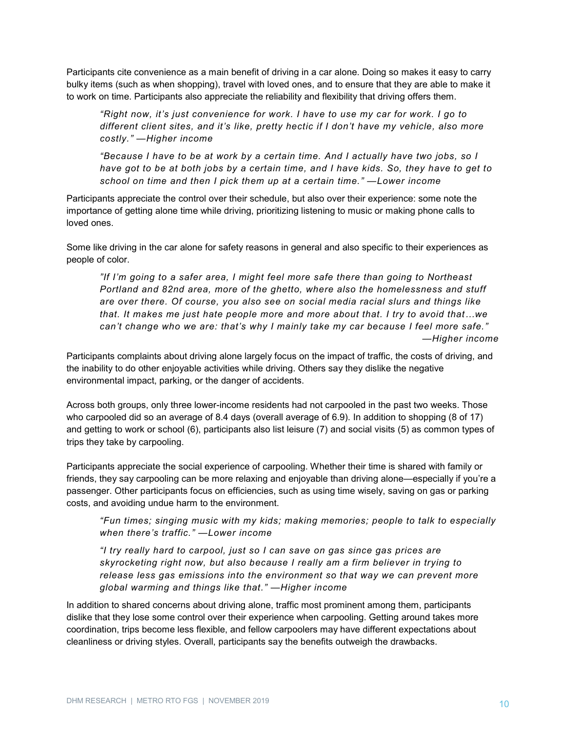Participants cite convenience as a main benefit of driving in a car alone. Doing so makes it easy to carry bulky items (such as when shopping), travel with loved ones, and to ensure that they are able to make it to work on time. Participants also appreciate the reliability and flexibility that driving offers them.

> *"Right now, it's just convenience for work. I have to use my car for work. I go to different client sites, and it's like, pretty hectic if I don't have my vehicle, also more costly." —Higher income*

> *"Because I have to be at work by a certain time. And I actually have two jobs, so I have got to be at both jobs by a certain time, and I have kids. So, they have to get to school on time and then I pick them up at a certain time." —Lower income*

Participants appreciate the control over their schedule, but also over their experience: some note the importance of getting alone time while driving, prioritizing listening to music or making phone calls to loved ones.

Some like driving in the car alone for safety reasons in general and also specific to their experiences as people of color.

> *"If I'm going to a safer area, I might feel more safe there than going to Northeast Portland and 82nd area, more of the ghetto, where also the homelessness and stuff are over there. Of course, you also see on social media racial slurs and things like that. It makes me just hate people more and more about that. I try to avoid that…we can't change who we are: that's why I mainly take my car because I feel more safe."*
> *—Higher income*

Participants complaints about driving alone largely focus on the impact of traffic, the costs of driving, and the inability to do other enjoyable activities while driving. Others say they dislike the negative environmental impact, parking, or the danger of accidents.

Across both groups, only three lower-income residents had not carpooled in the past two weeks. Those who carpooled did so an average of 8.4 days (overall average of 6.9). In addition to shopping (8 of 17) and getting to work or school (6), participants also list leisure (7) and social visits (5) as common types of trips they take by carpooling.

Participants appreciate the social experience of carpooling. Whether their time is shared with family or friends, they say carpooling can be more relaxing and enjoyable than driving alone—especially if you're a passenger. Other participants focus on efficiencies, such as using time wisely, saving on gas or parking costs, and avoiding undue harm to the environment.

> *"Fun times; singing music with my kids; making memories; people to talk to especially when there's traffic." —Lower income*

> *"I try really hard to carpool, just so I can save on gas since gas prices are skyrocketing right now, but also because I really am a firm believer in trying to release less gas emissions into the environment so that way we can prevent more global warming and things like that." —Higher income*

In addition to shared concerns about driving alone, traffic most prominent among them, participants dislike that they lose some control over their experience when carpooling. Getting around takes more coordination, trips become less flexible, and fellow carpoolers may have different expectations about cleanliness or driving styles. Overall, participants say the benefits outweigh the drawbacks.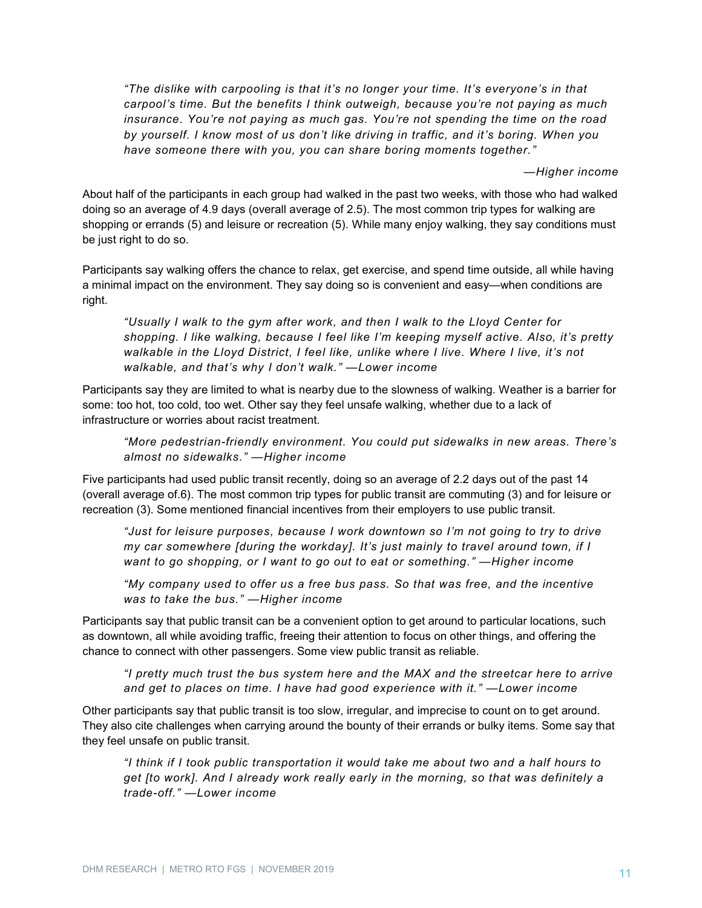> *"The dislike with carpooling is that it's no longer your time. It's everyone's in that carpool's time. But the benefits I think outweigh, because you're not paying as much insurance. You're not paying as much gas. You're not spending the time on the road by yourself. I know most of us don't like driving in traffic, and it's boring. When you have someone there with you, you can share boring moments together."*
>
> *—Higher income*

About half of the participants in each group had walked in the past two weeks, with those who had walked doing so an average of 4.9 days (overall average of 2.5). The most common trip types for walking are shopping or errands (5) and leisure or recreation (5). While many enjoy walking, they say conditions must be just right to do so.

Participants say walking offers the chance to relax, get exercise, and spend time outside, all while having a minimal impact on the environment. They say doing so is convenient and easy—when conditions are right.

> *"Usually I walk to the gym after work, and then I walk to the Lloyd Center for shopping. I like walking, because I feel like I'm keeping myself active. Also, it's pretty walkable in the Lloyd District, I feel like, unlike where I live. Where I live, it's not walkable, and that's why I don't walk." —Lower income*

Participants say they are limited to what is nearby due to the slowness of walking. Weather is a barrier for some: too hot, too cold, too wet. Other say they feel unsafe walking, whether due to a lack of infrastructure or worries about racist treatment.

> *"More pedestrian-friendly environment. You could put sidewalks in new areas. There's almost no sidewalks." —Higher income*

Five participants had used public transit recently, doing so an average of 2.2 days out of the past 14 (overall average of.6). The most common trip types for public transit are commuting (3) and for leisure or recreation (3). Some mentioned financial incentives from their employers to use public transit.

> *"Just for leisure purposes, because I work downtown so I'm not going to try to drive my car somewhere [during the workday]. It's just mainly to travel around town, if I want to go shopping, or I want to go out to eat or something." —Higher income*

> *"My company used to offer us a free bus pass. So that was free, and the incentive was to take the bus." —Higher income*

Participants say that public transit can be a convenient option to get around to particular locations, such as downtown, all while avoiding traffic, freeing their attention to focus on other things, and offering the chance to connect with other passengers. Some view public transit as reliable.

> *"I pretty much trust the bus system here and the MAX and the streetcar here to arrive and get to places on time. I have had good experience with it." —Lower income*

Other participants say that public transit is too slow, irregular, and imprecise to count on to get around. They also cite challenges when carrying around the bounty of their errands or bulky items. Some say that they feel unsafe on public transit.

> *"I think if I took public transportation it would take me about two and a half hours to get [to work]. And I already work really early in the morning, so that was definitely a trade-off." —Lower income*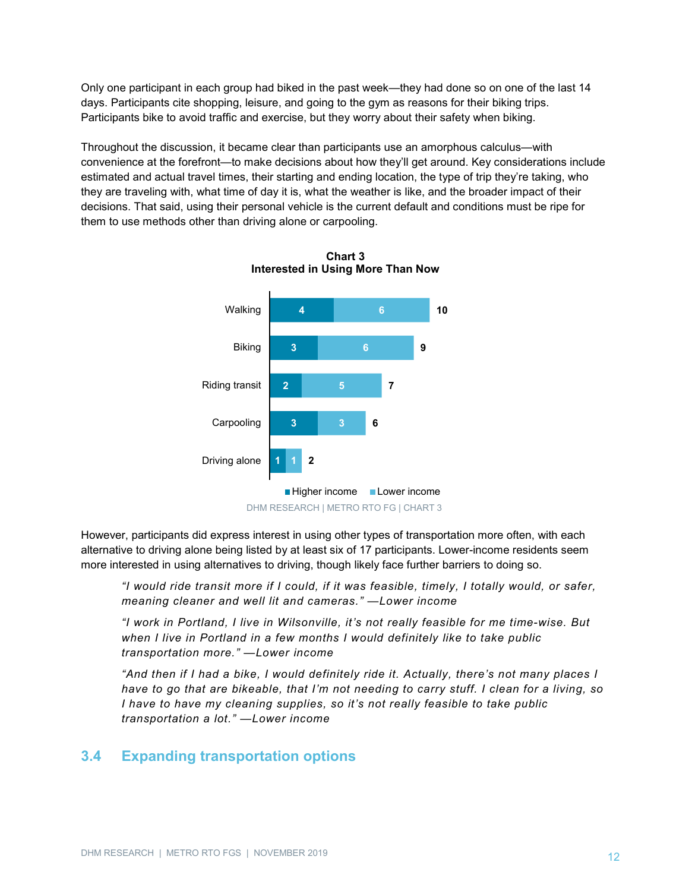Only one participant in each group had biked in the past week—they had done so on one of the last 14 days. Participants cite shopping, leisure, and going to the gym as reasons for their biking trips. Participants bike to avoid traffic and exercise, but they worry about their safety when biking.

Throughout the discussion, it became clear than participants use an amorphous calculus—with convenience at the forefront—to make decisions about how they'll get around. Key considerations include estimated and actual travel times, their starting and ending location, the type of trip they're taking, who they are traveling with, what time of day it is, what the weather is like, and the broader impact of their decisions. That said, using their personal vehicle is the current default and conditions must be ripe for them to use methods other than driving alone or carpooling.

**Chart 3**
**Interested in Using More Than Now**

| | Higher income | Lower income | Total |
|---|---|---|---|
| Walking | 4 | 6 | 10 |
| Biking | 3 | 6 | 9 |
| Riding transit | 2 | 5 | 7 |
| Carpooling | 3 | 3 | 6 |
| Driving alone | 1 | 1 | 2 |

DHM RESEARCH | METRO RTO FG | CHART 3

However, participants did express interest in using other types of transportation more often, with each alternative to driving alone being listed by at least six of 17 participants. Lower-income residents seem more interested in using alternatives to driving, though likely face further barriers to doing so.

> *"I would ride transit more if I could, if it was feasible, timely, I totally would, or safer, meaning cleaner and well lit and cameras." —Lower income*

> *"I work in Portland, I live in Wilsonville, it's not really feasible for me time-wise. But when I live in Portland in a few months I would definitely like to take public transportation more." —Lower income*

> *"And then if I had a bike, I would definitely ride it. Actually, there's not many places I have to go that are bikeable, that I'm not needing to carry stuff. I clean for a living, so I have to have my cleaning supplies, so it's not really feasible to take public transportation a lot." —Lower income*

## 3.4 Expanding transportation options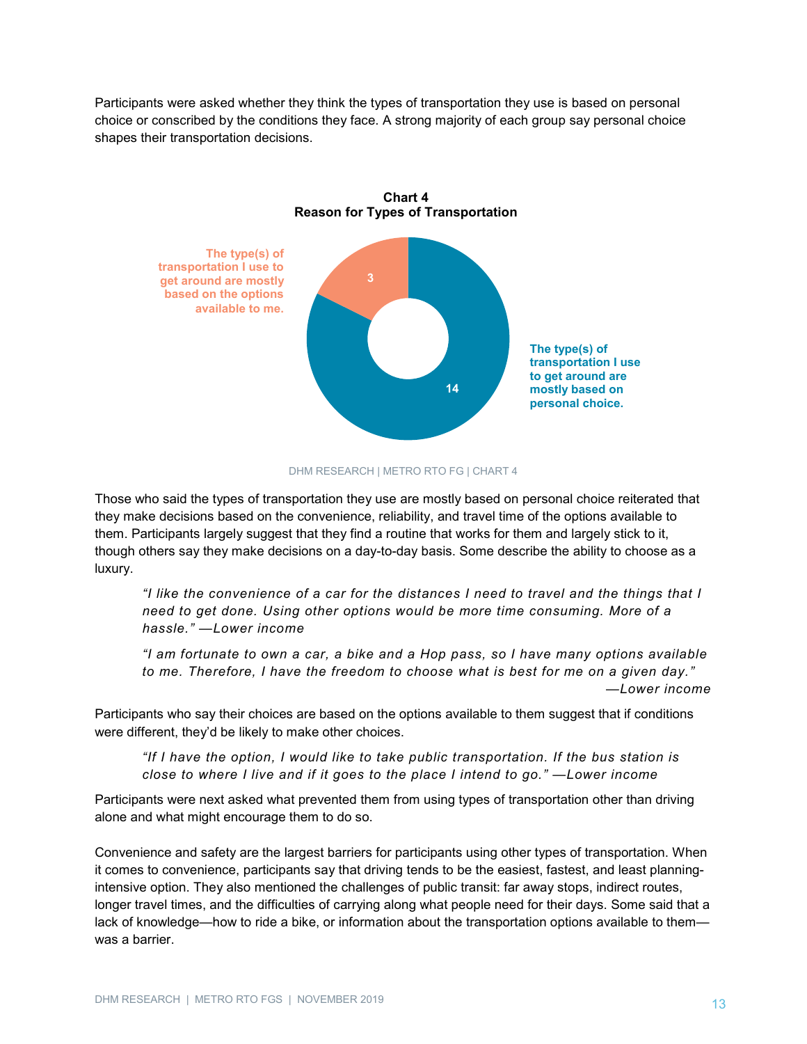Participants were asked whether they think the types of transportation they use is based on personal choice or conscribed by the conditions they face. A strong majority of each group say personal choice shapes their transportation decisions.

**Chart 4**
**Reason for Types of Transportation**

| Response | Count |
|---|---|
| The type(s) of transportation I use to get around are mostly based on the options available to me. | 3 |
| The type(s) of transportation I use to get around are mostly based on personal choice. | 14 |

DHM RESEARCH | METRO RTO FG | CHART 4

Those who said the types of transportation they use are mostly based on personal choice reiterated that they make decisions based on the convenience, reliability, and travel time of the options available to them. Participants largely suggest that they find a routine that works for them and largely stick to it, though others say they make decisions on a day-to-day basis. Some describe the ability to choose as a luxury.

> *"I like the convenience of a car for the distances I need to travel and the things that I need to get done. Using other options would be more time consuming. More of a hassle." —Lower income*

> *"I am fortunate to own a car, a bike and a Hop pass, so I have many options available to me. Therefore, I have the freedom to choose what is best for me on a given day." —Lower income*

Participants who say their choices are based on the options available to them suggest that if conditions were different, they'd be likely to make other choices.

> *"If I have the option, I would like to take public transportation. If the bus station is close to where I live and if it goes to the place I intend to go." —Lower income*

Participants were next asked what prevented them from using types of transportation other than driving alone and what might encourage them to do so.

Convenience and safety are the largest barriers for participants using other types of transportation. When it comes to convenience, participants say that driving tends to be the easiest, fastest, and least planning-intensive option. They also mentioned the challenges of public transit: far away stops, indirect routes, longer travel times, and the difficulties of carrying along what people need for their days. Some said that a lack of knowledge—how to ride a bike, or information about the transportation options available to them—was a barrier.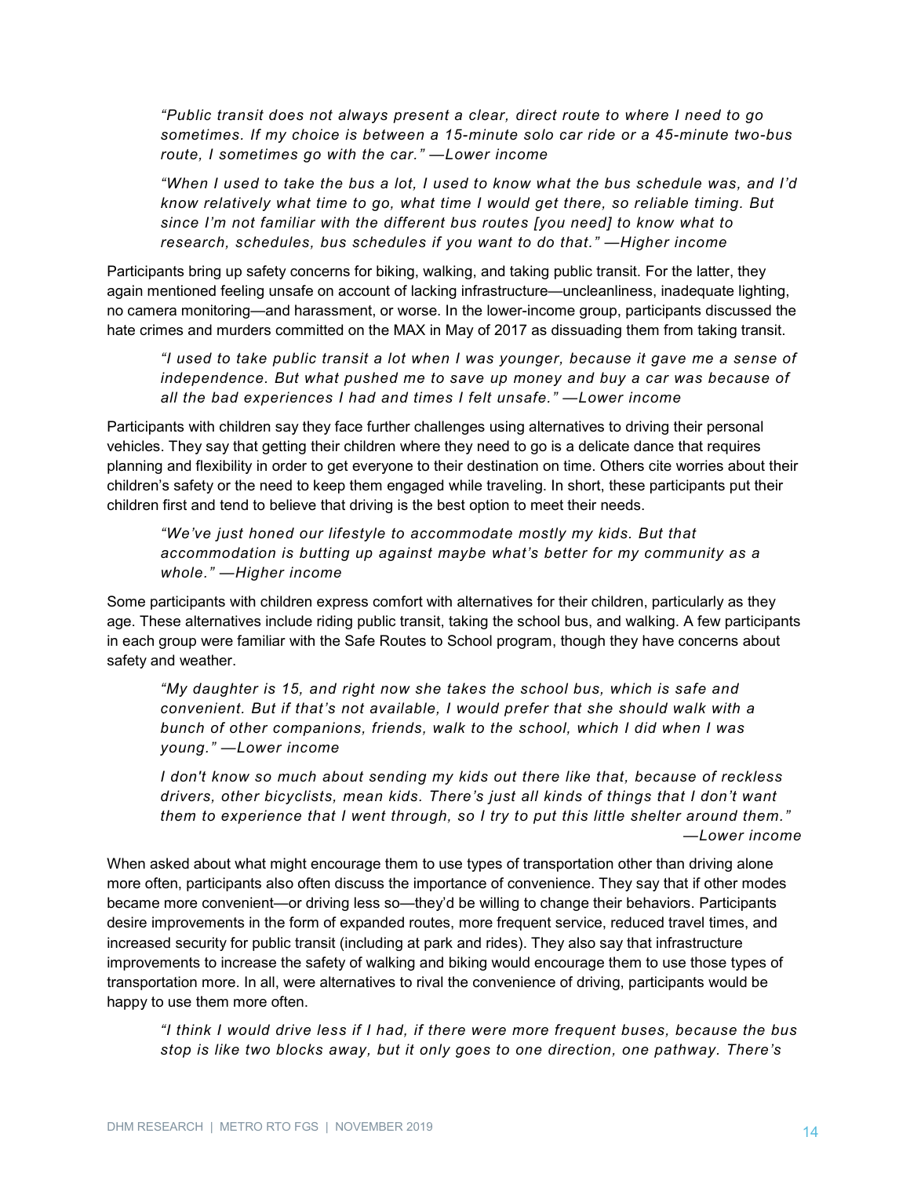> *"Public transit does not always present a clear, direct route to where I need to go sometimes. If my choice is between a 15-minute solo car ride or a 45-minute two-bus route, I sometimes go with the car." —Lower income*

> *"When I used to take the bus a lot, I used to know what the bus schedule was, and I'd know relatively what time to go, what time I would get there, so reliable timing. But since I'm not familiar with the different bus routes [you need] to know what to research, schedules, bus schedules if you want to do that." —Higher income*

Participants bring up safety concerns for biking, walking, and taking public transit. For the latter, they again mentioned feeling unsafe on account of lacking infrastructure—uncleanliness, inadequate lighting, no camera monitoring—and harassment, or worse. In the lower-income group, participants discussed the hate crimes and murders committed on the MAX in May of 2017 as dissuading them from taking transit.

> *"I used to take public transit a lot when I was younger, because it gave me a sense of independence. But what pushed me to save up money and buy a car was because of all the bad experiences I had and times I felt unsafe." —Lower income*

Participants with children say they face further challenges using alternatives to driving their personal vehicles. They say that getting their children where they need to go is a delicate dance that requires planning and flexibility in order to get everyone to their destination on time. Others cite worries about their children's safety or the need to keep them engaged while traveling. In short, these participants put their children first and tend to believe that driving is the best option to meet their needs.

> *"We've just honed our lifestyle to accommodate mostly my kids. But that accommodation is butting up against maybe what's better for my community as a whole." —Higher income*

Some participants with children express comfort with alternatives for their children, particularly as they age. These alternatives include riding public transit, taking the school bus, and walking. A few participants in each group were familiar with the Safe Routes to School program, though they have concerns about safety and weather.

> *"My daughter is 15, and right now she takes the school bus, which is safe and convenient. But if that's not available, I would prefer that she should walk with a bunch of other companions, friends, walk to the school, which I did when I was young." —Lower income*

> *I don't know so much about sending my kids out there like that, because of reckless drivers, other bicyclists, mean kids. There's just all kinds of things that I don't want them to experience that I went through, so I try to put this little shelter around them." —Lower income*

When asked about what might encourage them to use types of transportation other than driving alone more often, participants also often discuss the importance of convenience. They say that if other modes became more convenient—or driving less so—they'd be willing to change their behaviors. Participants desire improvements in the form of expanded routes, more frequent service, reduced travel times, and increased security for public transit (including at park and rides). They also say that infrastructure improvements to increase the safety of walking and biking would encourage them to use those types of transportation more. In all, were alternatives to rival the convenience of driving, participants would be happy to use them more often.

> *"I think I would drive less if I had, if there were more frequent buses, because the bus stop is like two blocks away, but it only goes to one direction, one pathway. There's*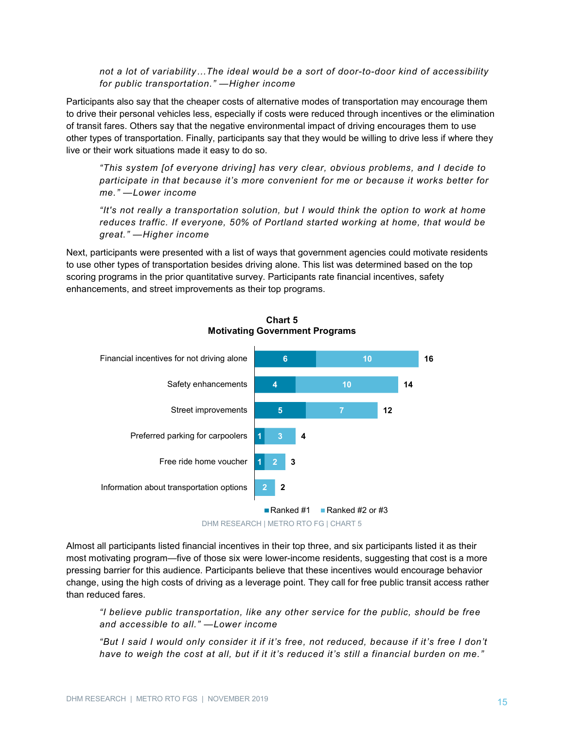*not a lot of variability…The ideal would be a sort of door-to-door kind of accessibility for public transportation." —Higher income*

Participants also say that the cheaper costs of alternative modes of transportation may encourage them to drive their personal vehicles less, especially if costs were reduced through incentives or the elimination of transit fares. Others say that the negative environmental impact of driving encourages them to use other types of transportation. Finally, participants say that they would be willing to drive less if where they live or their work situations made it easy to do so.

> *"This system [of everyone driving] has very clear, obvious problems, and I decide to participate in that because it's more convenient for me or because it works better for me." —Lower income*

> *"It's not really a transportation solution, but I would think the option to work at home reduces traffic. If everyone, 50% of Portland started working at home, that would be great." —Higher income*

Next, participants were presented with a list of ways that government agencies could motivate residents to use other types of transportation besides driving alone. This list was determined based on the top scoring programs in the prior quantitative survey. Participants rate financial incentives, safety enhancements, and street improvements as their top programs.

**Chart 5**
**Motivating Government Programs**

| Program | Ranked #1 | Ranked #2 or #3 | Total |
|---|---|---|---|
| Financial incentives for not driving alone | 6 | 10 | 16 |
| Safety enhancements | 4 | 10 | 14 |
| Street improvements | 5 | 7 | 12 |
| Preferred parking for carpoolers | 1 | 3 | 4 |
| Free ride home voucher | 1 | 2 | 3 |
| Information about transportation options | | 2 | 2 |

DHM RESEARCH | METRO RTO FG | CHART 5

Almost all participants listed financial incentives in their top three, and six participants listed it as their most motivating program—five of those six were lower-income residents, suggesting that cost is a more pressing barrier for this audience. Participants believe that these incentives would encourage behavior change, using the high costs of driving as a leverage point. They call for free public transit access rather than reduced fares.

> *"I believe public transportation, like any other service for the public, should be free and accessible to all." —Lower income*

> *"But I said I would only consider it if it's free, not reduced, because if it's free I don't have to weigh the cost at all, but if it it's reduced it's still a financial burden on me."*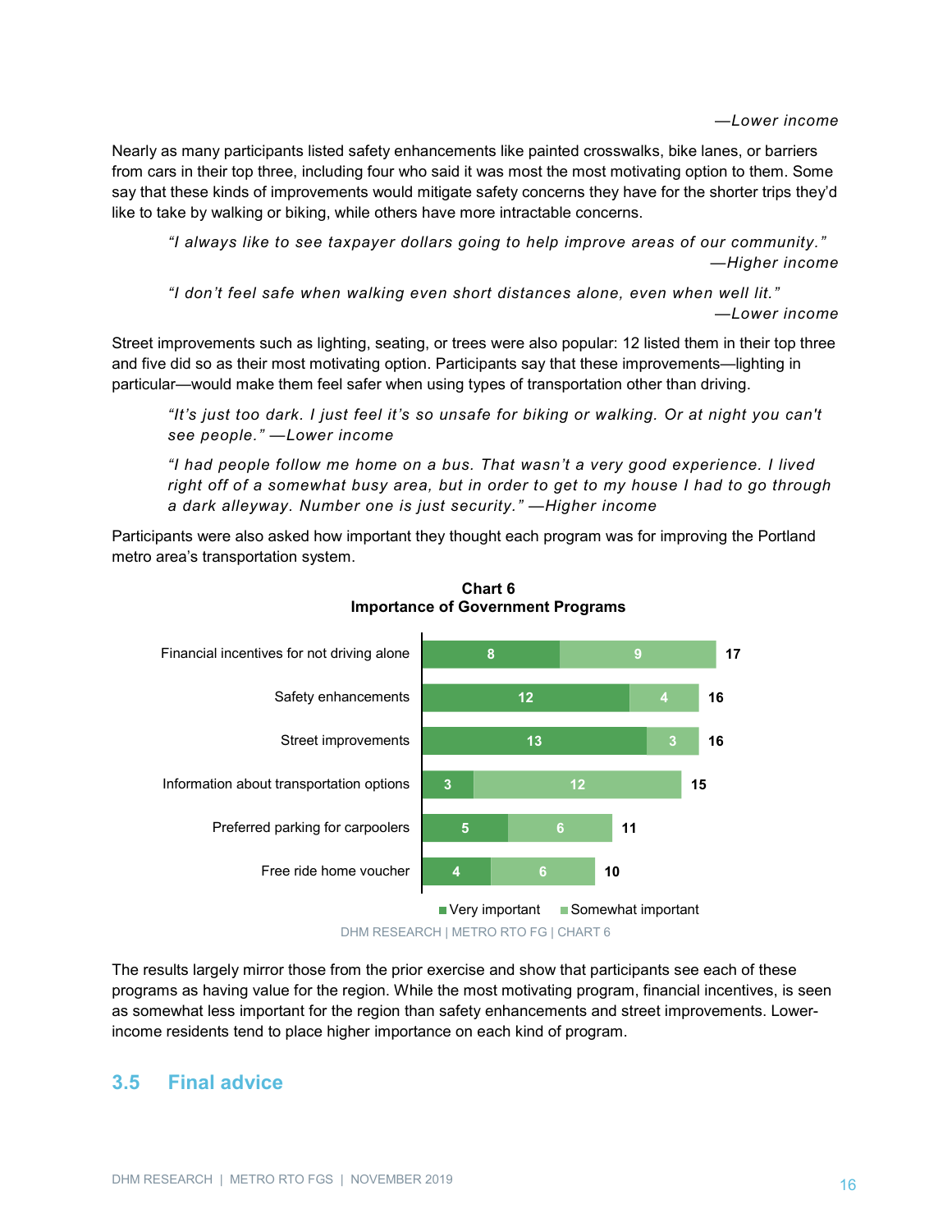—*Lower income*

Nearly as many participants listed safety enhancements like painted crosswalks, bike lanes, or barriers from cars in their top three, including four who said it was most the most motivating option to them. Some say that these kinds of improvements would mitigate safety concerns they have for the shorter trips they'd like to take by walking or biking, while others have more intractable concerns.

> *"I always like to see taxpayer dollars going to help improve areas of our community."*
> —*Higher income*

> *"I don't feel safe when walking even short distances alone, even when well lit."*
> —*Lower income*

Street improvements such as lighting, seating, or trees were also popular: 12 listed them in their top three and five did so as their most motivating option. Participants say that these improvements—lighting in particular—would make them feel safer when using types of transportation other than driving.

> *"It's just too dark. I just feel it's so unsafe for biking or walking. Or at night you can't see people." —Lower income*

> *"I had people follow me home on a bus. That wasn't a very good experience. I lived right off of a somewhat busy area, but in order to get to my house I had to go through a dark alleyway. Number one is just security." —Higher income*

Participants were also asked how important they thought each program was for improving the Portland metro area's transportation system.

**Chart 6**
**Importance of Government Programs**

| Program | Very important | Somewhat important | Total |
|---|---|---|---|
| Financial incentives for not driving alone | 8 | 9 | 17 |
| Safety enhancements | 12 | 4 | 16 |
| Street improvements | 13 | 3 | 16 |
| Information about transportation options | 3 | 12 | 15 |
| Preferred parking for carpoolers | 5 | 6 | 11 |
| Free ride home voucher | 4 | 6 | 10 |

DHM RESEARCH | METRO RTO FG | CHART 6

The results largely mirror those from the prior exercise and show that participants see each of these programs as having value for the region. While the most motivating program, financial incentives, is seen as somewhat less important for the region than safety enhancements and street improvements. Lower-income residents tend to place higher importance on each kind of program.

## 3.5 Final advice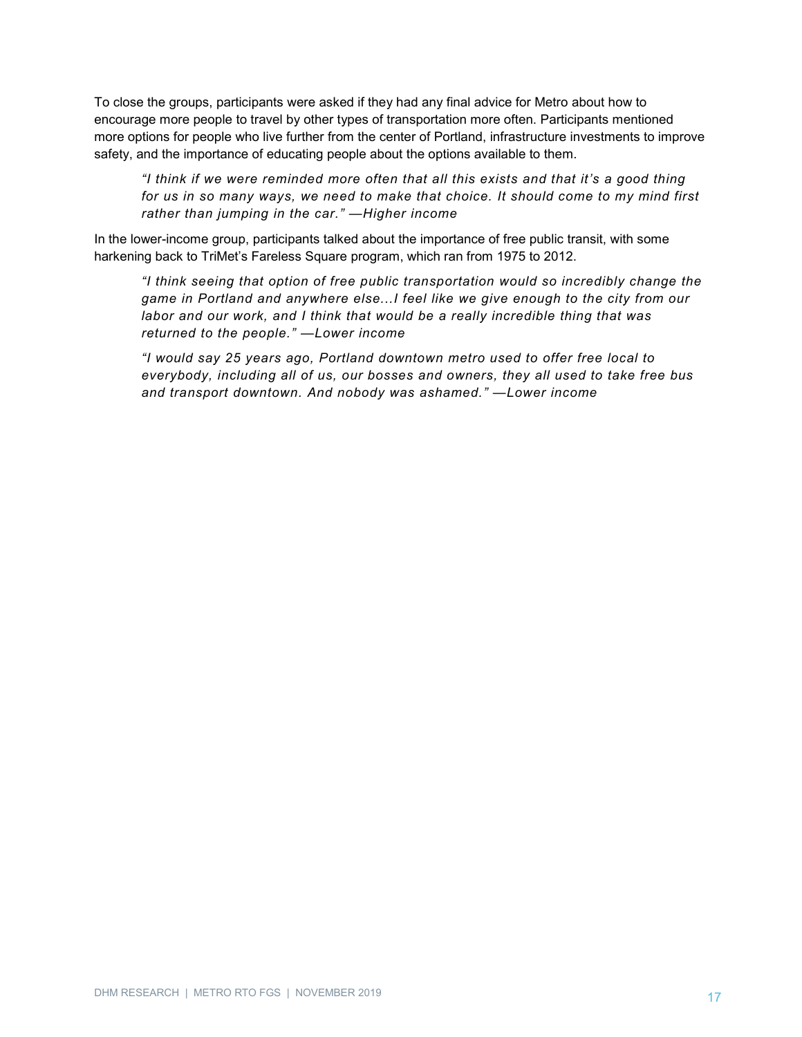To close the groups, participants were asked if they had any final advice for Metro about how to encourage more people to travel by other types of transportation more often. Participants mentioned more options for people who live further from the center of Portland, infrastructure investments to improve safety, and the importance of educating people about the options available to them.

> *"I think if we were reminded more often that all this exists and that it's a good thing for us in so many ways, we need to make that choice. It should come to my mind first rather than jumping in the car." —Higher income*

In the lower-income group, participants talked about the importance of free public transit, with some harkening back to TriMet's Fareless Square program, which ran from 1975 to 2012.

> *"I think seeing that option of free public transportation would so incredibly change the game in Portland and anywhere else…I feel like we give enough to the city from our labor and our work, and I think that would be a really incredible thing that was returned to the people." —Lower income*

> *"I would say 25 years ago, Portland downtown metro used to offer free local to everybody, including all of us, our bosses and owners, they all used to take free bus and transport downtown. And nobody was ashamed." —Lower income*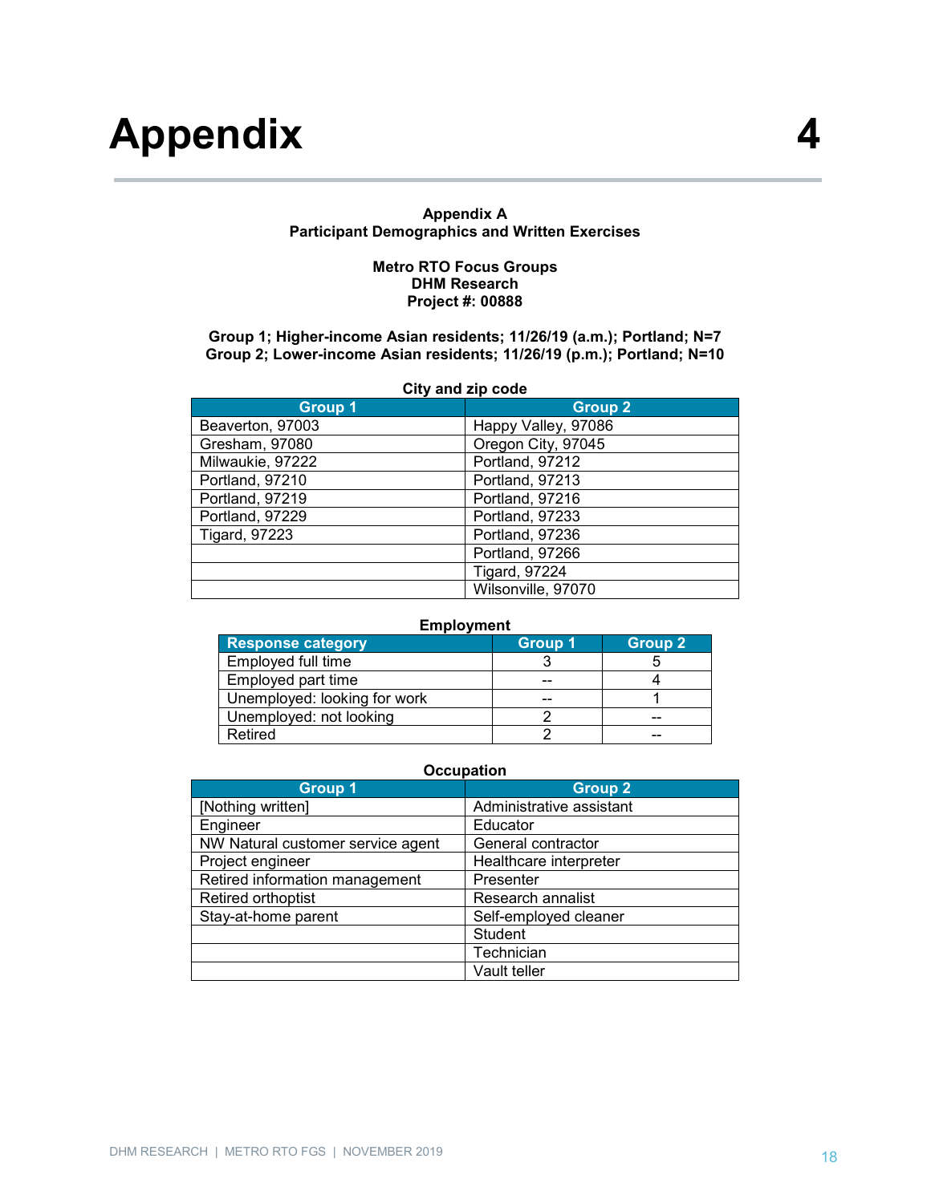# Appendix 4

**Appendix A**
**Participant Demographics and Written Exercises**

**Metro RTO Focus Groups**
**DHM Research**
**Project #: 00888**

**Group 1; Higher-income Asian residents; 11/26/19 (a.m.); Portland; N=7**
**Group 2; Lower-income Asian residents; 11/26/19 (p.m.); Portland; N=10**

**City and zip code**

| Group 1 | Group 2 |
|---|---|
| Beaverton, 97003 | Happy Valley, 97086 |
| Gresham, 97080 | Oregon City, 97045 |
| Milwaukie, 97222 | Portland, 97212 |
| Portland, 97210 | Portland, 97213 |
| Portland, 97219 | Portland, 97216 |
| Portland, 97229 | Portland, 97233 |
| Tigard, 97223 | Portland, 97236 |
| | Portland, 97266 |
| | Tigard, 97224 |
| | Wilsonville, 97070 |

**Employment**

| Response category | Group 1 | Group 2 |
|---|---|---|
| Employed full time | 3 | 5 |
| Employed part time | -- | 4 |
| Unemployed: looking for work | -- | 1 |
| Unemployed: not looking | 2 | -- |
| Retired | 2 | -- |

**Occupation**

| Group 1 | Group 2 |
|---|---|
| [Nothing written] | Administrative assistant |
| Engineer | Educator |
| NW Natural customer service agent | General contractor |
| Project engineer | Healthcare interpreter |
| Retired information management | Presenter |
| Retired orthoptist | Research annalist |
| Stay-at-home parent | Self-employed cleaner |
| | Student |
| | Technician |
| | Vault teller |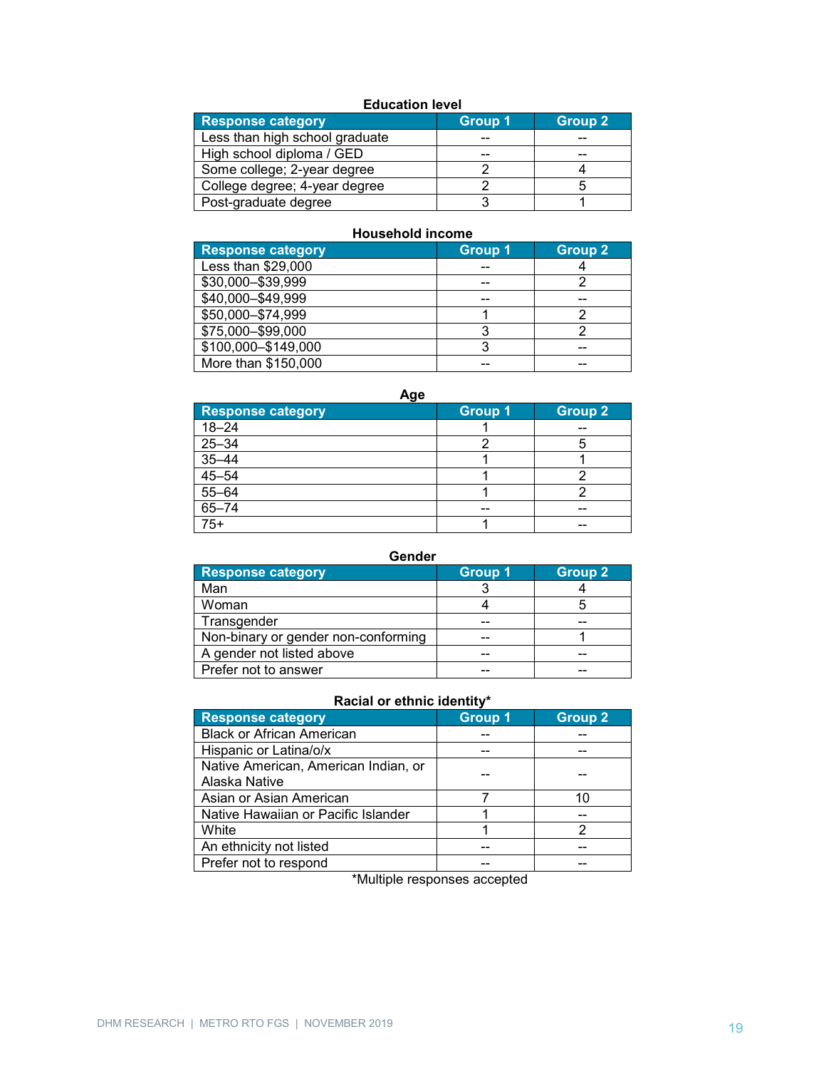**Education level**

| Response category | Group 1 | Group 2 |
|---|---|---|
| Less than high school graduate | -- | -- |
| High school diploma / GED | -- | -- |
| Some college; 2-year degree | 2 | 4 |
| College degree; 4-year degree | 2 | 5 |
| Post-graduate degree | 3 | 1 |

**Household income**

| Response category | Group 1 | Group 2 |
|---|---|---|
| Less than $29,000 | -- | 4 |
| $30,000–$39,999 | -- | 2 |
| $40,000–$49,999 | -- | -- |
| $50,000–$74,999 | 1 | 2 |
| $75,000–$99,000 | 3 | 2 |
| $100,000–$149,000 | 3 | -- |
| More than $150,000 | -- | -- |

**Age**

| Response category | Group 1 | Group 2 |
|---|---|---|
| 18–24 | 1 | -- |
| 25–34 | 2 | 5 |
| 35–44 | 1 | 1 |
| 45–54 | 1 | 2 |
| 55–64 | 1 | 2 |
| 65–74 | -- | -- |
| 75+ | 1 | -- |

**Gender**

| Response category | Group 1 | Group 2 |
|---|---|---|
| Man | 3 | 4 |
| Woman | 4 | 5 |
| Transgender | -- | -- |
| Non-binary or gender non-conforming | -- | 1 |
| A gender not listed above | -- | -- |
| Prefer not to answer | -- | -- |

**Racial or ethnic identity***

| Response category | Group 1 | Group 2 |
|---|---|---|
| Black or African American | -- | -- |
| Hispanic or Latina/o/x | -- | -- |
| Native American, American Indian, or Alaska Native | -- | -- |
| Asian or Asian American | 7 | 10 |
| Native Hawaiian or Pacific Islander | 1 | -- |
| White | 1 | 2 |
| An ethnicity not listed | -- | -- |
| Prefer not to respond | -- | -- |

*Multiple responses accepted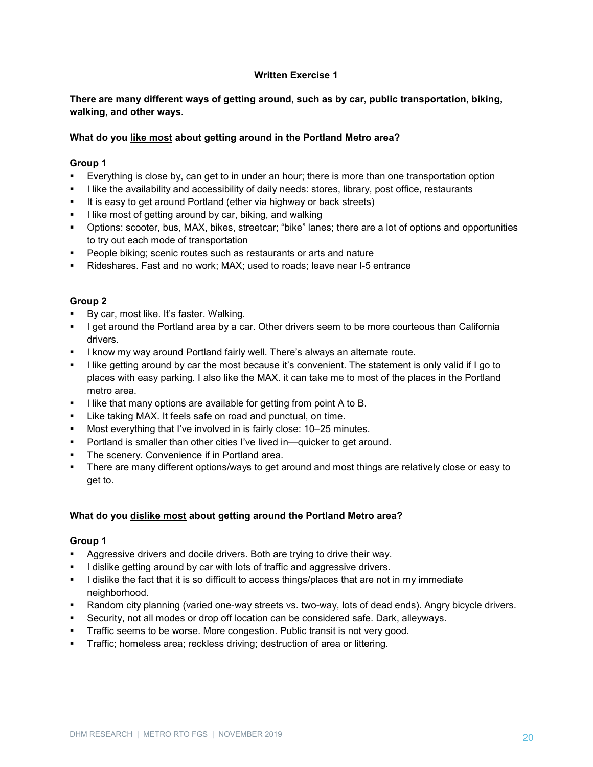**Written Exercise 1**

**There are many different ways of getting around, such as by car, public transportation, biking, walking, and other ways.**

**What do you like most about getting around in the Portland Metro area?**

**Group 1**

- Everything is close by, can get to in under an hour; there is more than one transportation option
- I like the availability and accessibility of daily needs: stores, library, post office, restaurants
- It is easy to get around Portland (ether via highway or back streets)
- I like most of getting around by car, biking, and walking
- Options: scooter, bus, MAX, bikes, streetcar; "bike" lanes; there are a lot of options and opportunities to try out each mode of transportation
- People biking; scenic routes such as restaurants or arts and nature
- Rideshares. Fast and no work; MAX; used to roads; leave near I-5 entrance

**Group 2**

- By car, most like. It's faster. Walking.
- I get around the Portland area by a car. Other drivers seem to be more courteous than California drivers.
- I know my way around Portland fairly well. There's always an alternate route.
- I like getting around by car the most because it's convenient. The statement is only valid if I go to places with easy parking. I also like the MAX. it can take me to most of the places in the Portland metro area.
- I like that many options are available for getting from point A to B.
- Like taking MAX. It feels safe on road and punctual, on time.
- Most everything that I've involved in is fairly close: 10–25 minutes.
- Portland is smaller than other cities I've lived in—quicker to get around.
- The scenery. Convenience if in Portland area.
- There are many different options/ways to get around and most things are relatively close or easy to get to.

**What do you dislike most about getting around the Portland Metro area?**

**Group 1**

- Aggressive drivers and docile drivers. Both are trying to drive their way.
- I dislike getting around by car with lots of traffic and aggressive drivers.
- I dislike the fact that it is so difficult to access things/places that are not in my immediate neighborhood.
- Random city planning (varied one-way streets vs. two-way, lots of dead ends). Angry bicycle drivers.
- Security, not all modes or drop off location can be considered safe. Dark, alleyways.
- Traffic seems to be worse. More congestion. Public transit is not very good.
- Traffic; homeless area; reckless driving; destruction of area or littering.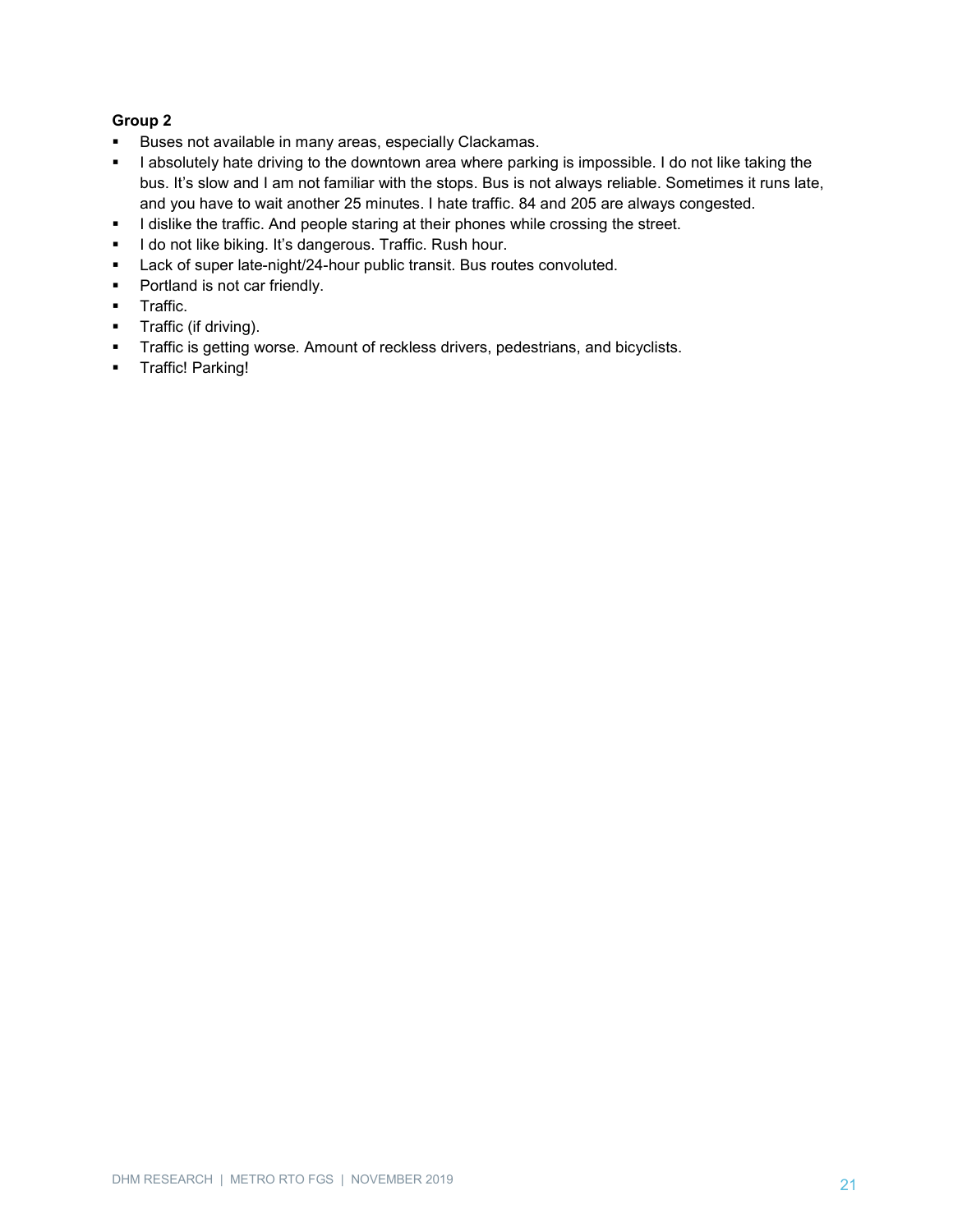**Group 2**

- Buses not available in many areas, especially Clackamas.
- I absolutely hate driving to the downtown area where parking is impossible. I do not like taking the bus. It's slow and I am not familiar with the stops. Bus is not always reliable. Sometimes it runs late, and you have to wait another 25 minutes. I hate traffic. 84 and 205 are always congested.
- I dislike the traffic. And people staring at their phones while crossing the street.
- I do not like biking. It's dangerous. Traffic. Rush hour.
- Lack of super late-night/24-hour public transit. Bus routes convoluted.
- Portland is not car friendly.
- Traffic.
- Traffic (if driving).
- Traffic is getting worse. Amount of reckless drivers, pedestrians, and bicyclists.
- Traffic! Parking!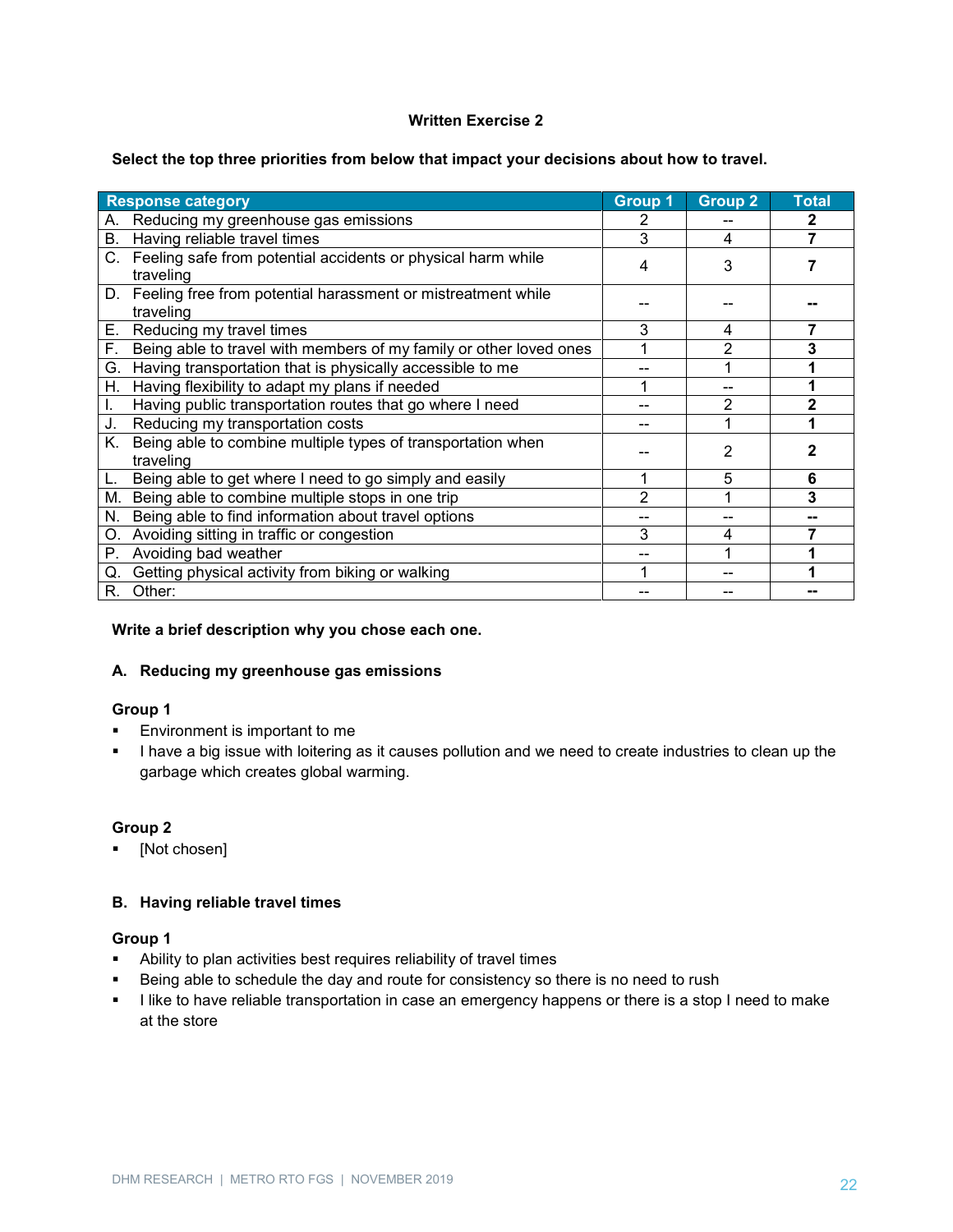**Written Exercise 2**

**Select the top three priorities from below that impact your decisions about how to travel.**

| Response category | Group 1 | Group 2 | Total |
|---|---|---|---|
| A. Reducing my greenhouse gas emissions | 2 | -- | **2** |
| B. Having reliable travel times | 3 | 4 | **7** |
| C. Feeling safe from potential accidents or physical harm while traveling | 4 | 3 | **7** |
| D. Feeling free from potential harassment or mistreatment while traveling | -- | -- | **--** |
| E. Reducing my travel times | 3 | 4 | **7** |
| F. Being able to travel with members of my family or other loved ones | 1 | 2 | **3** |
| G. Having transportation that is physically accessible to me | -- | 1 | **1** |
| H. Having flexibility to adapt my plans if needed | 1 | -- | **1** |
| I. Having public transportation routes that go where I need | -- | 2 | **2** |
| J. Reducing my transportation costs | -- | 1 | **1** |
| K. Being able to combine multiple types of transportation when traveling | -- | 2 | **2** |
| L. Being able to get where I need to go simply and easily | 1 | 5 | **6** |
| M. Being able to combine multiple stops in one trip | 2 | 1 | **3** |
| N. Being able to find information about travel options | -- | -- | **--** |
| O. Avoiding sitting in traffic or congestion | 3 | 4 | **7** |
| P. Avoiding bad weather | -- | 1 | **1** |
| Q. Getting physical activity from biking or walking | 1 | -- | **1** |
| R. Other: | -- | -- | **--** |

**Write a brief description why you chose each one.**

**A. Reducing my greenhouse gas emissions**

**Group 1**

- Environment is important to me
- I have a big issue with loitering as it causes pollution and we need to create industries to clean up the garbage which creates global warming.

**Group 2**

- [Not chosen]

**B. Having reliable travel times**

**Group 1**

- Ability to plan activities best requires reliability of travel times
- Being able to schedule the day and route for consistency so there is no need to rush
- I like to have reliable transportation in case an emergency happens or there is a stop I need to make at the store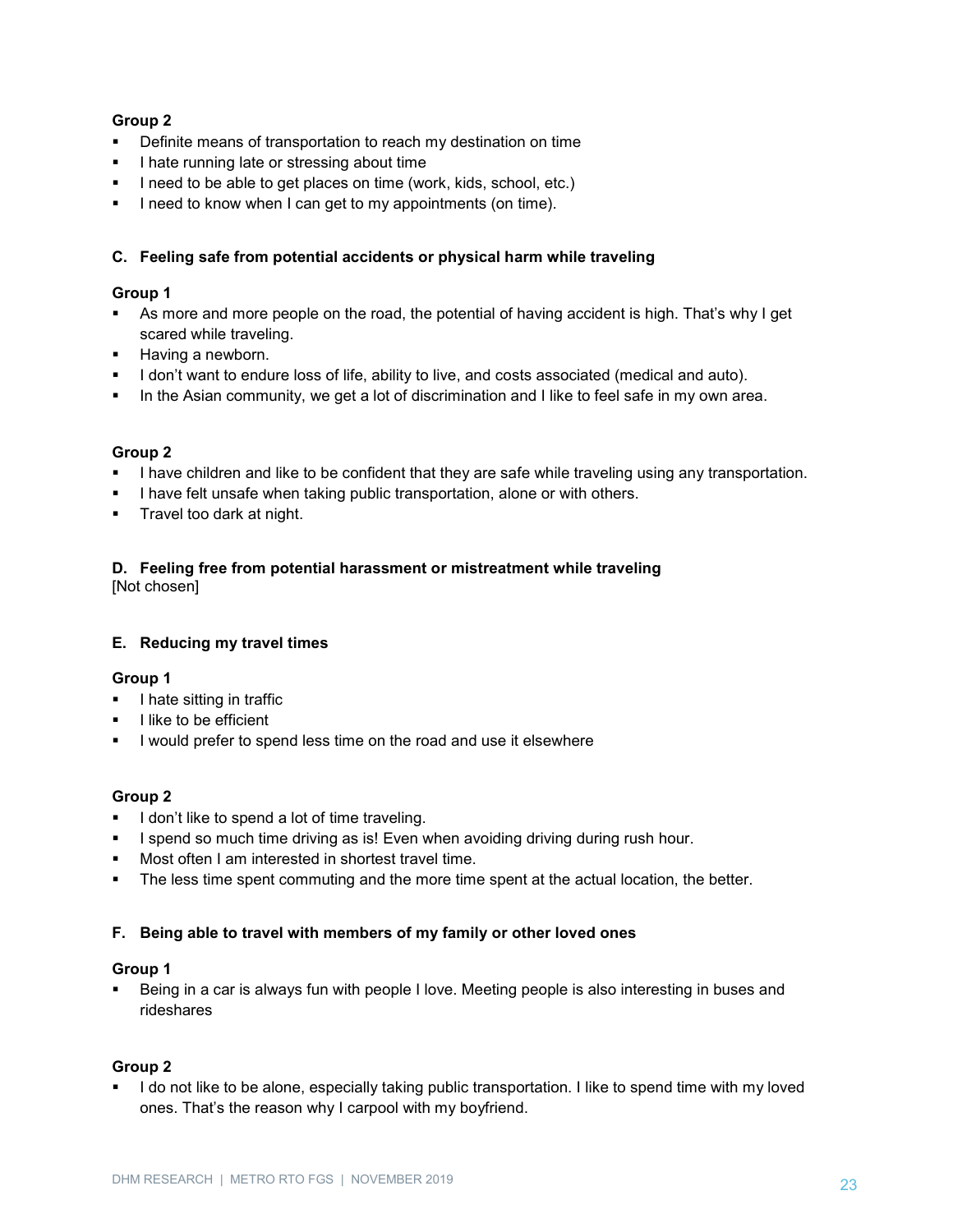**Group 2**

- Definite means of transportation to reach my destination on time
- I hate running late or stressing about time
- I need to be able to get places on time (work, kids, school, etc.)
- I need to know when I can get to my appointments (on time).

**C. Feeling safe from potential accidents or physical harm while traveling**

**Group 1**

- As more and more people on the road, the potential of having accident is high. That's why I get scared while traveling.
- Having a newborn.
- I don't want to endure loss of life, ability to live, and costs associated (medical and auto).
- In the Asian community, we get a lot of discrimination and I like to feel safe in my own area.

**Group 2**

- I have children and like to be confident that they are safe while traveling using any transportation.
- I have felt unsafe when taking public transportation, alone or with others.
- Travel too dark at night.

**D. Feeling free from potential harassment or mistreatment while traveling**

[Not chosen]

**E. Reducing my travel times**

**Group 1**

- I hate sitting in traffic
- I like to be efficient
- I would prefer to spend less time on the road and use it elsewhere

**Group 2**

- I don't like to spend a lot of time traveling.
- I spend so much time driving as is! Even when avoiding driving during rush hour.
- Most often I am interested in shortest travel time.
- The less time spent commuting and the more time spent at the actual location, the better.

**F. Being able to travel with members of my family or other loved ones**

**Group 1**

- Being in a car is always fun with people I love. Meeting people is also interesting in buses and rideshares

**Group 2**

- I do not like to be alone, especially taking public transportation. I like to spend time with my loved ones. That's the reason why I carpool with my boyfriend.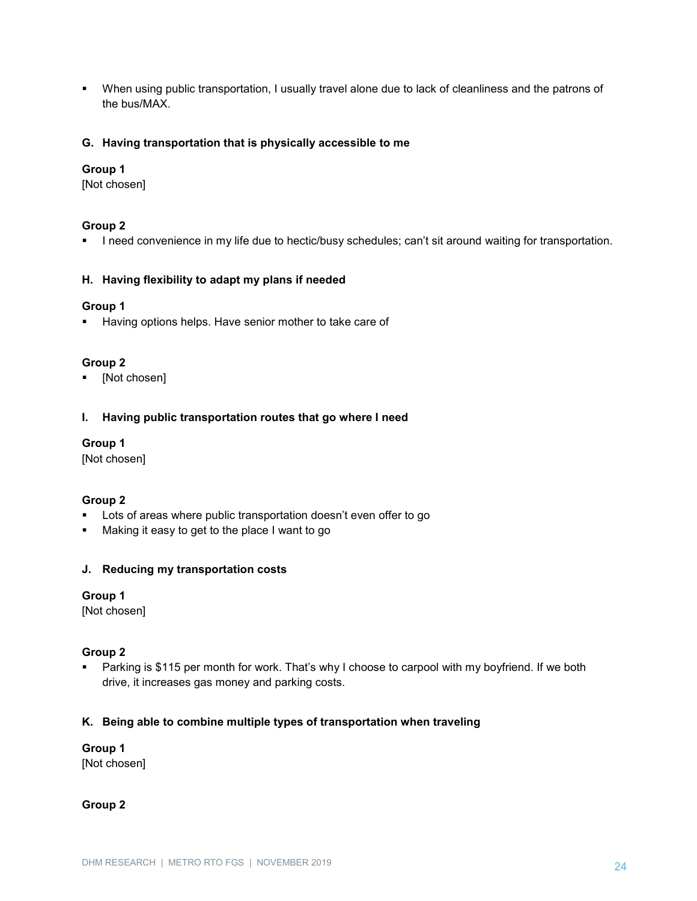- When using public transportation, I usually travel alone due to lack of cleanliness and the patrons of the bus/MAX.

**G. Having transportation that is physically accessible to me**

**Group 1**
[Not chosen]

**Group 2**

- I need convenience in my life due to hectic/busy schedules; can't sit around waiting for transportation.

**H. Having flexibility to adapt my plans if needed**

**Group 1**

- Having options helps. Have senior mother to take care of

**Group 2**

- [Not chosen]

**I. Having public transportation routes that go where I need**

**Group 1**
[Not chosen]

**Group 2**

- Lots of areas where public transportation doesn't even offer to go
- Making it easy to get to the place I want to go

**J. Reducing my transportation costs**

**Group 1**
[Not chosen]

**Group 2**

- Parking is $115 per month for work. That's why I choose to carpool with my boyfriend. If we both drive, it increases gas money and parking costs.

**K. Being able to combine multiple types of transportation when traveling**

**Group 1**
[Not chosen]

**Group 2**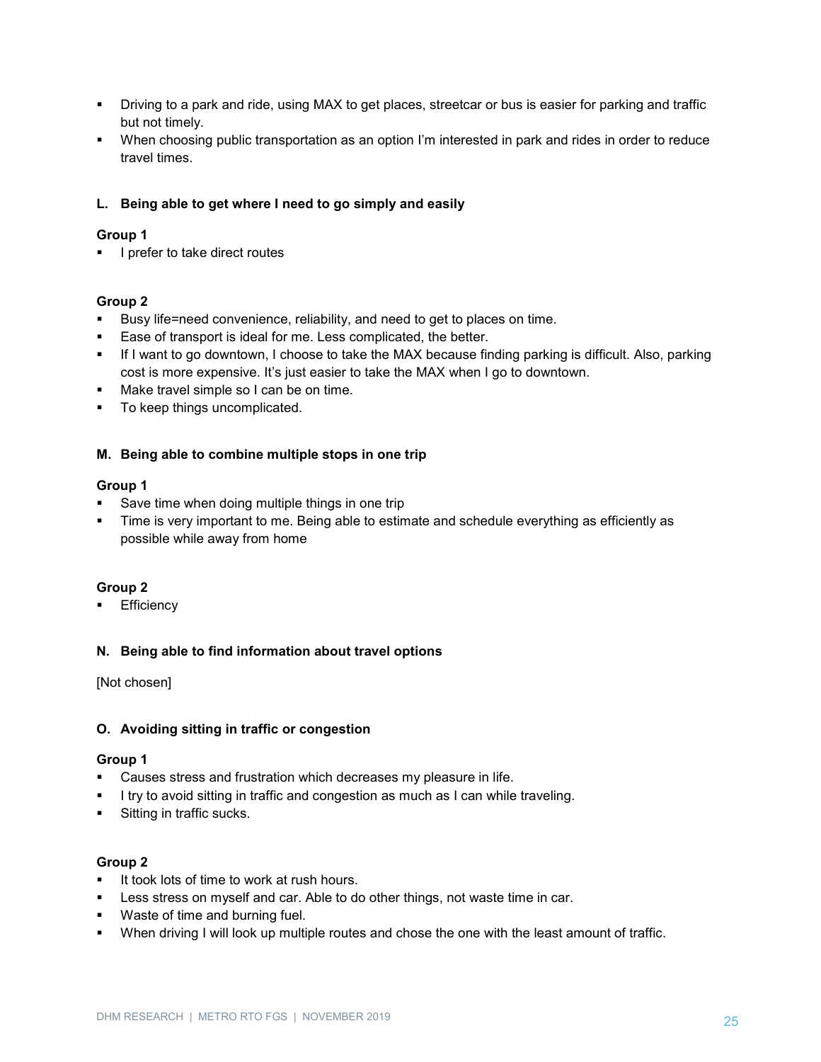- Driving to a park and ride, using MAX to get places, streetcar or bus is easier for parking and traffic but not timely.
- When choosing public transportation as an option I'm interested in park and rides in order to reduce travel times.

### L. Being able to get where I need to go simply and easily

**Group 1**

- I prefer to take direct routes

**Group 2**

- Busy life=need convenience, reliability, and need to get to places on time.
- Ease of transport is ideal for me. Less complicated, the better.
- If I want to go downtown, I choose to take the MAX because finding parking is difficult. Also, parking cost is more expensive. It's just easier to take the MAX when I go to downtown.
- Make travel simple so I can be on time.
- To keep things uncomplicated.

### M. Being able to combine multiple stops in one trip

**Group 1**

- Save time when doing multiple things in one trip
- Time is very important to me. Being able to estimate and schedule everything as efficiently as possible while away from home

**Group 2**

- Efficiency

### N. Being able to find information about travel options

[Not chosen]

### O. Avoiding sitting in traffic or congestion

**Group 1**

- Causes stress and frustration which decreases my pleasure in life.
- I try to avoid sitting in traffic and congestion as much as I can while traveling.
- Sitting in traffic sucks.

**Group 2**

- It took lots of time to work at rush hours.
- Less stress on myself and car. Able to do other things, not waste time in car.
- Waste of time and burning fuel.
- When driving I will look up multiple routes and chose the one with the least amount of traffic.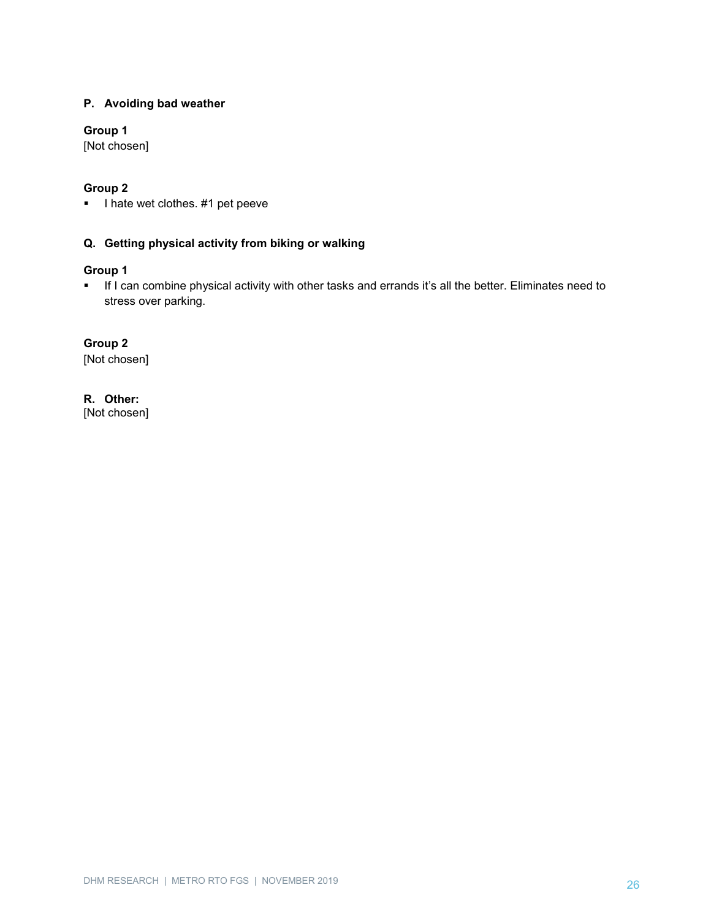### P. Avoiding bad weather

**Group 1**
[Not chosen]

**Group 2**
- I hate wet clothes. #1 pet peeve

### Q. Getting physical activity from biking or walking

**Group 1**
- If I can combine physical activity with other tasks and errands it's all the better. Eliminates need to stress over parking.

**Group 2**
[Not chosen]

### R. Other:
[Not chosen]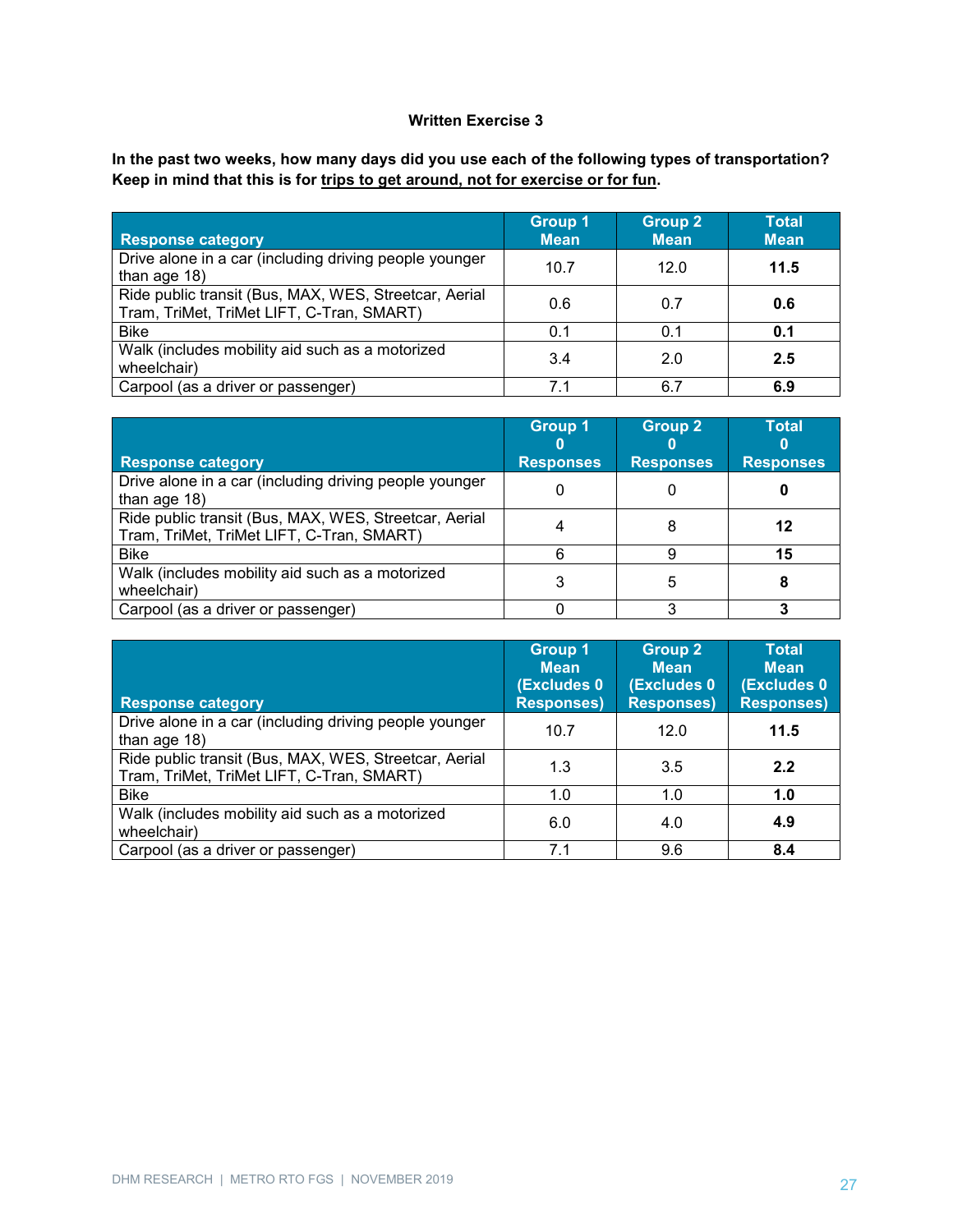### Written Exercise 3

**In the past two weeks, how many days did you use each of the following types of transportation? Keep in mind that this is for trips to get around, not for exercise or for fun.**

| Response category | Group 1 Mean | Group 2 Mean | Total Mean |
|---|---|---|---|
| Drive alone in a car (including driving people younger than age 18) | 10.7 | 12.0 | **11.5** |
| Ride public transit (Bus, MAX, WES, Streetcar, Aerial Tram, TriMet, TriMet LIFT, C-Tran, SMART) | 0.6 | 0.7 | **0.6** |
| Bike | 0.1 | 0.1 | **0.1** |
| Walk (includes mobility aid such as a motorized wheelchair) | 3.4 | 2.0 | **2.5** |
| Carpool (as a driver or passenger) | 7.1 | 6.7 | **6.9** |

| Response category | Group 1 0 Responses | Group 2 0 Responses | Total 0 Responses |
|---|---|---|---|
| Drive alone in a car (including driving people younger than age 18) | 0 | 0 | **0** |
| Ride public transit (Bus, MAX, WES, Streetcar, Aerial Tram, TriMet, TriMet LIFT, C-Tran, SMART) | 4 | 8 | **12** |
| Bike | 6 | 9 | **15** |
| Walk (includes mobility aid such as a motorized wheelchair) | 3 | 5 | **8** |
| Carpool (as a driver or passenger) | 0 | 3 | **3** |

| Response category | Group 1 Mean (Excludes 0 Responses) | Group 2 Mean (Excludes 0 Responses) | Total Mean (Excludes 0 Responses) |
|---|---|---|---|
| Drive alone in a car (including driving people younger than age 18) | 10.7 | 12.0 | **11.5** |
| Ride public transit (Bus, MAX, WES, Streetcar, Aerial Tram, TriMet, TriMet LIFT, C-Tran, SMART) | 1.3 | 3.5 | **2.2** |
| Bike | 1.0 | 1.0 | **1.0** |
| Walk (includes mobility aid such as a motorized wheelchair) | 6.0 | 4.0 | **4.9** |
| Carpool (as a driver or passenger) | 7.1 | 9.6 | **8.4** |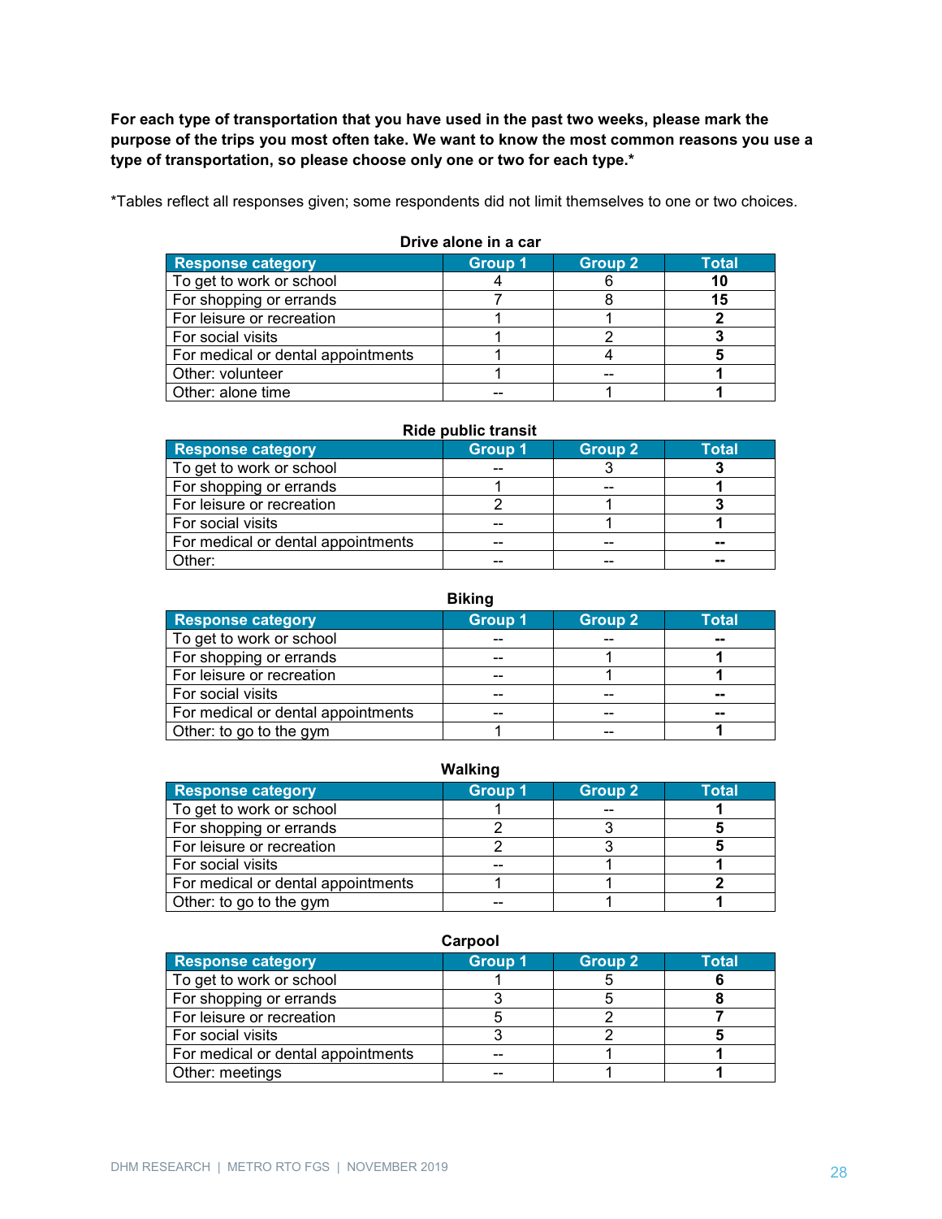**For each type of transportation that you have used in the past two weeks, please mark the purpose of the trips you most often take. We want to know the most common reasons you use a type of transportation, so please choose only one or two for each type.***

*Tables reflect all responses given; some respondents did not limit themselves to one or two choices.

**Drive alone in a car**

| Response category | Group 1 | Group 2 | Total |
|---|---|---|---|
| To get to work or school | 4 | 6 | **10** |
| For shopping or errands | 7 | 8 | **15** |
| For leisure or recreation | 1 | 1 | **2** |
| For social visits | 1 | 2 | **3** |
| For medical or dental appointments | 1 | 4 | **5** |
| Other: volunteer | 1 | -- | **1** |
| Other: alone time | -- | 1 | **1** |

**Ride public transit**

| Response category | Group 1 | Group 2 | Total |
|---|---|---|---|
| To get to work or school | -- | 3 | **3** |
| For shopping or errands | 1 | -- | **1** |
| For leisure or recreation | 2 | 1 | **3** |
| For social visits | -- | 1 | **1** |
| For medical or dental appointments | -- | -- | **--** |
| Other: | -- | -- | **--** |

**Biking**

| Response category | Group 1 | Group 2 | Total |
|---|---|---|---|
| To get to work or school | -- | -- | **--** |
| For shopping or errands | -- | 1 | **1** |
| For leisure or recreation | -- | 1 | **1** |
| For social visits | -- | -- | **--** |
| For medical or dental appointments | -- | -- | **--** |
| Other: to go to the gym | 1 | -- | **1** |

**Walking**

| Response category | Group 1 | Group 2 | Total |
|---|---|---|---|
| To get to work or school | 1 | -- | **1** |
| For shopping or errands | 2 | 3 | **5** |
| For leisure or recreation | 2 | 3 | **5** |
| For social visits | -- | 1 | **1** |
| For medical or dental appointments | 1 | 1 | **2** |
| Other: to go to the gym | -- | 1 | **1** |

**Carpool**

| Response category | Group 1 | Group 2 | Total |
|---|---|---|---|
| To get to work or school | 1 | 5 | **6** |
| For shopping or errands | 3 | 5 | **8** |
| For leisure or recreation | 5 | 2 | **7** |
| For social visits | 3 | 2 | **5** |
| For medical or dental appointments | -- | 1 | **1** |
| Other: meetings | -- | 1 | **1** |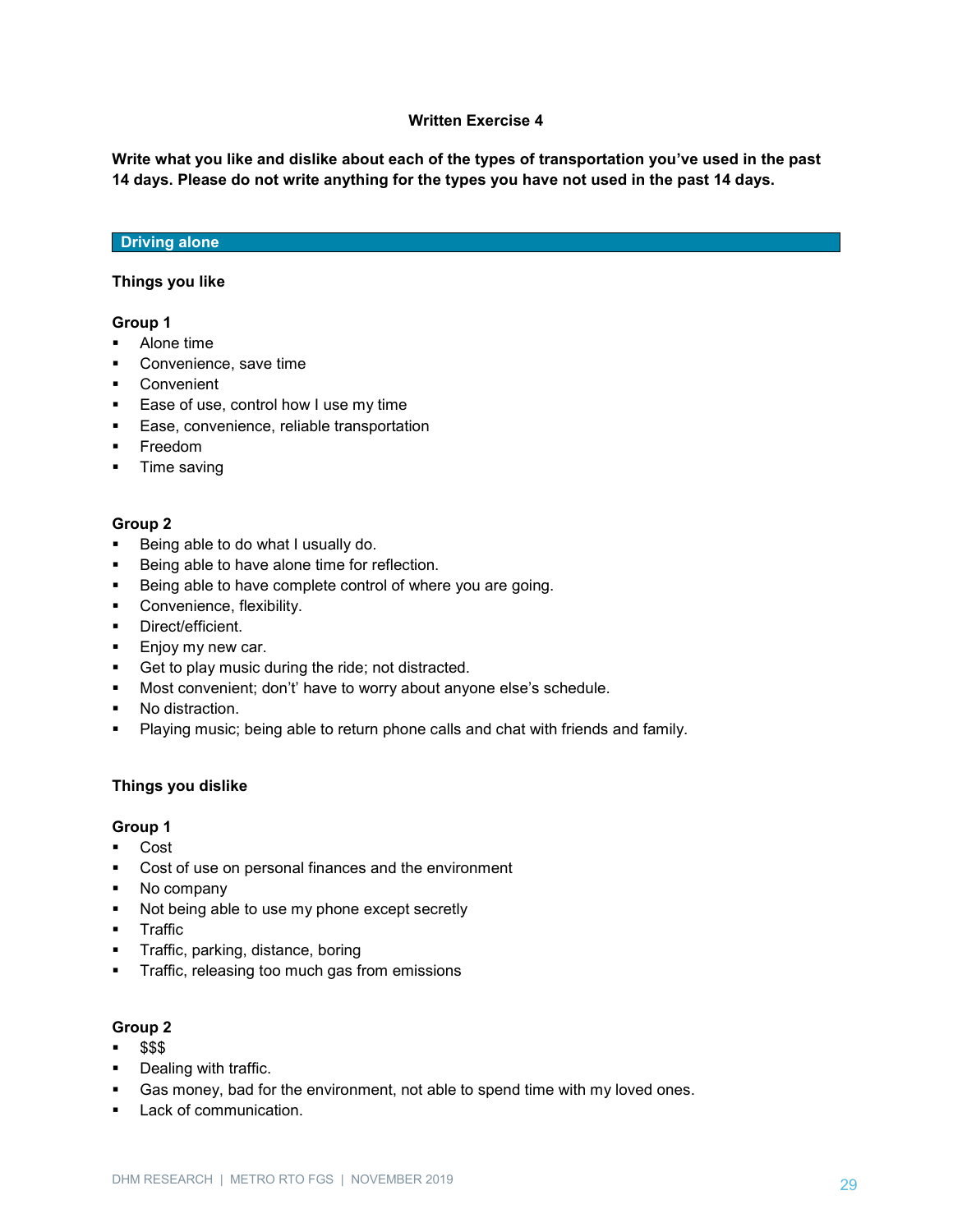**Written Exercise 4**

**Write what you like and dislike about each of the types of transportation you've used in the past 14 days. Please do not write anything for the types you have not used in the past 14 days.**

## Driving alone

**Things you like**

**Group 1**

- Alone time
- Convenience, save time
- Convenient
- Ease of use, control how I use my time
- Ease, convenience, reliable transportation
- Freedom
- Time saving

**Group 2**

- Being able to do what I usually do.
- Being able to have alone time for reflection.
- Being able to have complete control of where you are going.
- Convenience, flexibility.
- Direct/efficient.
- Enjoy my new car.
- Get to play music during the ride; not distracted.
- Most convenient; don't' have to worry about anyone else's schedule.
- No distraction.
- Playing music; being able to return phone calls and chat with friends and family.

**Things you dislike**

**Group 1**

- Cost
- Cost of use on personal finances and the environment
- No company
- Not being able to use my phone except secretly
- Traffic
- Traffic, parking, distance, boring
- Traffic, releasing too much gas from emissions

**Group 2**

- $$$
- Dealing with traffic.
- Gas money, bad for the environment, not able to spend time with my loved ones.
- Lack of communication.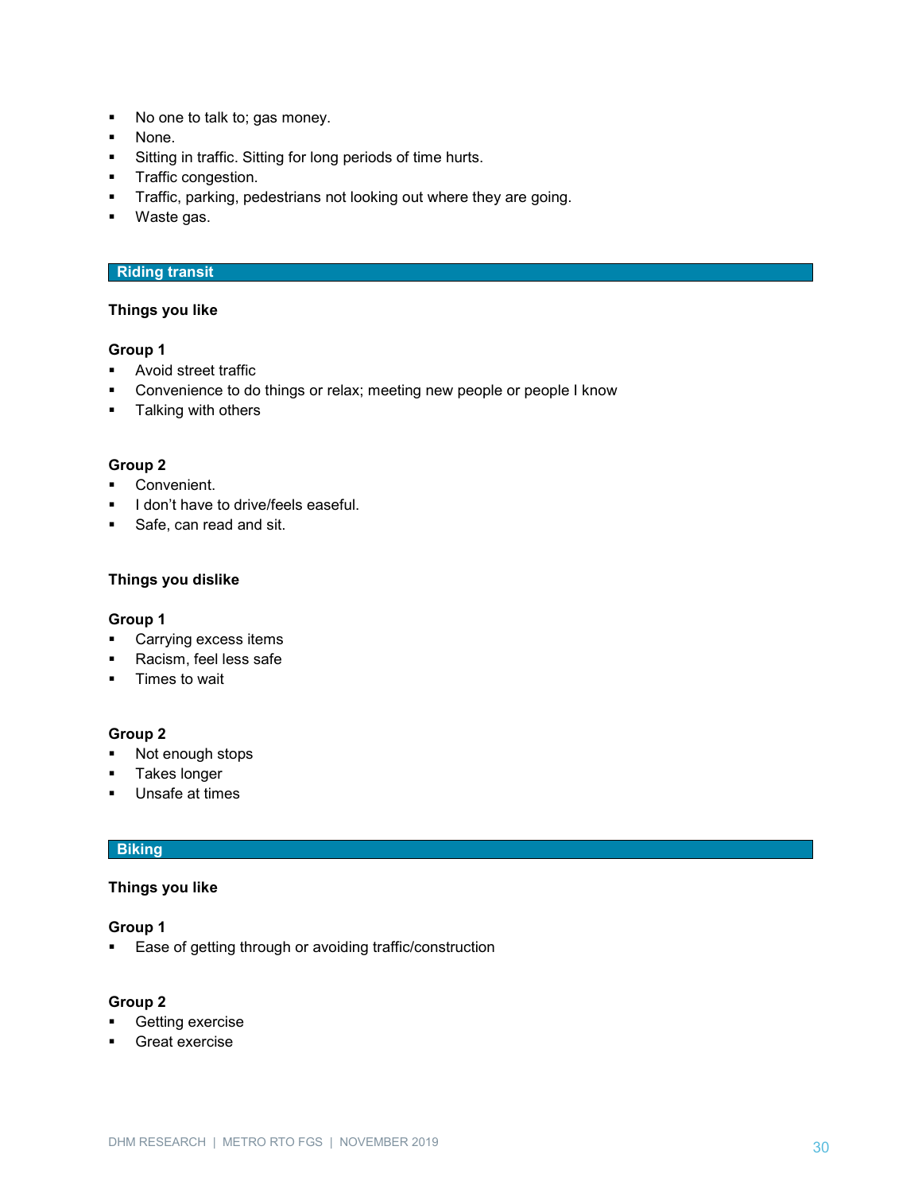- No one to talk to; gas money.
- None.
- Sitting in traffic. Sitting for long periods of time hurts.
- Traffic congestion.
- Traffic, parking, pedestrians not looking out where they are going.
- Waste gas.

## Riding transit

**Things you like**

**Group 1**
- Avoid street traffic
- Convenience to do things or relax; meeting new people or people I know
- Talking with others

**Group 2**
- Convenient.
- I don't have to drive/feels easeful.
- Safe, can read and sit.

**Things you dislike**

**Group 1**
- Carrying excess items
- Racism, feel less safe
- Times to wait

**Group 2**
- Not enough stops
- Takes longer
- Unsafe at times

## Biking

**Things you like**

**Group 1**
- Ease of getting through or avoiding traffic/construction

**Group 2**
- Getting exercise
- Great exercise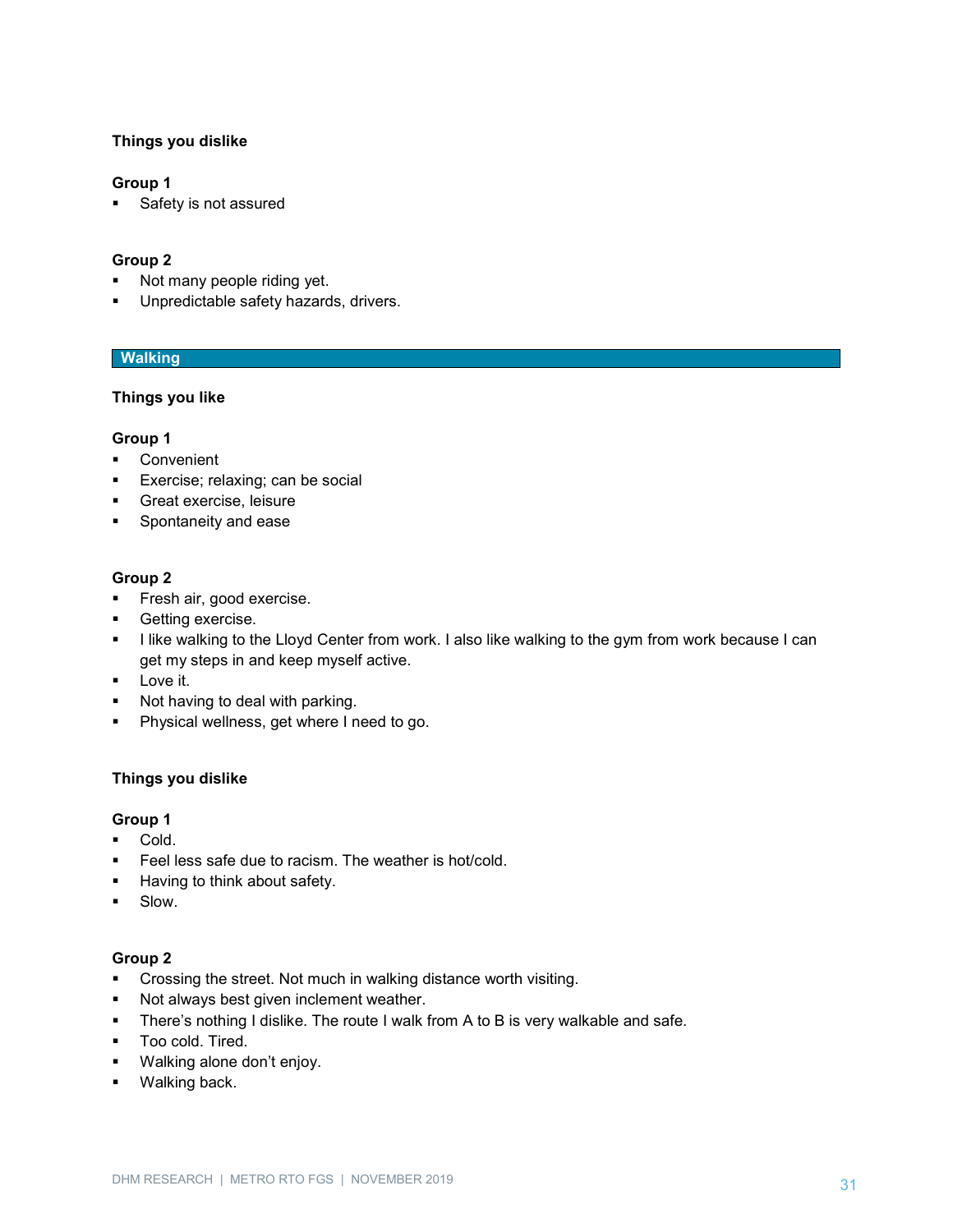**Things you dislike**

**Group 1**

- Safety is not assured

**Group 2**

- Not many people riding yet.
- Unpredictable safety hazards, drivers.

## Walking

**Things you like**

**Group 1**

- Convenient
- Exercise; relaxing; can be social
- Great exercise, leisure
- Spontaneity and ease

**Group 2**

- Fresh air, good exercise.
- Getting exercise.
- I like walking to the Lloyd Center from work. I also like walking to the gym from work because I can get my steps in and keep myself active.
- Love it.
- Not having to deal with parking.
- Physical wellness, get where I need to go.

**Things you dislike**

**Group 1**

- Cold.
- Feel less safe due to racism. The weather is hot/cold.
- Having to think about safety.
- Slow.

**Group 2**

- Crossing the street. Not much in walking distance worth visiting.
- Not always best given inclement weather.
- There's nothing I dislike. The route I walk from A to B is very walkable and safe.
- Too cold. Tired.
- Walking alone don't enjoy.
- Walking back.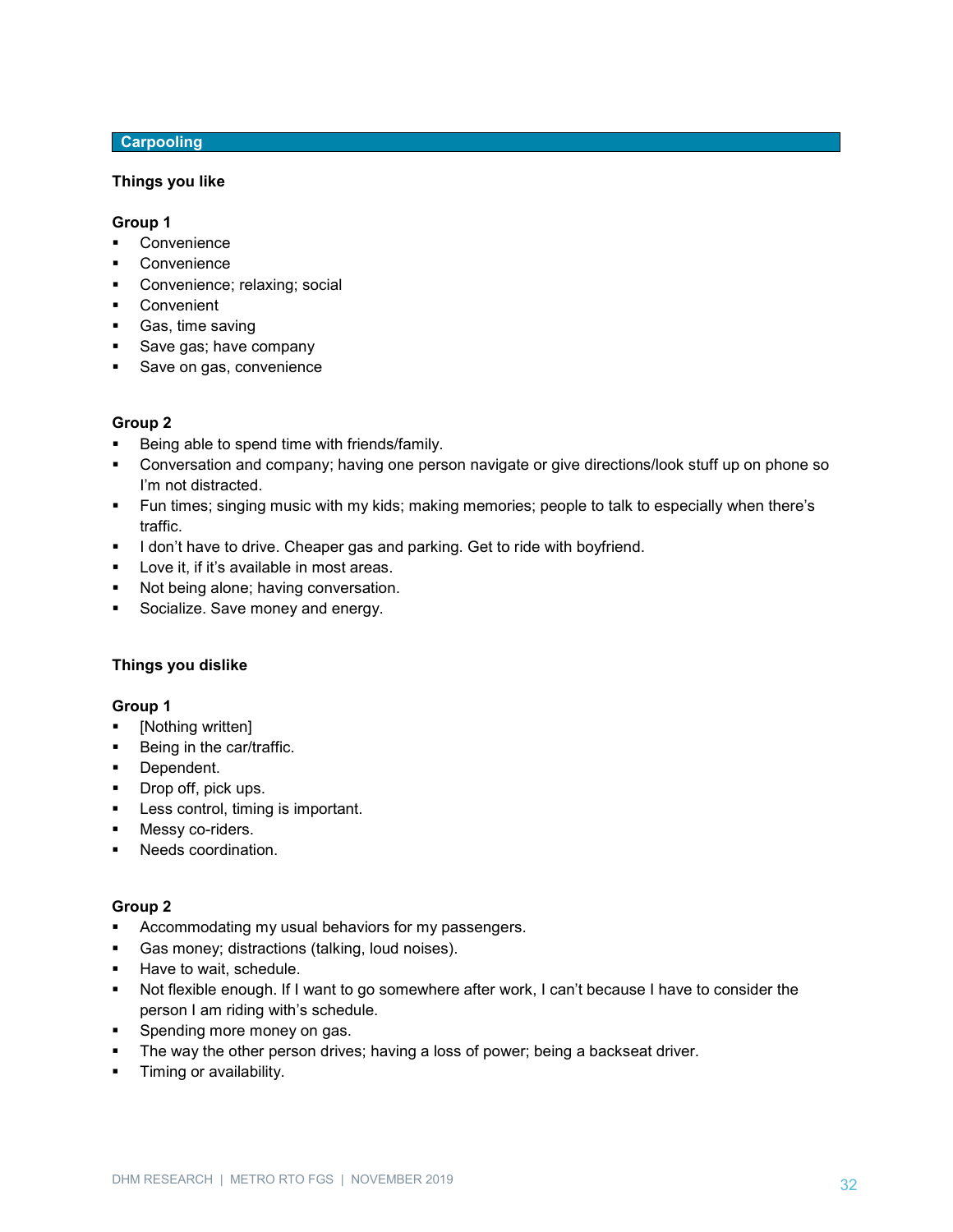## Carpooling

### Things you like

**Group 1**

- Convenience
- Convenience
- Convenience; relaxing; social
- Convenient
- Gas, time saving
- Save gas; have company
- Save on gas, convenience

**Group 2**

- Being able to spend time with friends/family.
- Conversation and company; having one person navigate or give directions/look stuff up on phone so I'm not distracted.
- Fun times; singing music with my kids; making memories; people to talk to especially when there's traffic.
- I don't have to drive. Cheaper gas and parking. Get to ride with boyfriend.
- Love it, if it's available in most areas.
- Not being alone; having conversation.
- Socialize. Save money and energy.

### Things you dislike

**Group 1**

- [Nothing written]
- Being in the car/traffic.
- Dependent.
- Drop off, pick ups.
- Less control, timing is important.
- Messy co-riders.
- Needs coordination.

**Group 2**

- Accommodating my usual behaviors for my passengers.
- Gas money; distractions (talking, loud noises).
- Have to wait, schedule.
- Not flexible enough. If I want to go somewhere after work, I can't because I have to consider the person I am riding with's schedule.
- Spending more money on gas.
- The way the other person drives; having a loss of power; being a backseat driver.
- Timing or availability.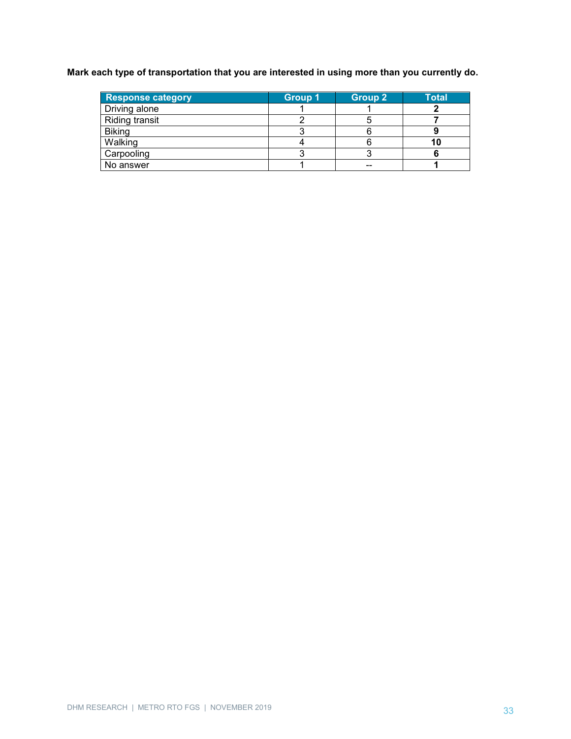**Mark each type of transportation that you are interested in using more than you currently do.**

| Response category | Group 1 | Group 2 | Total |
|---|---|---|---|
| Driving alone | 1 | 1 | **2** |
| Riding transit | 2 | 5 | **7** |
| Biking | 3 | 6 | **9** |
| Walking | 4 | 6 | **10** |
| Carpooling | 3 | 3 | **6** |
| No answer | 1 | -- | **1** |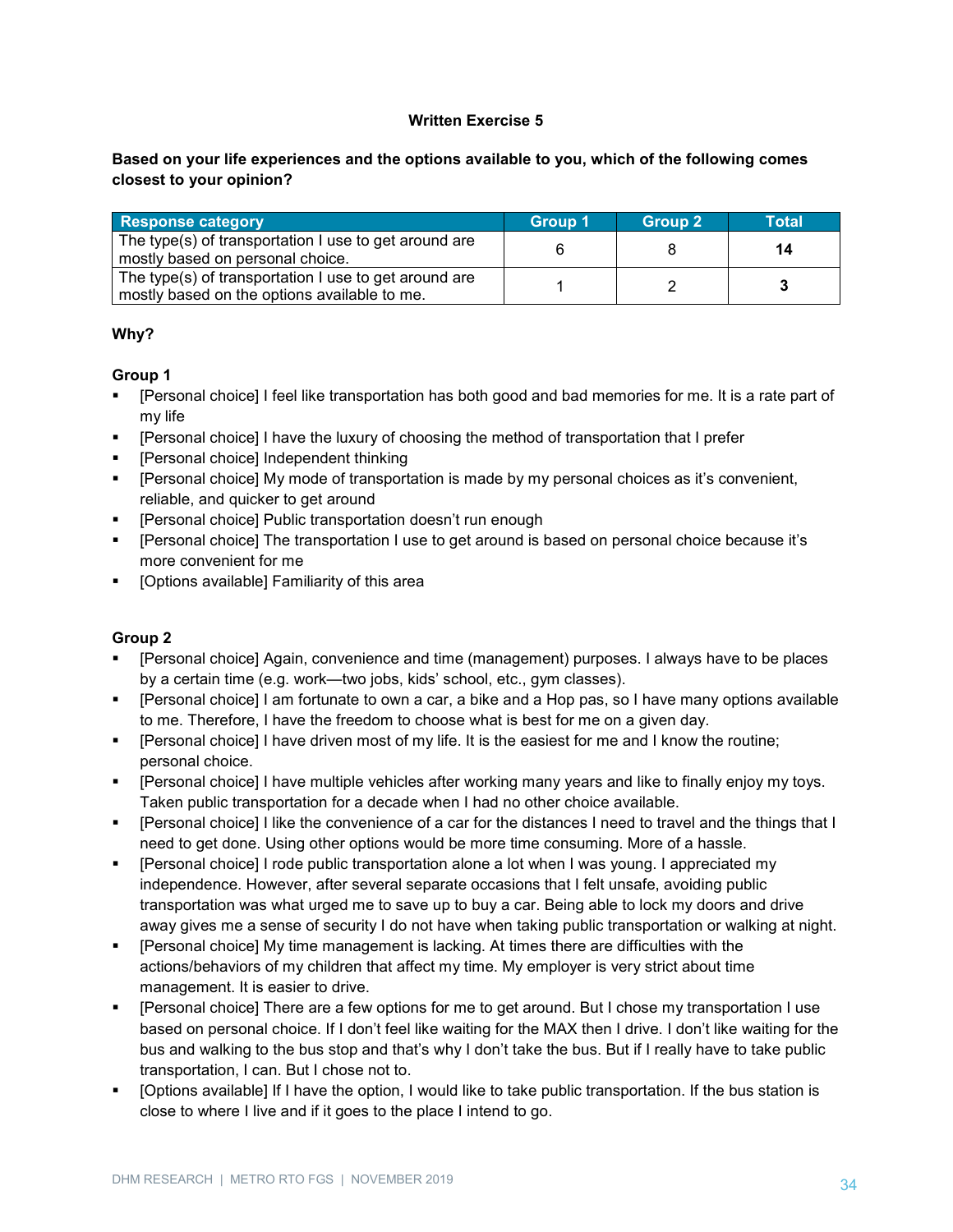**Written Exercise 5**

**Based on your life experiences and the options available to you, which of the following comes closest to your opinion?**

| Response category | Group 1 | Group 2 | Total |
|---|---|---|---|
| The type(s) of transportation I use to get around are mostly based on personal choice. | 6 | 8 | **14** |
| The type(s) of transportation I use to get around are mostly based on the options available to me. | 1 | 2 | **3** |

**Why?**

**Group 1**

- [Personal choice] I feel like transportation has both good and bad memories for me. It is a rate part of my life
- [Personal choice] I have the luxury of choosing the method of transportation that I prefer
- [Personal choice] Independent thinking
- [Personal choice] My mode of transportation is made by my personal choices as it's convenient, reliable, and quicker to get around
- [Personal choice] Public transportation doesn't run enough
- [Personal choice] The transportation I use to get around is based on personal choice because it's more convenient for me
- [Options available] Familiarity of this area

**Group 2**

- [Personal choice] Again, convenience and time (management) purposes. I always have to be places by a certain time (e.g. work—two jobs, kids' school, etc., gym classes).
- [Personal choice] I am fortunate to own a car, a bike and a Hop pas, so I have many options available to me. Therefore, I have the freedom to choose what is best for me on a given day.
- [Personal choice] I have driven most of my life. It is the easiest for me and I know the routine; personal choice.
- [Personal choice] I have multiple vehicles after working many years and like to finally enjoy my toys. Taken public transportation for a decade when I had no other choice available.
- [Personal choice] I like the convenience of a car for the distances I need to travel and the things that I need to get done. Using other options would be more time consuming. More of a hassle.
- [Personal choice] I rode public transportation alone a lot when I was young. I appreciated my independence. However, after several separate occasions that I felt unsafe, avoiding public transportation was what urged me to save up to buy a car. Being able to lock my doors and drive away gives me a sense of security I do not have when taking public transportation or walking at night.
- [Personal choice] My time management is lacking. At times there are difficulties with the actions/behaviors of my children that affect my time. My employer is very strict about time management. It is easier to drive.
- [Personal choice] There are a few options for me to get around. But I chose my transportation I use based on personal choice. If I don't feel like waiting for the MAX then I drive. I don't like waiting for the bus and walking to the bus stop and that's why I don't take the bus. But if I really have to take public transportation, I can. But I chose not to.
- [Options available] If I have the option, I would like to take public transportation. If the bus station is close to where I live and if it goes to the place I intend to go.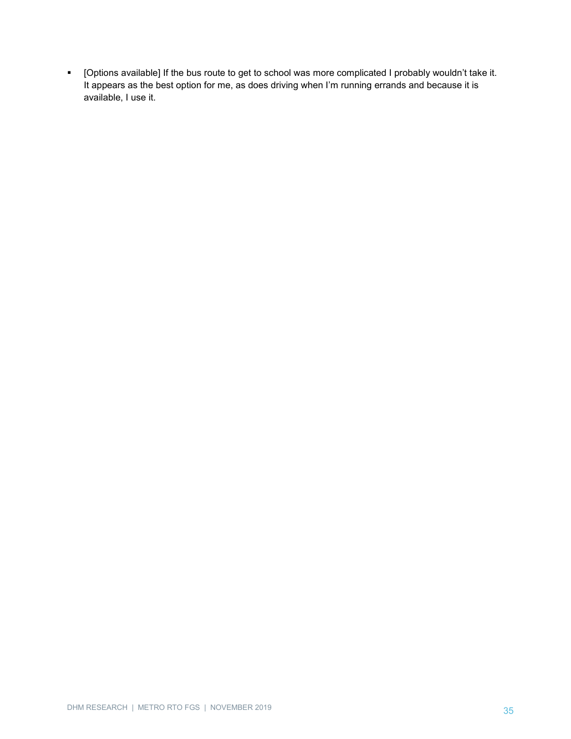- [Options available] If the bus route to get to school was more complicated I probably wouldn't take it. It appears as the best option for me, as does driving when I'm running errands and because it is available, I use it.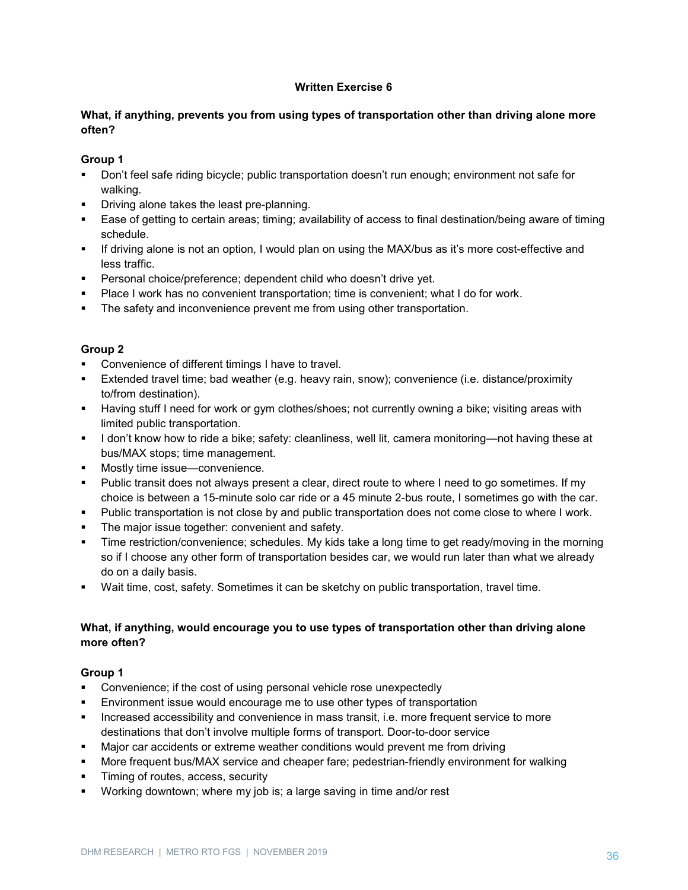### Written Exercise 6

**What, if anything, prevents you from using types of transportation other than driving alone more often?**

**Group 1**

- Don't feel safe riding bicycle; public transportation doesn't run enough; environment not safe for walking.
- Driving alone takes the least pre-planning.
- Ease of getting to certain areas; timing; availability of access to final destination/being aware of timing schedule.
- If driving alone is not an option, I would plan on using the MAX/bus as it's more cost-effective and less traffic.
- Personal choice/preference; dependent child who doesn't drive yet.
- Place I work has no convenient transportation; time is convenient; what I do for work.
- The safety and inconvenience prevent me from using other transportation.

**Group 2**

- Convenience of different timings I have to travel.
- Extended travel time; bad weather (e.g. heavy rain, snow); convenience (i.e. distance/proximity to/from destination).
- Having stuff I need for work or gym clothes/shoes; not currently owning a bike; visiting areas with limited public transportation.
- I don't know how to ride a bike; safety: cleanliness, well lit, camera monitoring—not having these at bus/MAX stops; time management.
- Mostly time issue—convenience.
- Public transit does not always present a clear, direct route to where I need to go sometimes. If my choice is between a 15-minute solo car ride or a 45 minute 2-bus route, I sometimes go with the car.
- Public transportation is not close by and public transportation does not come close to where I work.
- The major issue together: convenient and safety.
- Time restriction/convenience; schedules. My kids take a long time to get ready/moving in the morning so if I choose any other form of transportation besides car, we would run later than what we already do on a daily basis.
- Wait time, cost, safety. Sometimes it can be sketchy on public transportation, travel time.

**What, if anything, would encourage you to use types of transportation other than driving alone more often?**

**Group 1**

- Convenience; if the cost of using personal vehicle rose unexpectedly
- Environment issue would encourage me to use other types of transportation
- Increased accessibility and convenience in mass transit, i.e. more frequent service to more destinations that don't involve multiple forms of transport. Door-to-door service
- Major car accidents or extreme weather conditions would prevent me from driving
- More frequent bus/MAX service and cheaper fare; pedestrian-friendly environment for walking
- Timing of routes, access, security
- Working downtown; where my job is; a large saving in time and/or rest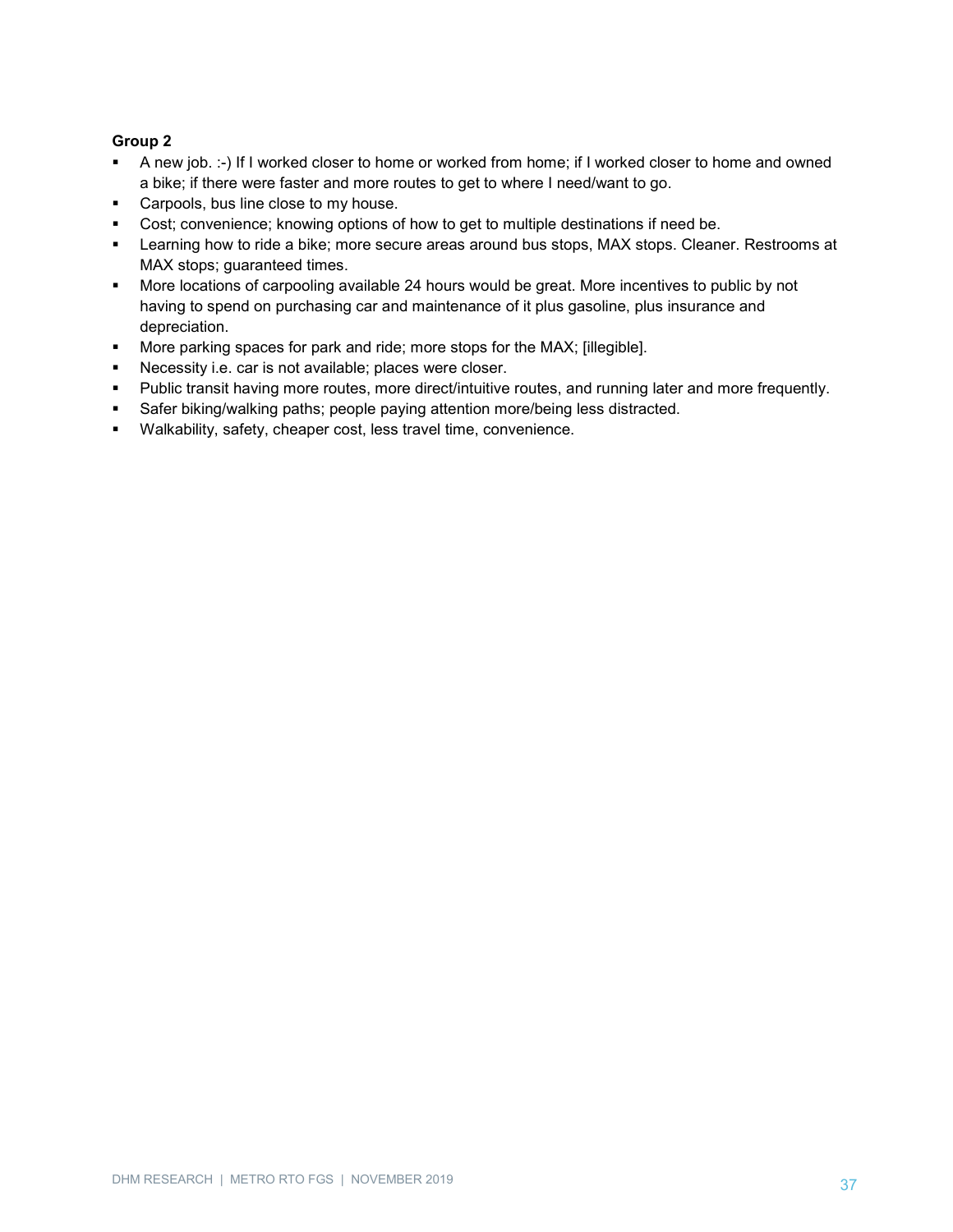**Group 2**

- A new job. :-) If I worked closer to home or worked from home; if I worked closer to home and owned a bike; if there were faster and more routes to get to where I need/want to go.
- Carpools, bus line close to my house.
- Cost; convenience; knowing options of how to get to multiple destinations if need be.
- Learning how to ride a bike; more secure areas around bus stops, MAX stops. Cleaner. Restrooms at MAX stops; guaranteed times.
- More locations of carpooling available 24 hours would be great. More incentives to public by not having to spend on purchasing car and maintenance of it plus gasoline, plus insurance and depreciation.
- More parking spaces for park and ride; more stops for the MAX; [illegible].
- Necessity i.e. car is not available; places were closer.
- Public transit having more routes, more direct/intuitive routes, and running later and more frequently.
- Safer biking/walking paths; people paying attention more/being less distracted.
- Walkability, safety, cheaper cost, less travel time, convenience.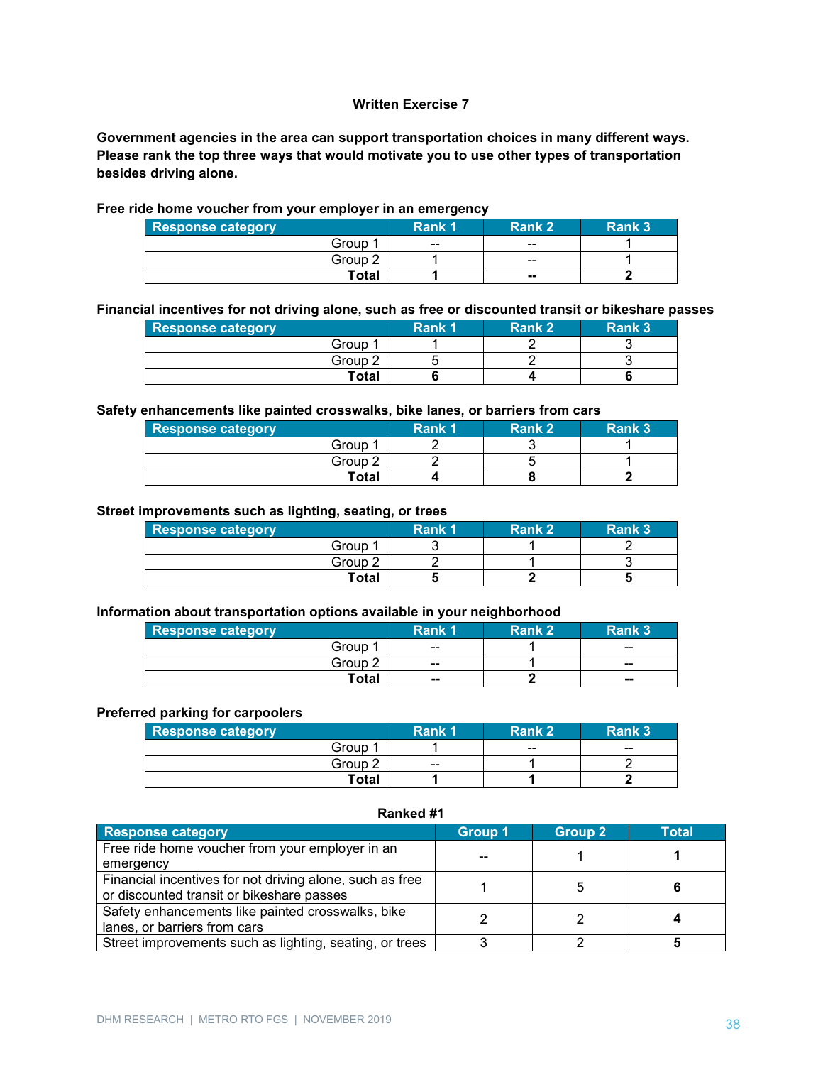**Written Exercise 7**

**Government agencies in the area can support transportation choices in many different ways. Please rank the top three ways that would motivate you to use other types of transportation besides driving alone.**

**Free ride home voucher from your employer in an emergency**

| Response category | Rank 1 | Rank 2 | Rank 3 |
|---|---|---|---|
| Group 1 | -- | -- | 1 |
| Group 2 | 1 | -- | 1 |
| **Total** | **1** | **--** | **2** |

**Financial incentives for not driving alone, such as free or discounted transit or bikeshare passes**

| Response category | Rank 1 | Rank 2 | Rank 3 |
|---|---|---|---|
| Group 1 | 1 | 2 | 3 |
| Group 2 | 5 | 2 | 3 |
| **Total** | **6** | **4** | **6** |

**Safety enhancements like painted crosswalks, bike lanes, or barriers from cars**

| Response category | Rank 1 | Rank 2 | Rank 3 |
|---|---|---|---|
| Group 1 | 2 | 3 | 1 |
| Group 2 | 2 | 5 | 1 |
| **Total** | **4** | **8** | **2** |

**Street improvements such as lighting, seating, or trees**

| Response category | Rank 1 | Rank 2 | Rank 3 |
|---|---|---|---|
| Group 1 | 3 | 1 | 2 |
| Group 2 | 2 | 1 | 3 |
| **Total** | **5** | **2** | **5** |

**Information about transportation options available in your neighborhood**

| Response category | Rank 1 | Rank 2 | Rank 3 |
|---|---|---|---|
| Group 1 | -- | 1 | -- |
| Group 2 | -- | 1 | -- |
| **Total** | **--** | **2** | **--** |

**Preferred parking for carpoolers**

| Response category | Rank 1 | Rank 2 | Rank 3 |
|---|---|---|---|
| Group 1 | 1 | -- | -- |
| Group 2 | -- | 1 | 2 |
| **Total** | **1** | **1** | **2** |

**Ranked #1**

| Response category | Group 1 | Group 2 | Total |
|---|---|---|---|
| Free ride home voucher from your employer in an emergency | -- | 1 | **1** |
| Financial incentives for not driving alone, such as free or discounted transit or bikeshare passes | 1 | 5 | **6** |
| Safety enhancements like painted crosswalks, bike lanes, or barriers from cars | 2 | 2 | **4** |
| Street improvements such as lighting, seating, or trees | 3 | 2 | **5** |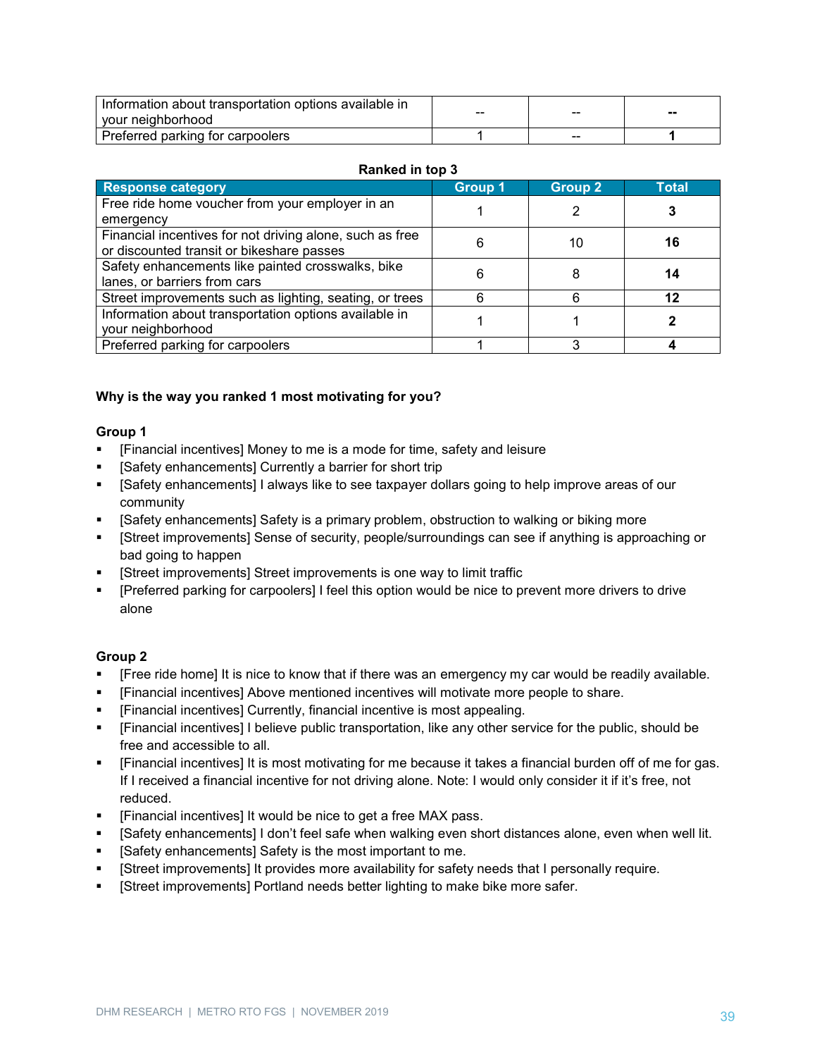| | | | |
|---|---|---|---|
| Information about transportation options available in your neighborhood | -- | -- | **--** |
| Preferred parking for carpoolers | 1 | -- | **1** |

**Ranked in top 3**

| Response category | Group 1 | Group 2 | Total |
|---|---|---|---|
| Free ride home voucher from your employer in an emergency | 1 | 2 | **3** |
| Financial incentives for not driving alone, such as free or discounted transit or bikeshare passes | 6 | 10 | **16** |
| Safety enhancements like painted crosswalks, bike lanes, or barriers from cars | 6 | 8 | **14** |
| Street improvements such as lighting, seating, or trees | 6 | 6 | **12** |
| Information about transportation options available in your neighborhood | 1 | 1 | **2** |
| Preferred parking for carpoolers | 1 | 3 | **4** |

**Why is the way you ranked 1 most motivating for you?**

**Group 1**

- [Financial incentives] Money to me is a mode for time, safety and leisure
- [Safety enhancements] Currently a barrier for short trip
- [Safety enhancements] I always like to see taxpayer dollars going to help improve areas of our community
- [Safety enhancements] Safety is a primary problem, obstruction to walking or biking more
- [Street improvements] Sense of security, people/surroundings can see if anything is approaching or bad going to happen
- [Street improvements] Street improvements is one way to limit traffic
- [Preferred parking for carpoolers] I feel this option would be nice to prevent more drivers to drive alone

**Group 2**

- [Free ride home] It is nice to know that if there was an emergency my car would be readily available.
- [Financial incentives] Above mentioned incentives will motivate more people to share.
- [Financial incentives] Currently, financial incentive is most appealing.
- [Financial incentives] I believe public transportation, like any other service for the public, should be free and accessible to all.
- [Financial incentives] It is most motivating for me because it takes a financial burden off of me for gas. If I received a financial incentive for not driving alone. Note: I would only consider it if it's free, not reduced.
- [Financial incentives] It would be nice to get a free MAX pass.
- [Safety enhancements] I don't feel safe when walking even short distances alone, even when well lit.
- [Safety enhancements] Safety is the most important to me.
- [Street improvements] It provides more availability for safety needs that I personally require.
- [Street improvements] Portland needs better lighting to make bike more safer.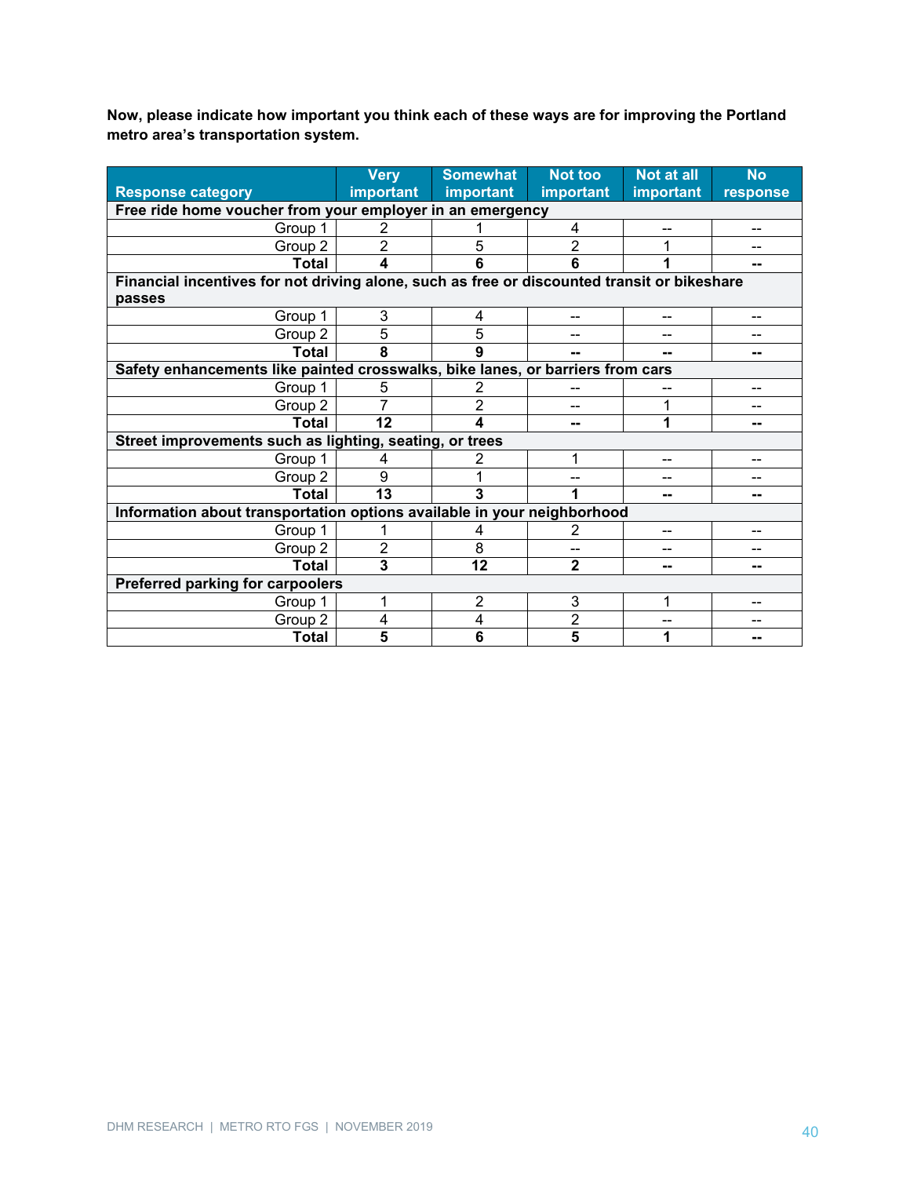**Now, please indicate how important you think each of these ways are for improving the Portland metro area's transportation system.**

| Response category | Very important | Somewhat important | Not too important | Not at all important | No response |
|---|---|---|---|---|---|
| **Free ride home voucher from your employer in an emergency** | | | | | |
| Group 1 | 2 | 1 | 4 | -- | -- |
| Group 2 | 2 | 5 | 2 | 1 | -- |
| **Total** | **4** | **6** | **6** | **1** | **--** |
| **Financial incentives for not driving alone, such as free or discounted transit or bikeshare passes** | | | | | |
| Group 1 | 3 | 4 | -- | -- | -- |
| Group 2 | 5 | 5 | -- | -- | -- |
| **Total** | **8** | **9** | **--** | **--** | **--** |
| **Safety enhancements like painted crosswalks, bike lanes, or barriers from cars** | | | | | |
| Group 1 | 5 | 2 | -- | -- | -- |
| Group 2 | 7 | 2 | -- | 1 | -- |
| **Total** | **12** | **4** | **--** | **1** | **--** |
| **Street improvements such as lighting, seating, or trees** | | | | | |
| Group 1 | 4 | 2 | 1 | -- | -- |
| Group 2 | 9 | 1 | -- | -- | -- |
| **Total** | **13** | **3** | **1** | **--** | **--** |
| **Information about transportation options available in your neighborhood** | | | | | |
| Group 1 | 1 | 4 | 2 | -- | -- |
| Group 2 | 2 | 8 | -- | -- | -- |
| **Total** | **3** | **12** | **2** | **--** | **--** |
| **Preferred parking for carpoolers** | | | | | |
| Group 1 | 1 | 2 | 3 | 1 | -- |
| Group 2 | 4 | 4 | 2 | -- | -- |
| **Total** | **5** | **6** | **5** | **1** | **--** |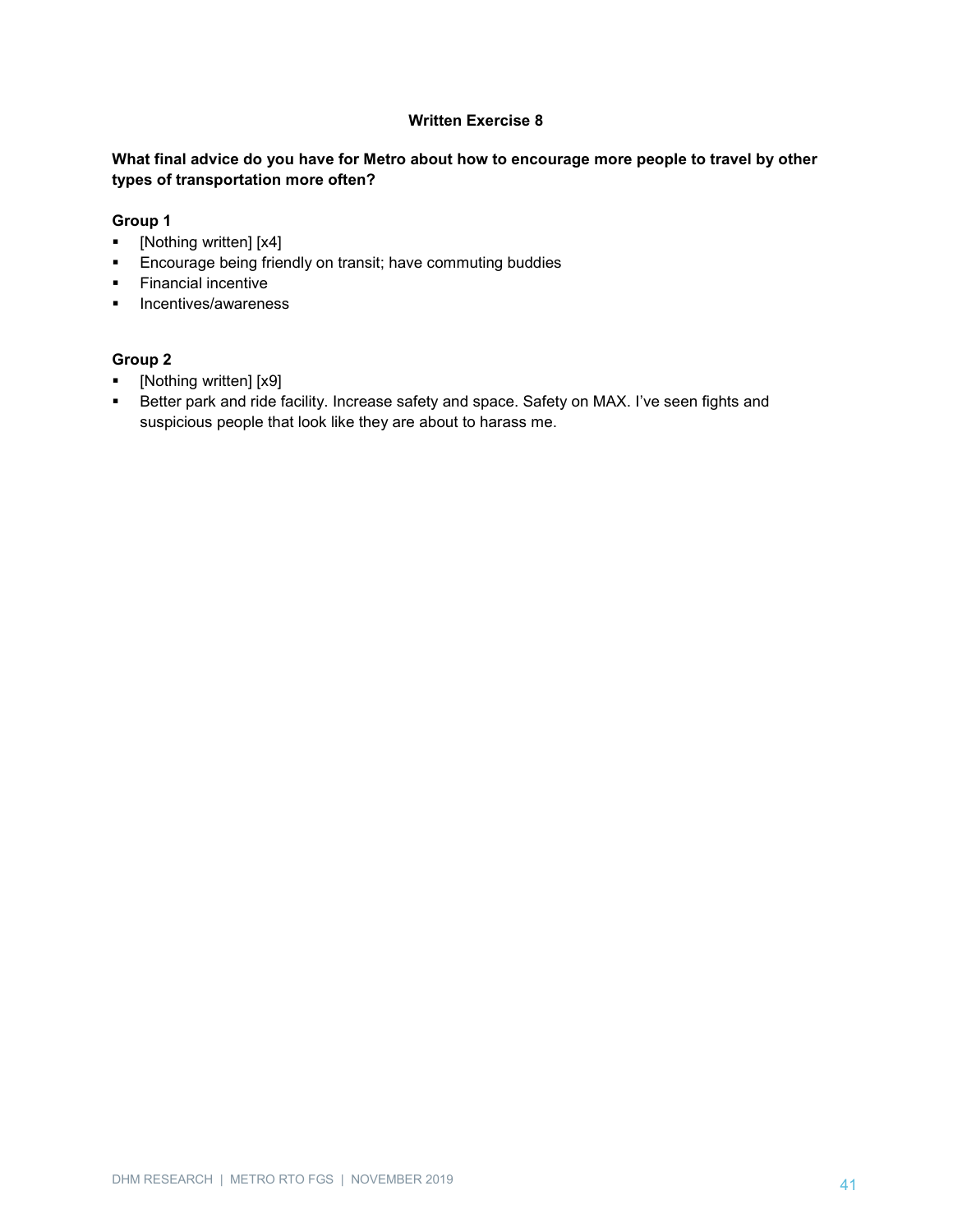### Written Exercise 8

**What final advice do you have for Metro about how to encourage more people to travel by other types of transportation more often?**

**Group 1**

- [Nothing written] [x4]
- Encourage being friendly on transit; have commuting buddies
- Financial incentive
- Incentives/awareness

**Group 2**

- [Nothing written] [x9]
- Better park and ride facility. Increase safety and space. Safety on MAX. I've seen fights and suspicious people that look like they are about to harass me.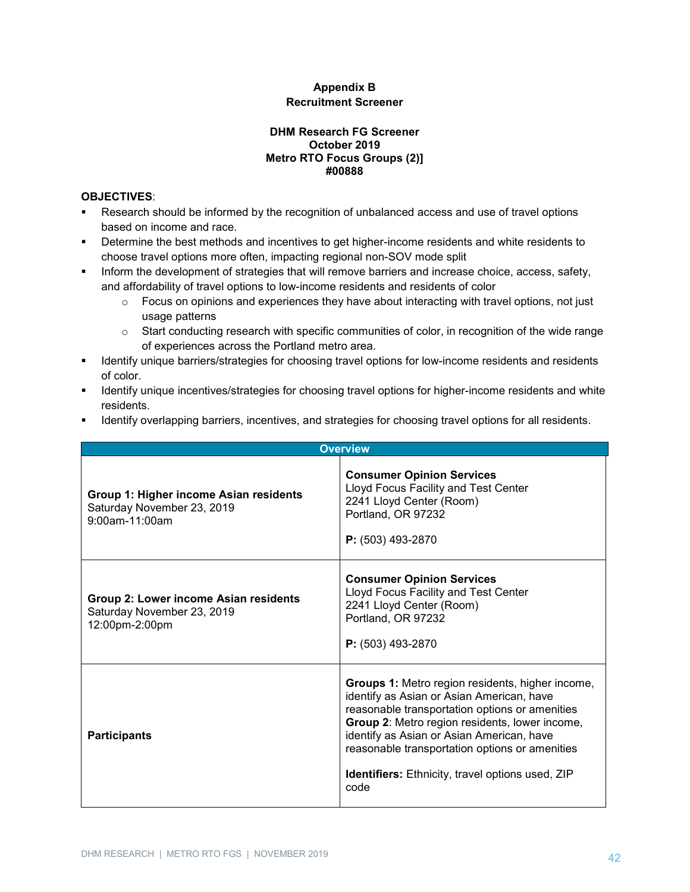# Appendix B
## Recruitment Screener

**DHM Research FG Screener**
**October 2019**
**Metro RTO Focus Groups (2)]**
**#00888**

**OBJECTIVES**:

- Research should be informed by the recognition of unbalanced access and use of travel options based on income and race.
- Determine the best methods and incentives to get higher-income residents and white residents to choose travel options more often, impacting regional non-SOV mode split
- Inform the development of strategies that will remove barriers and increase choice, access, safety, and affordability of travel options to low-income residents and residents of color
  - Focus on opinions and experiences they have about interacting with travel options, not just usage patterns
  - Start conducting research with specific communities of color, in recognition of the wide range of experiences across the Portland metro area.
- Identify unique barriers/strategies for choosing travel options for low-income residents and residents of color.
- Identify unique incentives/strategies for choosing travel options for higher-income residents and white residents.
- Identify overlapping barriers, incentives, and strategies for choosing travel options for all residents.

| Overview | |
|---|---|
| **Group 1: Higher income Asian residents**<br>Saturday November 23, 2019<br>9:00am-11:00am | **Consumer Opinion Services**<br>Lloyd Focus Facility and Test Center<br>2241 Lloyd Center (Room)<br>Portland, OR 97232<br><br>**P:** (503) 493-2870 |
| **Group 2: Lower income Asian residents**<br>Saturday November 23, 2019<br>12:00pm-2:00pm | **Consumer Opinion Services**<br>Lloyd Focus Facility and Test Center<br>2241 Lloyd Center (Room)<br>Portland, OR 97232<br><br>**P:** (503) 493-2870 |
| **Participants** | **Groups 1:** Metro region residents, higher income, identify as Asian or Asian American, have reasonable transportation options or amenities<br>**Group 2**: Metro region residents, lower income, identify as Asian or Asian American, have reasonable transportation options or amenities<br><br>**Identifiers:** Ethnicity, travel options used, ZIP code |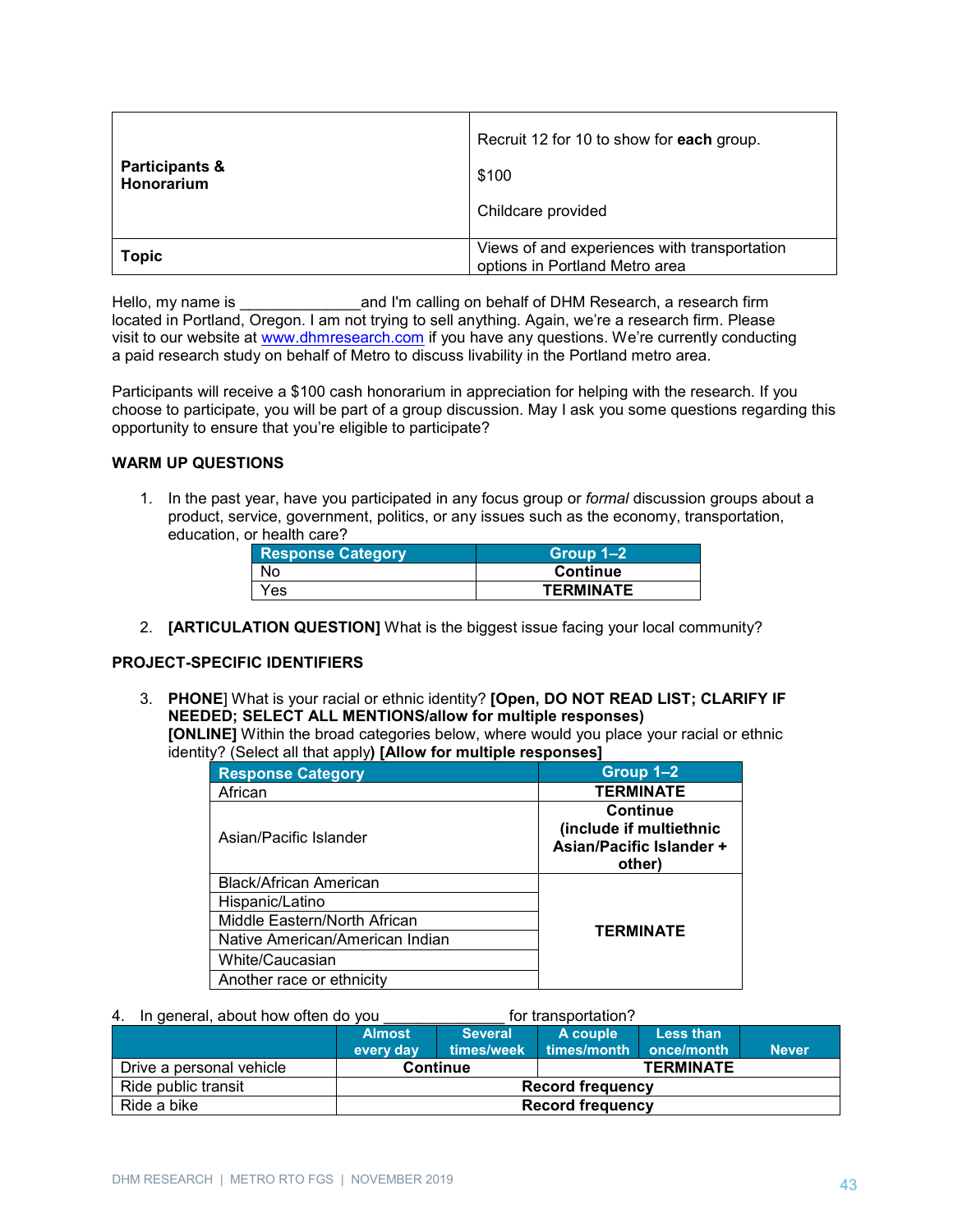| Participants & Honorarium | Recruit 12 for 10 to show for **each** group.<br><br>$100<br><br>Childcare provided |
|---|---|
| **Topic** | Views of and experiences with transportation options in Portland Metro area |

Hello, my name is ______________and I'm calling on behalf of DHM Research, a research firm located in Portland, Oregon. I am not trying to sell anything. Again, we're a research firm. Please visit to our website at www.dhmresearch.com if you have any questions. We're currently conducting a paid research study on behalf of Metro to discuss livability in the Portland metro area.

Participants will receive a $100 cash honorarium in appreciation for helping with the research. If you choose to participate, you will be part of a group discussion. May I ask you some questions regarding this opportunity to ensure that you're eligible to participate?

**WARM UP QUESTIONS**

1. In the past year, have you participated in any focus group or *formal* discussion groups about a product, service, government, politics, or any issues such as the economy, transportation, education, or health care?

| Response Category | Group 1–2 |
|---|---|
| No | **Continue** |
| Yes | **TERMINATE** |

2. **[ARTICULATION QUESTION]** What is the biggest issue facing your local community?

**PROJECT-SPECIFIC IDENTIFIERS**

3. **PHONE**] What is your racial or ethnic identity? **[Open, DO NOT READ LIST; CLARIFY IF NEEDED; SELECT ALL MENTIONS/allow for multiple responses)**
**[ONLINE]** Within the broad categories below, where would you place your racial or ethnic identity? (Select all that apply**) [Allow for multiple responses]**

| Response Category | Group 1–2 |
|---|---|
| African | **TERMINATE** |
| Asian/Pacific Islander | **Continue (include if multiethnic Asian/Pacific Islander + other)** |
| Black/African American | **TERMINATE** |
| Hispanic/Latino | |
| Middle Eastern/North African | |
| Native American/American Indian | |
| White/Caucasian | |
| Another race or ethnicity | |

4. In general, about how often do you _______________ for transportation?

| | Almost every day | Several times/week | A couple times/month | Less than once/month | Never |
|---|---|---|---|---|---|
| Drive a personal vehicle | **Continue** | | **TERMINATE** | | |
| Ride public transit | **Record frequency** | | | | |
| Ride a bike | **Record frequency** | | | | |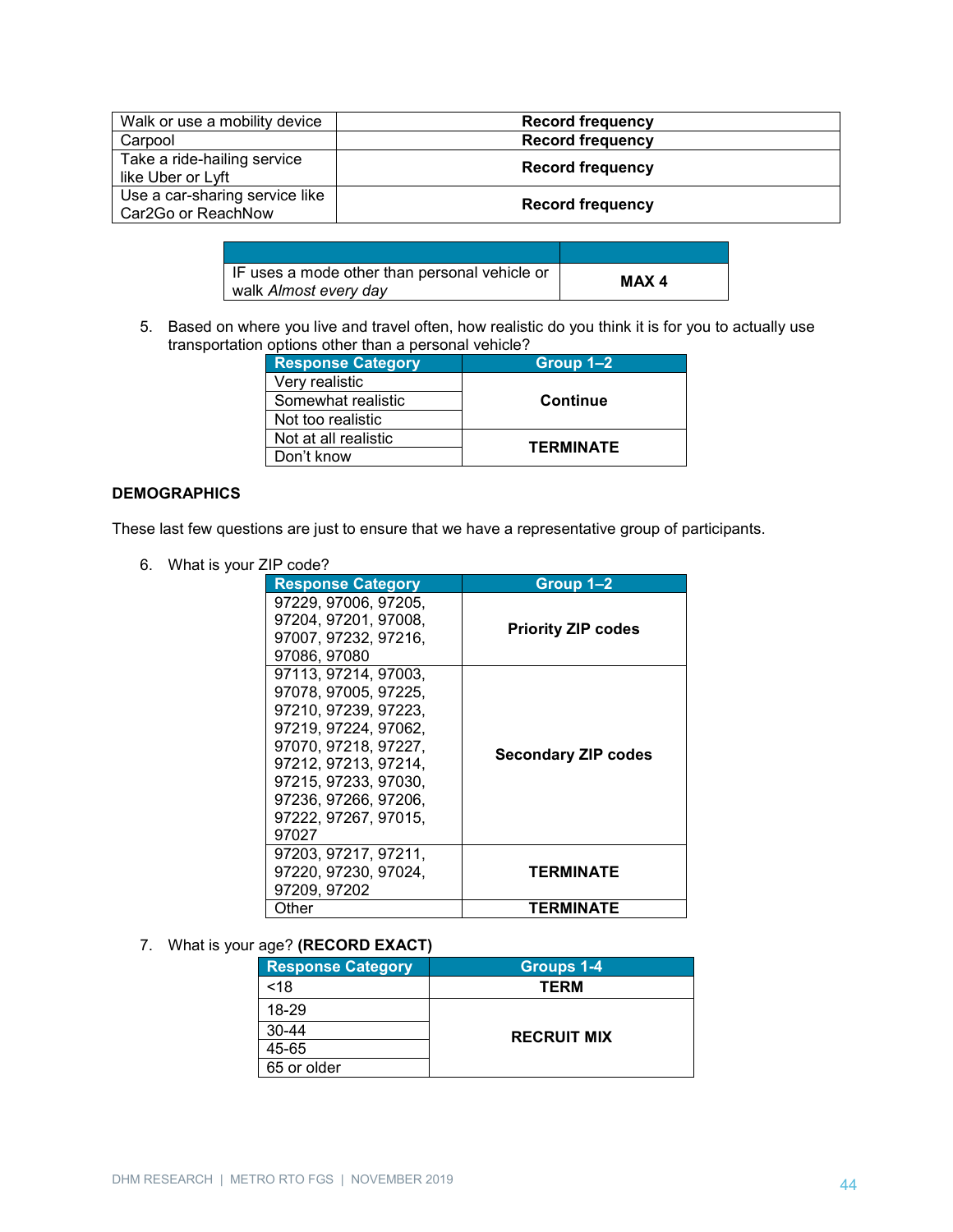| Walk or use a mobility device | **Record frequency** |
|---|---|
| Carpool | **Record frequency** |
| Take a ride-hailing service like Uber or Lyft | **Record frequency** |
| Use a car-sharing service like Car2Go or ReachNow | **Record frequency** |

| | |
|---|---|
| IF uses a mode other than personal vehicle or walk *Almost every day* | **MAX 4** |

5. Based on where you live and travel often, how realistic do you think it is for you to actually use transportation options other than a personal vehicle?

| Response Category | Group 1–2 |
|---|---|
| Very realistic | **Continue** |
| Somewhat realistic | |
| Not too realistic | |
| Not at all realistic | **TERMINATE** |
| Don't know | |

**DEMOGRAPHICS**

These last few questions are just to ensure that we have a representative group of participants.

6. What is your ZIP code?

| Response Category | Group 1–2 |
|---|---|
| 97229, 97006, 97205, 97204, 97201, 97008, 97007, 97232, 97216, 97086, 97080 | **Priority ZIP codes** |
| 97113, 97214, 97003, 97078, 97005, 97225, 97210, 97239, 97223, 97219, 97224, 97062, 97070, 97218, 97227, 97212, 97213, 97214, 97215, 97233, 97030, 97236, 97266, 97206, 97222, 97267, 97015, 97027 | **Secondary ZIP codes** |
| 97203, 97217, 97211, 97220, 97230, 97024, 97209, 97202 | **TERMINATE** |
| Other | **TERMINATE** |

7. What is your age? **(RECORD EXACT)**

| Response Category | Groups 1-4 |
|---|---|
| <18 | **TERM** |
| 18-29 | **RECRUIT MIX** |
| 30-44 | |
| 45-65 | |
| 65 or older | |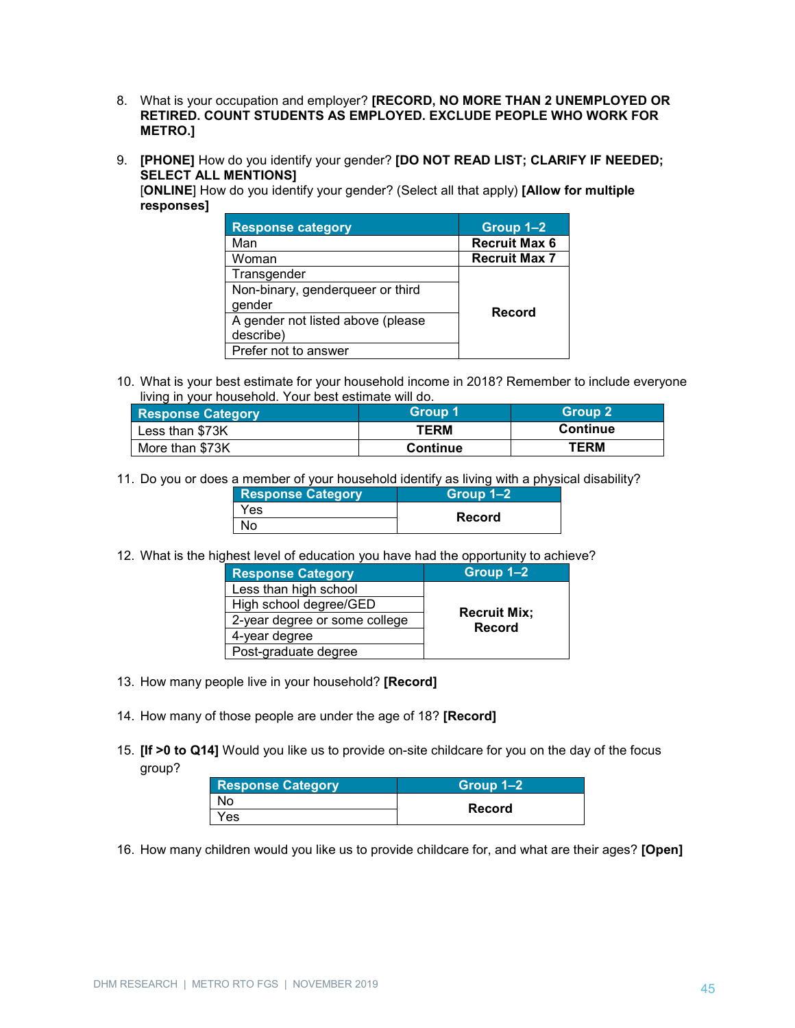8. What is your occupation and employer? **[RECORD, NO MORE THAN 2 UNEMPLOYED OR RETIRED. COUNT STUDENTS AS EMPLOYED. EXCLUDE PEOPLE WHO WORK FOR METRO.]**

9. **[PHONE]** How do you identify your gender? **[DO NOT READ LIST; CLARIFY IF NEEDED; SELECT ALL MENTIONS]**
   [**ONLINE**] How do you identify your gender? (Select all that apply) **[Allow for multiple responses]**

| Response category | Group 1–2 |
|---|---|
| Man | **Recruit Max 6** |
| Woman | **Recruit Max 7** |
| Transgender | **Record** |
| Non-binary, genderqueer or third gender | |
| A gender not listed above (please describe) | |
| Prefer not to answer | |

10. What is your best estimate for your household income in 2018? Remember to include everyone living in your household. Your best estimate will do.

| Response Category | Group 1 | Group 2 |
|---|---|---|
| Less than $73K | **TERM** | **Continue** |
| More than $73K | **Continue** | **TERM** |

11. Do you or does a member of your household identify as living with a physical disability?

| Response Category | Group 1–2 |
|---|---|
| Yes | **Record** |
| No | |

12. What is the highest level of education you have had the opportunity to achieve?

| Response Category | Group 1–2 |
|---|---|
| Less than high school | **Recruit Mix; Record** |
| High school degree/GED | |
| 2-year degree or some college | |
| 4-year degree | |
| Post-graduate degree | |

13. How many people live in your household? **[Record]**

14. How many of those people are under the age of 18? **[Record]**

15. **[If >0 to Q14]** Would you like us to provide on-site childcare for you on the day of the focus group?

| Response Category | Group 1–2 |
|---|---|
| No | **Record** |
| Yes | |

16. How many children would you like us to provide childcare for, and what are their ages? **[Open]**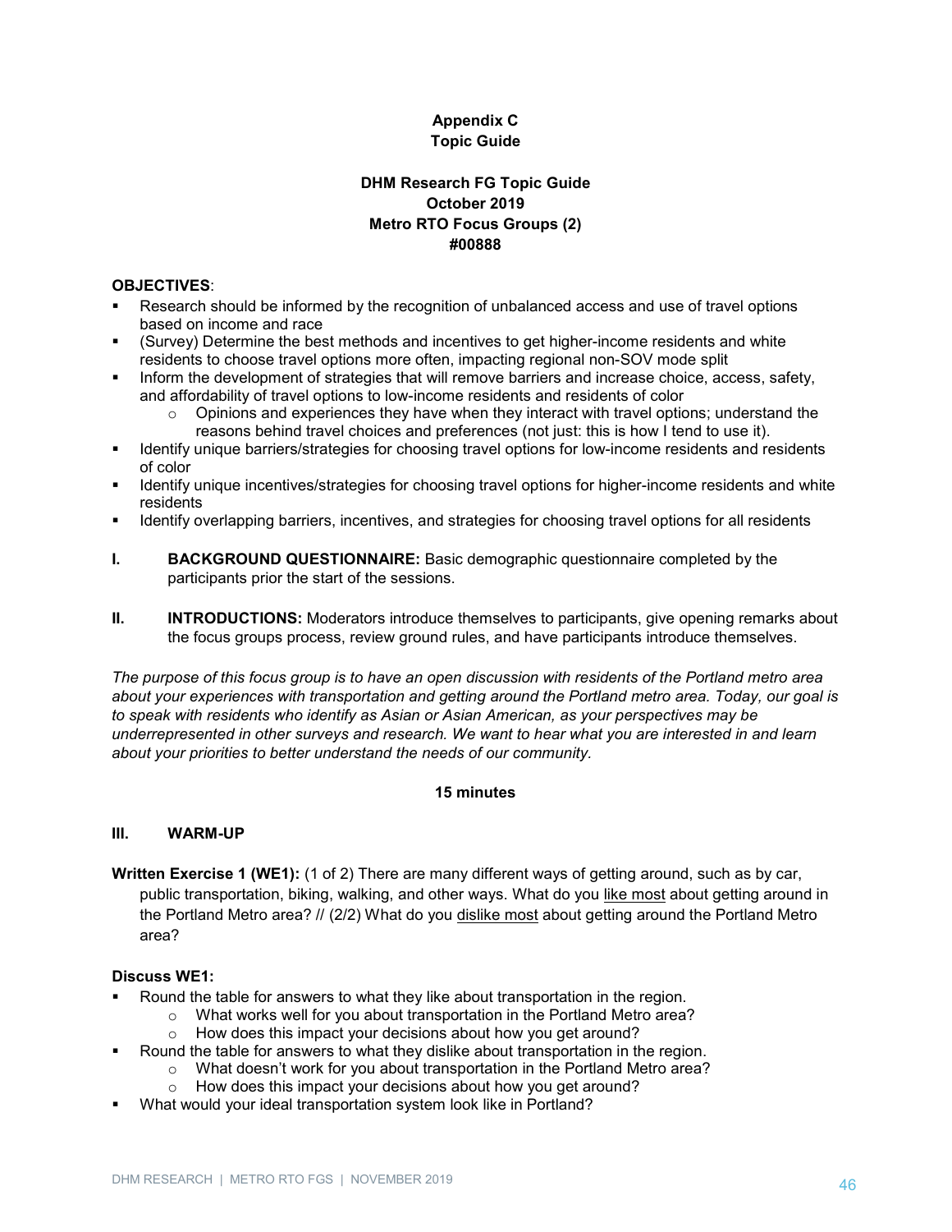# Appendix C
# Topic Guide

**DHM Research FG Topic Guide**
**October 2019**
**Metro RTO Focus Groups (2)**
**#00888**

**OBJECTIVES**:

- Research should be informed by the recognition of unbalanced access and use of travel options based on income and race
- (Survey) Determine the best methods and incentives to get higher-income residents and white residents to choose travel options more often, impacting regional non-SOV mode split
- Inform the development of strategies that will remove barriers and increase choice, access, safety, and affordability of travel options to low-income residents and residents of color
  - Opinions and experiences they have when they interact with travel options; understand the reasons behind travel choices and preferences (not just: this is how I tend to use it).
- Identify unique barriers/strategies for choosing travel options for low-income residents and residents of color
- Identify unique incentives/strategies for choosing travel options for higher-income residents and white residents
- Identify overlapping barriers, incentives, and strategies for choosing travel options for all residents

**I. BACKGROUND QUESTIONNAIRE:** Basic demographic questionnaire completed by the participants prior the start of the sessions.

**II. INTRODUCTIONS:** Moderators introduce themselves to participants, give opening remarks about the focus groups process, review ground rules, and have participants introduce themselves.

*The purpose of this focus group is to have an open discussion with residents of the Portland metro area about your experiences with transportation and getting around the Portland metro area. Today, our goal is to speak with residents who identify as Asian or Asian American, as your perspectives may be underrepresented in other surveys and research. We want to hear what you are interested in and learn about your priorities to better understand the needs of our community.*

**15 minutes**

### III. WARM-UP

**Written Exercise 1 (WE1):** (1 of 2) There are many different ways of getting around, such as by car, public transportation, biking, walking, and other ways. What do you <u>like most</u> about getting around in the Portland Metro area? // (2/2) What do you <u>dislike most</u> about getting around the Portland Metro area?

**Discuss WE1:**

- Round the table for answers to what they like about transportation in the region.
  - What works well for you about transportation in the Portland Metro area?
  - How does this impact your decisions about how you get around?
- Round the table for answers to what they dislike about transportation in the region.
  - What doesn't work for you about transportation in the Portland Metro area?
  - How does this impact your decisions about how you get around?
- What would your ideal transportation system look like in Portland?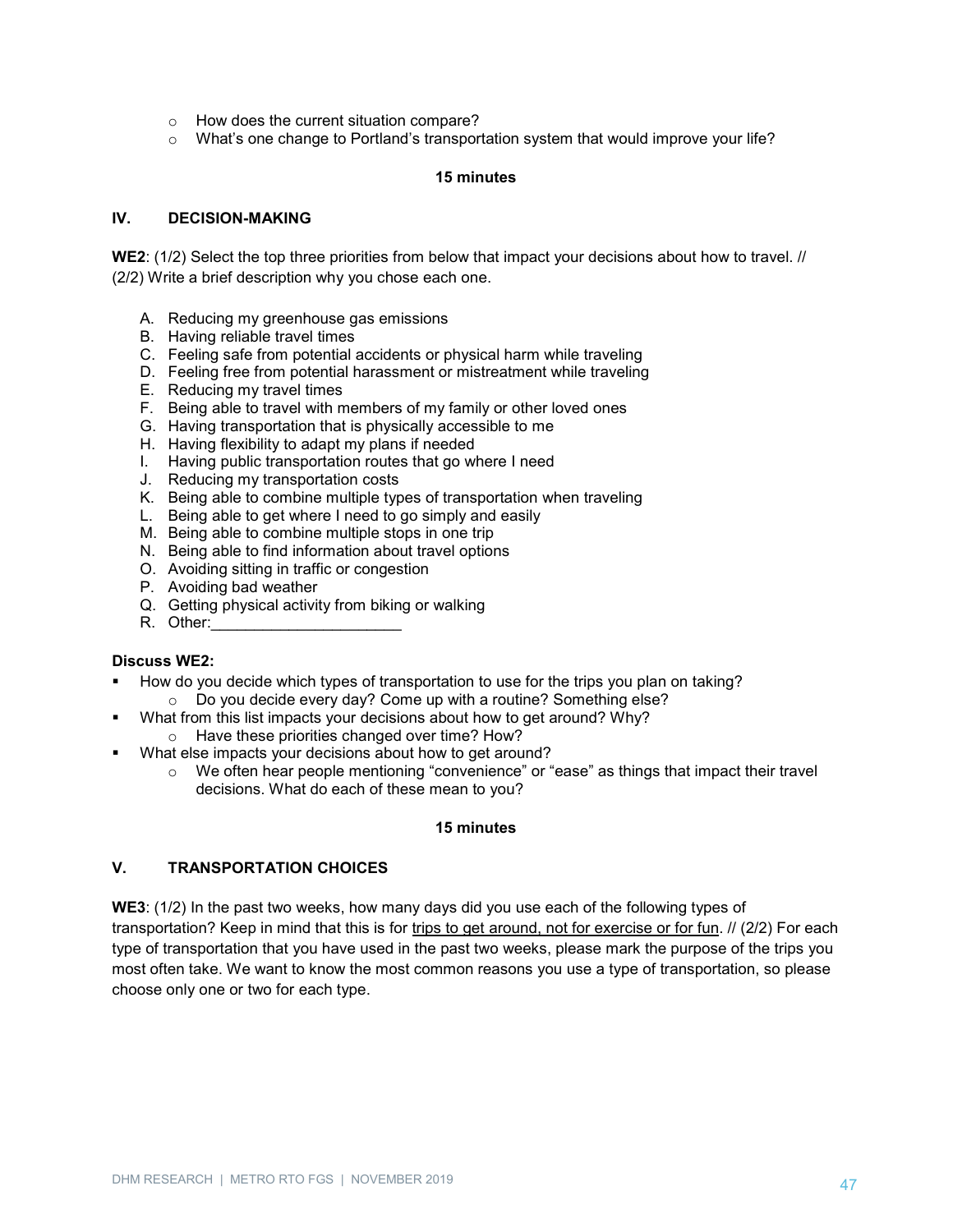- How does the current situation compare?
- What's one change to Portland's transportation system that would improve your life?

**15 minutes**

## IV. DECISION-MAKING

**WE2**: (1/2) Select the top three priorities from below that impact your decisions about how to travel. // (2/2) Write a brief description why you chose each one.

A. Reducing my greenhouse gas emissions
B. Having reliable travel times
C. Feeling safe from potential accidents or physical harm while traveling
D. Feeling free from potential harassment or mistreatment while traveling
E. Reducing my travel times
F. Being able to travel with members of my family or other loved ones
G. Having transportation that is physically accessible to me
H. Having flexibility to adapt my plans if needed
I. Having public transportation routes that go where I need
J. Reducing my transportation costs
K. Being able to combine multiple types of transportation when traveling
L. Being able to get where I need to go simply and easily
M. Being able to combine multiple stops in one trip
N. Being able to find information about travel options
O. Avoiding sitting in traffic or congestion
P. Avoiding bad weather
Q. Getting physical activity from biking or walking
R. Other:______________________

**Discuss WE2:**

- How do you decide which types of transportation to use for the trips you plan on taking?
  - Do you decide every day? Come up with a routine? Something else?
- What from this list impacts your decisions about how to get around? Why?
  - Have these priorities changed over time? How?
- What else impacts your decisions about how to get around?
  - We often hear people mentioning "convenience" or "ease" as things that impact their travel decisions. What do each of these mean to you?

**15 minutes**

## V. TRANSPORTATION CHOICES

**WE3**: (1/2) In the past two weeks, how many days did you use each of the following types of transportation? Keep in mind that this is for <u>trips to get around, not for exercise or for fun</u>. // (2/2) For each type of transportation that you have used in the past two weeks, please mark the purpose of the trips you most often take. We want to know the most common reasons you use a type of transportation, so please choose only one or two for each type.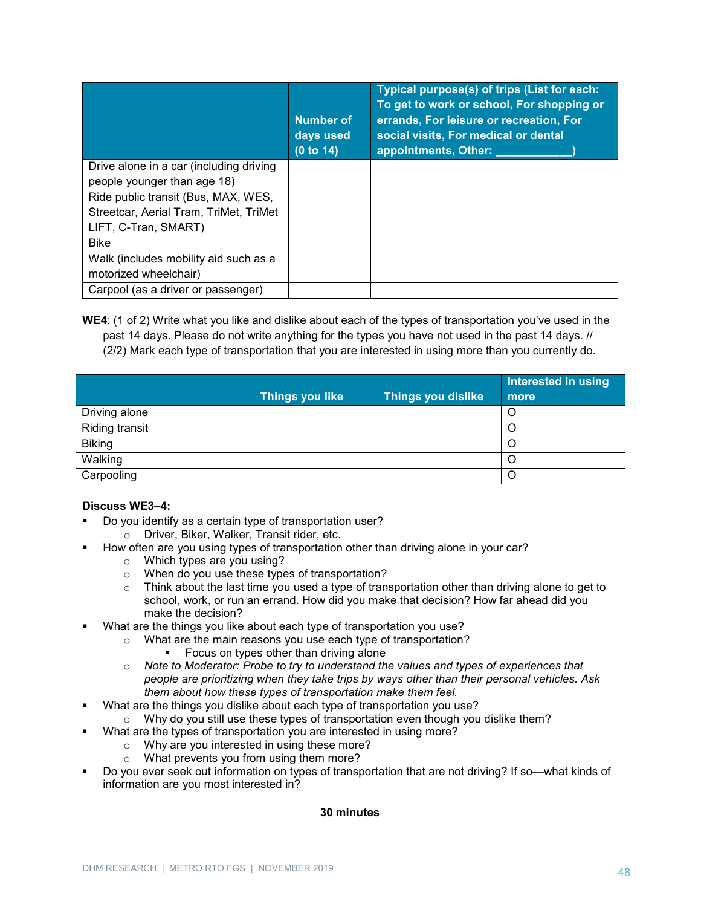| | Number of days used (0 to 14) | Typical purpose(s) of trips (List for each: To get to work or school, For shopping or errands, For leisure or recreation, For social visits, For medical or dental appointments, Other: ___________) |
|---|---|---|
| Drive alone in a car (including driving people younger than age 18) | | |
| Ride public transit (Bus, MAX, WES, Streetcar, Aerial Tram, TriMet, TriMet LIFT, C-Tran, SMART) | | |
| Bike | | |
| Walk (includes mobility aid such as a motorized wheelchair) | | |
| Carpool (as a driver or passenger) | | |

**WE4**: (1 of 2) Write what you like and dislike about each of the types of transportation you've used in the past 14 days. Please do not write anything for the types you have not used in the past 14 days. // (2/2) Mark each type of transportation that you are interested in using more than you currently do.

| | Things you like | Things you dislike | Interested in using more |
|---|---|---|---|
| Driving alone | | | O |
| Riding transit | | | O |
| Biking | | | O |
| Walking | | | O |
| Carpooling | | | O |

**Discuss WE3–4:**

- Do you identify as a certain type of transportation user?
  - Driver, Biker, Walker, Transit rider, etc.
- How often are you using types of transportation other than driving alone in your car?
  - Which types are you using?
  - When do you use these types of transportation?
  - Think about the last time you used a type of transportation other than driving alone to get to school, work, or run an errand. How did you make that decision? How far ahead did you make the decision?
- What are the things you like about each type of transportation you use?
  - What are the main reasons you use each type of transportation?
    - Focus on types other than driving alone
  - *Note to Moderator: Probe to try to understand the values and types of experiences that people are prioritizing when they take trips by ways other than their personal vehicles. Ask them about how these types of transportation make them feel.*
- What are the things you dislike about each type of transportation you use?
  - Why do you still use these types of transportation even though you dislike them?
- What are the types of transportation you are interested in using more?
  - Why are you interested in using these more?
  - What prevents you from using them more?
- Do you ever seek out information on types of transportation that are not driving? If so—what kinds of information are you most interested in?

**30 minutes**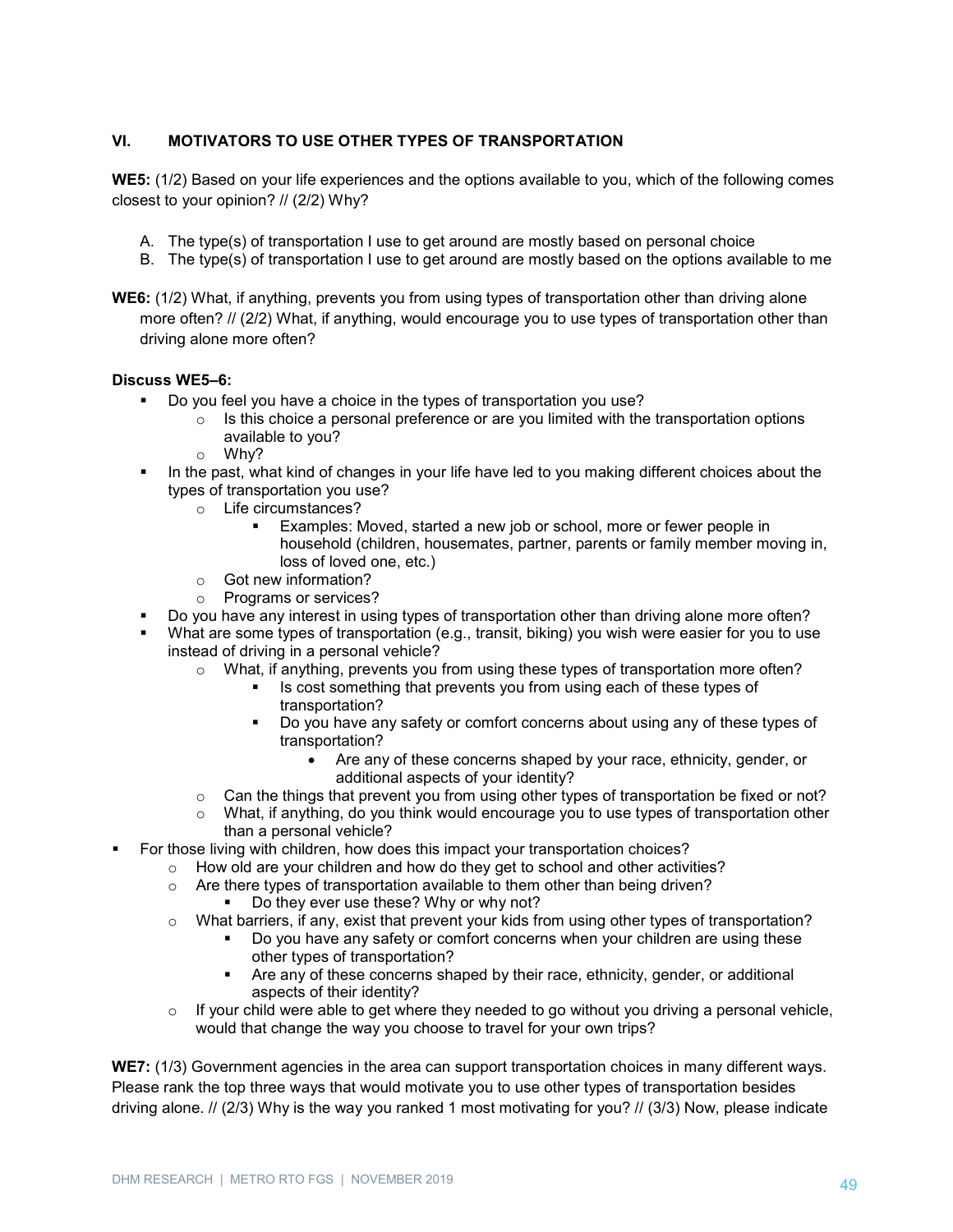## VI. MOTIVATORS TO USE OTHER TYPES OF TRANSPORTATION

**WE5:** (1/2) Based on your life experiences and the options available to you, which of the following comes closest to your opinion? // (2/2) Why?

A. The type(s) of transportation I use to get around are mostly based on personal choice
B. The type(s) of transportation I use to get around are mostly based on the options available to me

**WE6:** (1/2) What, if anything, prevents you from using types of transportation other than driving alone more often? // (2/2) What, if anything, would encourage you to use types of transportation other than driving alone more often?

**Discuss WE5–6:**

- Do you feel you have a choice in the types of transportation you use?
    - Is this choice a personal preference or are you limited with the transportation options available to you?
    - Why?
- In the past, what kind of changes in your life have led to you making different choices about the types of transportation you use?
    - Life circumstances?
        - Examples: Moved, started a new job or school, more or fewer people in household (children, housemates, partner, parents or family member moving in, loss of loved one, etc.)
    - Got new information?
    - Programs or services?
- Do you have any interest in using types of transportation other than driving alone more often?
- What are some types of transportation (e.g., transit, biking) you wish were easier for you to use instead of driving in a personal vehicle?
    - What, if anything, prevents you from using these types of transportation more often?
        - Is cost something that prevents you from using each of these types of transportation?
        - Do you have any safety or comfort concerns about using any of these types of transportation?
            - Are any of these concerns shaped by your race, ethnicity, gender, or additional aspects of your identity?
    - Can the things that prevent you from using other types of transportation be fixed or not?
    - What, if anything, do you think would encourage you to use types of transportation other than a personal vehicle?
- For those living with children, how does this impact your transportation choices?
    - How old are your children and how do they get to school and other activities?
    - Are there types of transportation available to them other than being driven?
        - Do they ever use these? Why or why not?
    - What barriers, if any, exist that prevent your kids from using other types of transportation?
        - Do you have any safety or comfort concerns when your children are using these other types of transportation?
        - Are any of these concerns shaped by their race, ethnicity, gender, or additional aspects of their identity?
    - If your child were able to get where they needed to go without you driving a personal vehicle, would that change the way you choose to travel for your own trips?

**WE7:** (1/3) Government agencies in the area can support transportation choices in many different ways. Please rank the top three ways that would motivate you to use other types of transportation besides driving alone. // (2/3) Why is the way you ranked 1 most motivating for you? // (3/3) Now, please indicate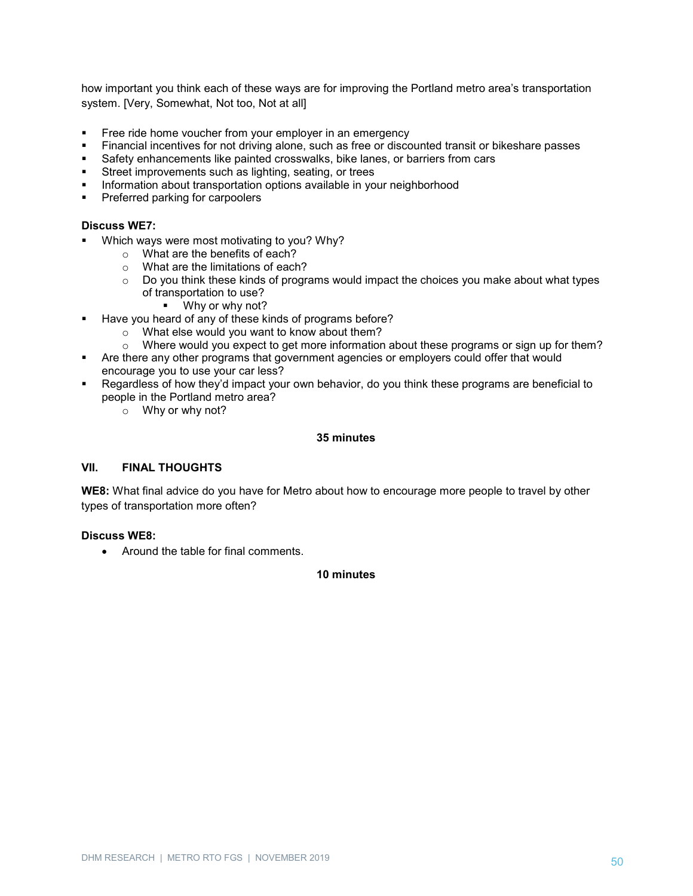how important you think each of these ways are for improving the Portland metro area's transportation system. [Very, Somewhat, Not too, Not at all]

- Free ride home voucher from your employer in an emergency
- Financial incentives for not driving alone, such as free or discounted transit or bikeshare passes
- Safety enhancements like painted crosswalks, bike lanes, or barriers from cars
- Street improvements such as lighting, seating, or trees
- Information about transportation options available in your neighborhood
- Preferred parking for carpoolers

**Discuss WE7:**

- Which ways were most motivating to you? Why?
  - What are the benefits of each?
  - What are the limitations of each?
  - Do you think these kinds of programs would impact the choices you make about what types of transportation to use?
    - Why or why not?
- Have you heard of any of these kinds of programs before?
  - What else would you want to know about them?
  - Where would you expect to get more information about these programs or sign up for them?
- Are there any other programs that government agencies or employers could offer that would encourage you to use your car less?
- Regardless of how they'd impact your own behavior, do you think these programs are beneficial to people in the Portland metro area?
  - Why or why not?

**35 minutes**

## VII. FINAL THOUGHTS

**WE8:** What final advice do you have for Metro about how to encourage more people to travel by other types of transportation more often?

**Discuss WE8:**

- Around the table for final comments.

**10 minutes**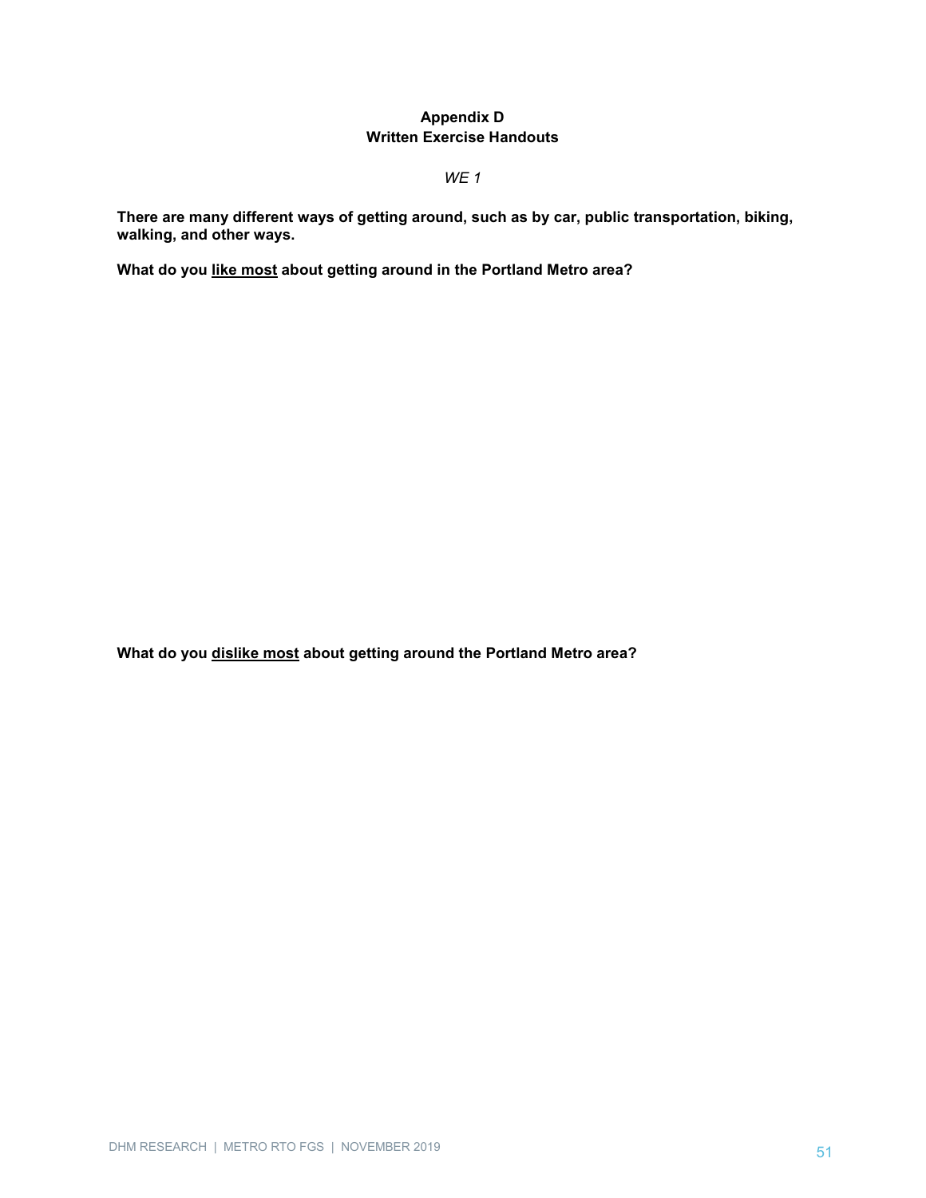# Appendix D
## Written Exercise Handouts

*WE 1*

**There are many different ways of getting around, such as by car, public transportation, biking, walking, and other ways.**

**What do you <u>like most</u> about getting around in the Portland Metro area?**

**What do you <u>dislike most</u> about getting around the Portland Metro area?**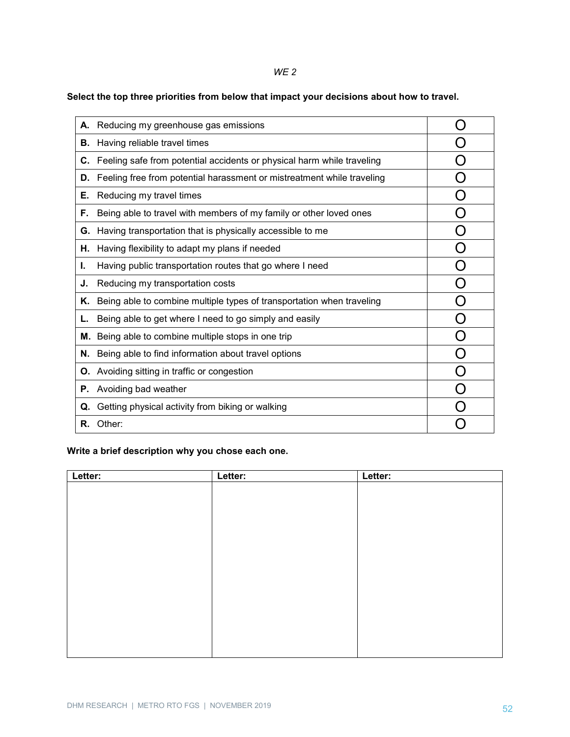*WE 2*

**Select the top three priorities from below that impact your decisions about how to travel.**

| | |
|---|---|
| **A.** Reducing my greenhouse gas emissions | O |
| **B.** Having reliable travel times | O |
| **C.** Feeling safe from potential accidents or physical harm while traveling | O |
| **D.** Feeling free from potential harassment or mistreatment while traveling | O |
| **E.** Reducing my travel times | O |
| **F.** Being able to travel with members of my family or other loved ones | O |
| **G.** Having transportation that is physically accessible to me | O |
| **H.** Having flexibility to adapt my plans if needed | O |
| **I.** Having public transportation routes that go where I need | O |
| **J.** Reducing my transportation costs | O |
| **K.** Being able to combine multiple types of transportation when traveling | O |
| **L.** Being able to get where I need to go simply and easily | O |
| **M.** Being able to combine multiple stops in one trip | O |
| **N.** Being able to find information about travel options | O |
| **O.** Avoiding sitting in traffic or congestion | O |
| **P.** Avoiding bad weather | O |
| **Q.** Getting physical activity from biking or walking | O |
| **R.** Other: | O |

**Write a brief description why you chose each one.**

| Letter: | Letter: | Letter: |
|---|---|---|
| | | |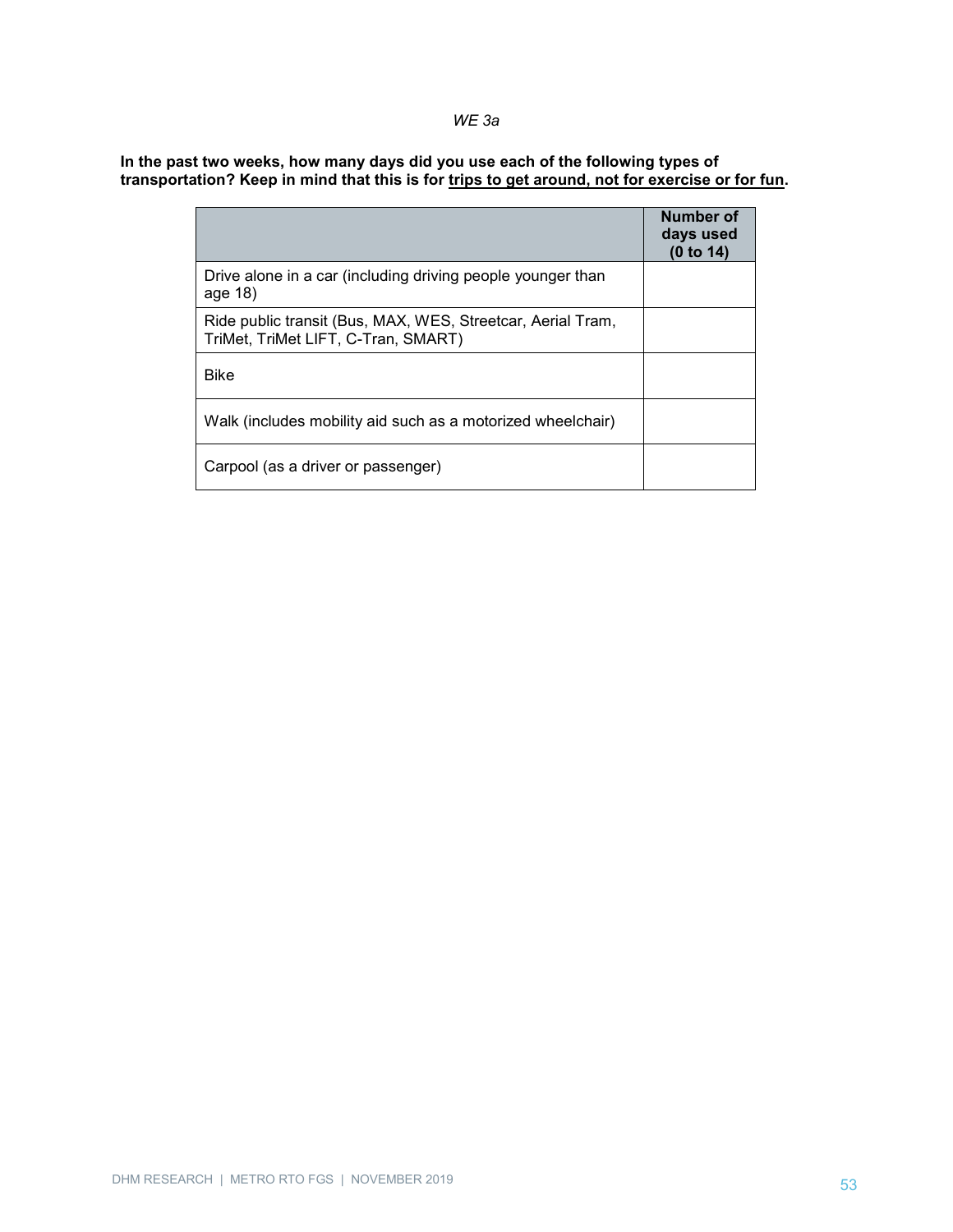*WE 3a*

**In the past two weeks, how many days did you use each of the following types of transportation? Keep in mind that this is for <u>trips to get around, not for exercise or for fun</u>.**

| | Number of days used (0 to 14) |
|---|---|
| Drive alone in a car (including driving people younger than age 18) | |
| Ride public transit (Bus, MAX, WES, Streetcar, Aerial Tram, TriMet, TriMet LIFT, C-Tran, SMART) | |
| Bike | |
| Walk (includes mobility aid such as a motorized wheelchair) | |
| Carpool (as a driver or passenger) | |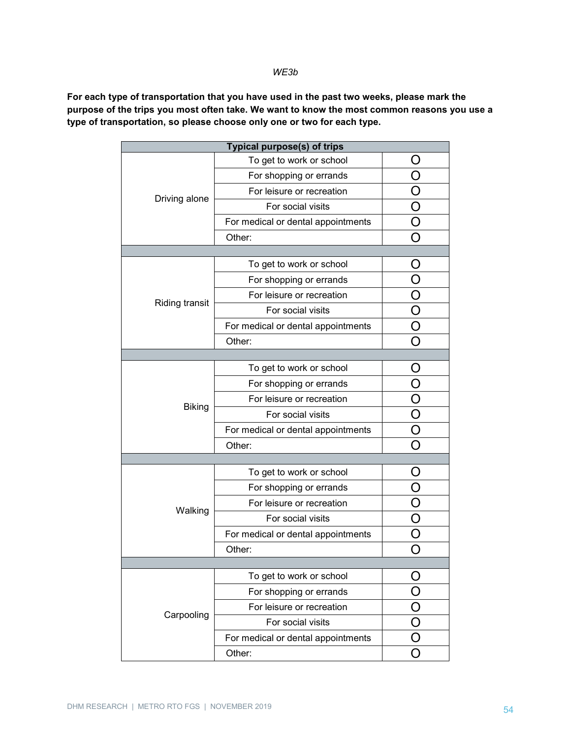*WE3b*

**For each type of transportation that you have used in the past two weeks, please mark the purpose of the trips you most often take. We want to know the most common reasons you use a type of transportation, so please choose only one or two for each type.**

| Typical purpose(s) of trips | | |
|---|---|---|
| Driving alone | To get to work or school | O |
| | For shopping or errands | O |
| | For leisure or recreation | O |
| | For social visits | O |
| | For medical or dental appointments | O |
| | Other: | O |
| | | |
| Riding transit | To get to work or school | O |
| | For shopping or errands | O |
| | For leisure or recreation | O |
| | For social visits | O |
| | For medical or dental appointments | O |
| | Other: | O |
| | | |
| Biking | To get to work or school | O |
| | For shopping or errands | O |
| | For leisure or recreation | O |
| | For social visits | O |
| | For medical or dental appointments | O |
| | Other: | O |
| | | |
| Walking | To get to work or school | O |
| | For shopping or errands | O |
| | For leisure or recreation | O |
| | For social visits | O |
| | For medical or dental appointments | O |
| | Other: | O |
| | | |
| Carpooling | To get to work or school | O |
| | For shopping or errands | O |
| | For leisure or recreation | O |
| | For social visits | O |
| | For medical or dental appointments | O |
| | Other: | O |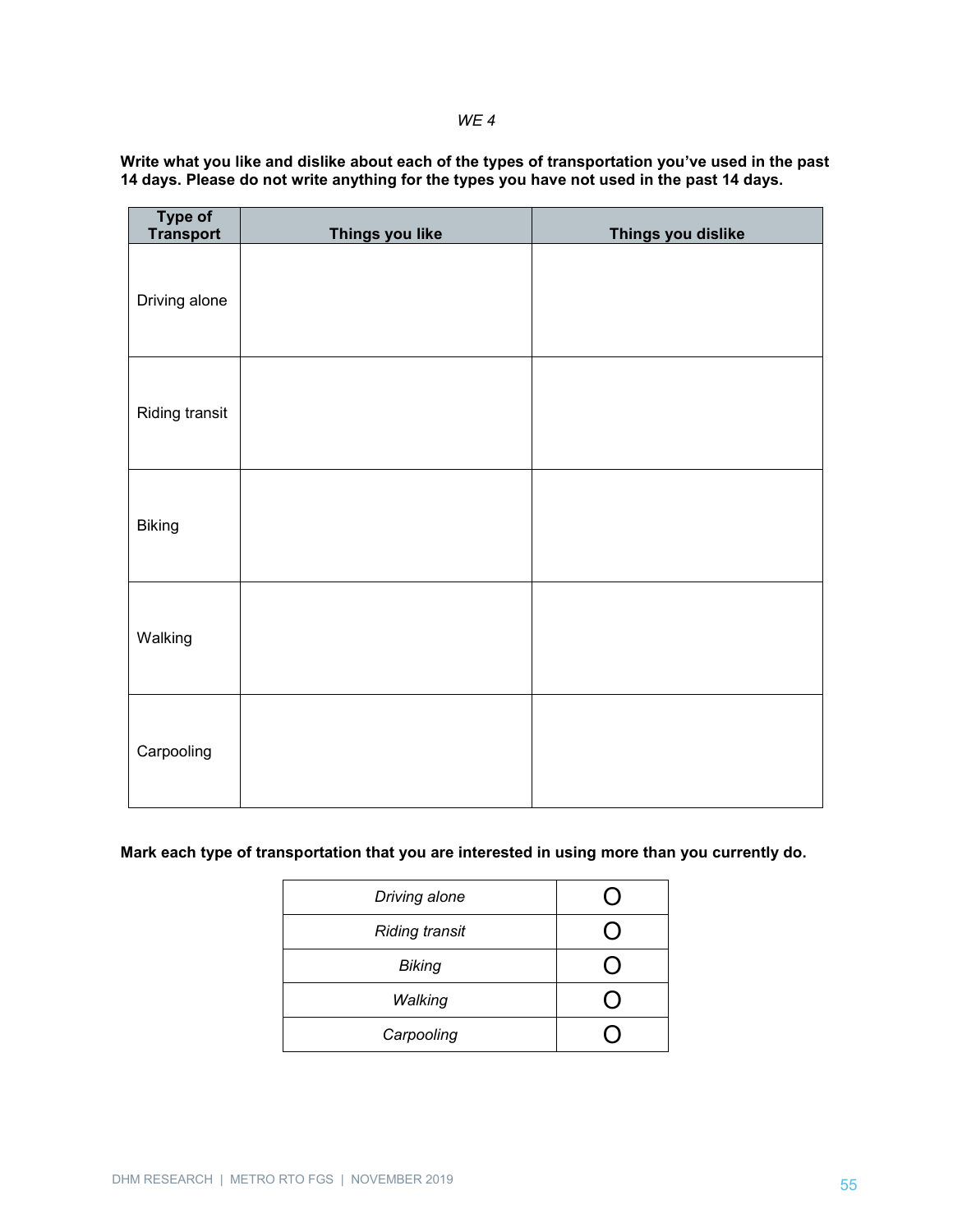*WE 4*

**Write what you like and dislike about each of the types of transportation you've used in the past 14 days. Please do not write anything for the types you have not used in the past 14 days.**

| Type of Transport | Things you like | Things you dislike |
|---|---|---|
| Driving alone | | |
| Riding transit | | |
| Biking | | |
| Walking | | |
| Carpooling | | |

**Mark each type of transportation that you are interested in using more than you currently do.**

| | |
|---|---|
| *Driving alone* | O |
| *Riding transit* | O |
| *Biking* | O |
| *Walking* | O |
| *Carpooling* | O |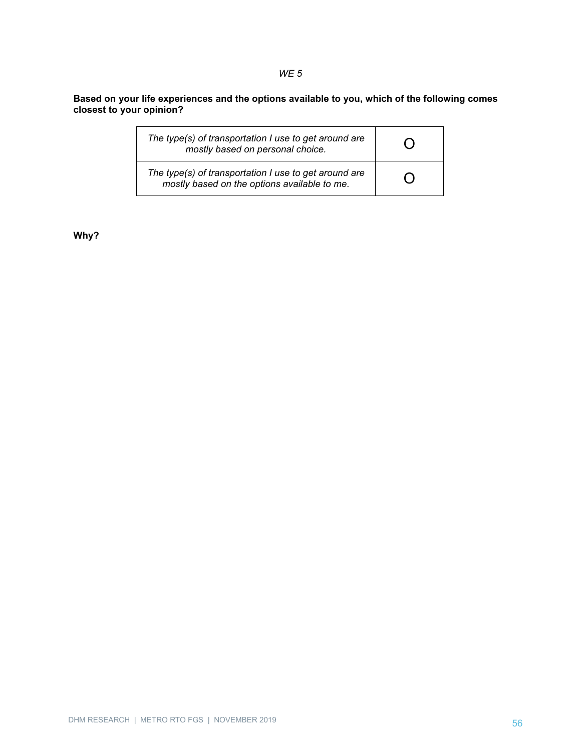*WE 5*

**Based on your life experiences and the options available to you, which of the following comes closest to your opinion?**

| | |
|---|---|
| *The type(s) of transportation I use to get around are mostly based on personal choice.* | O |
| *The type(s) of transportation I use to get around are mostly based on the options available to me.* | O |

**Why?**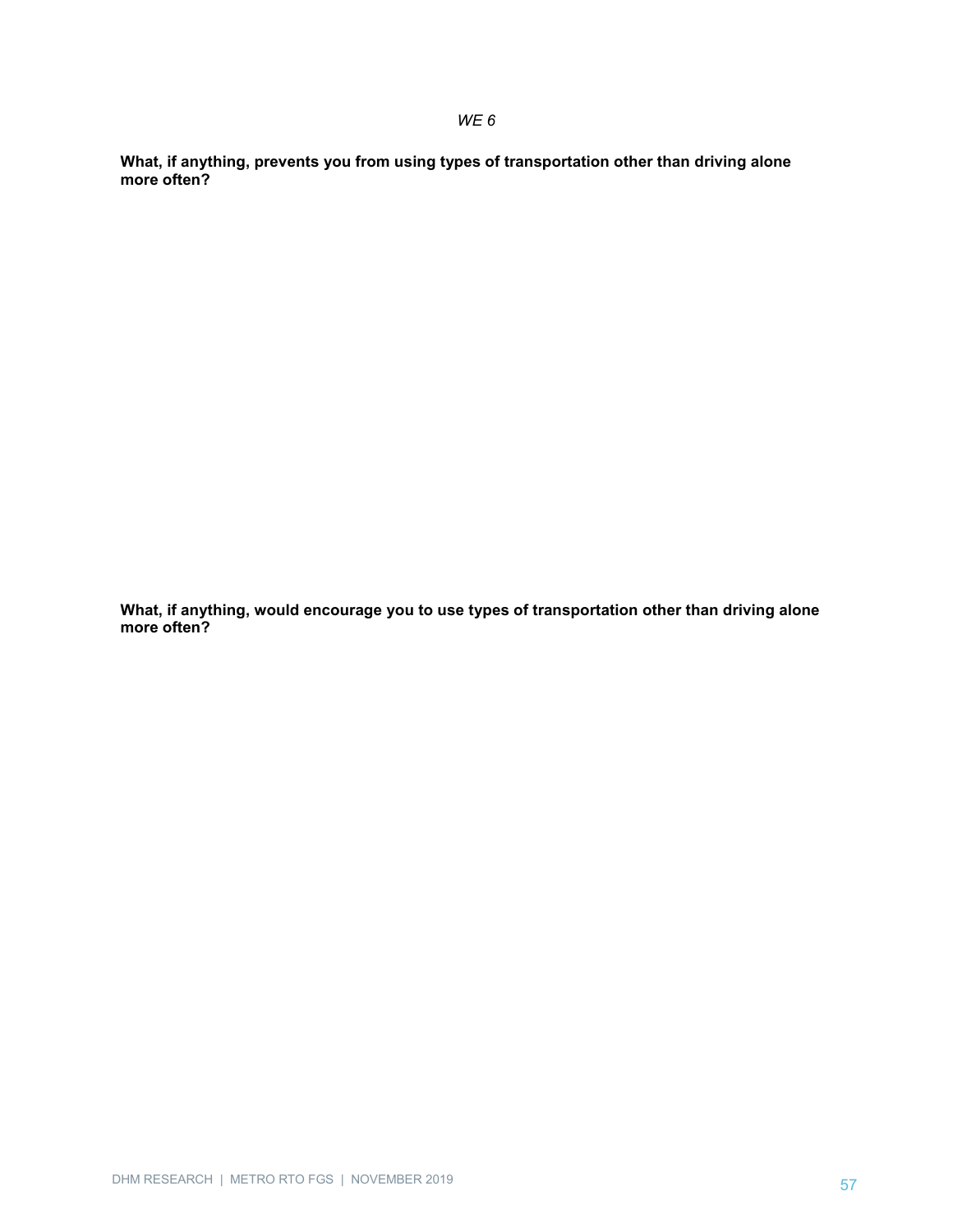*WE 6*

**What, if anything, prevents you from using types of transportation other than driving alone more often?**

**What, if anything, would encourage you to use types of transportation other than driving alone more often?**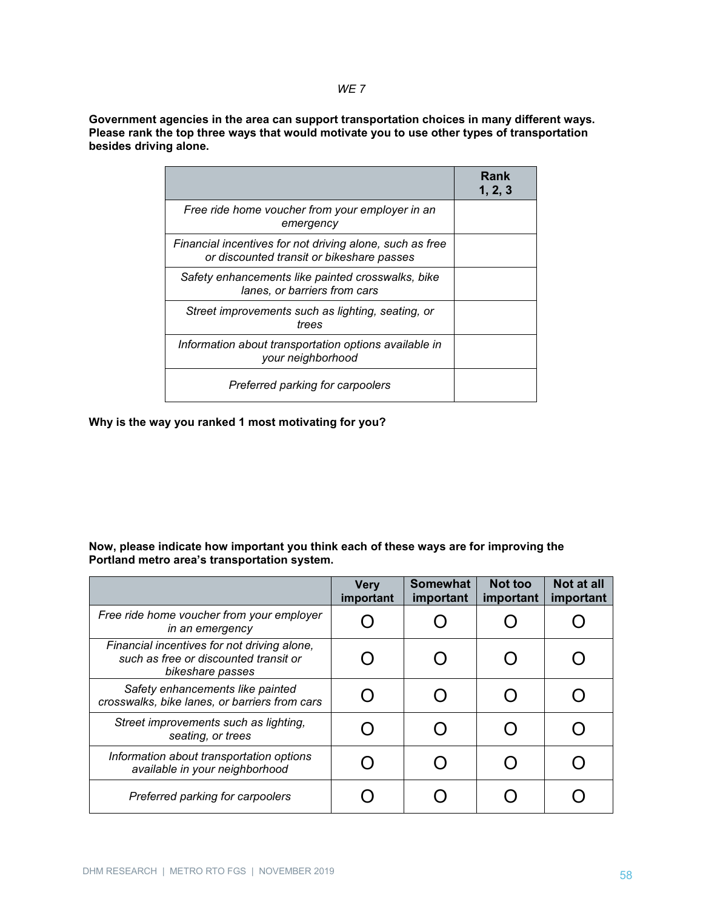*WE 7*

**Government agencies in the area can support transportation choices in many different ways. Please rank the top three ways that would motivate you to use other types of transportation besides driving alone.**

| | Rank 1, 2, 3 |
|---|---|
| *Free ride home voucher from your employer in an emergency* | |
| *Financial incentives for not driving alone, such as free or discounted transit or bikeshare passes* | |
| *Safety enhancements like painted crosswalks, bike lanes, or barriers from cars* | |
| *Street improvements such as lighting, seating, or trees* | |
| *Information about transportation options available in your neighborhood* | |
| *Preferred parking for carpoolers* | |

**Why is the way you ranked 1 most motivating for you?**

**Now, please indicate how important you think each of these ways are for improving the Portland metro area's transportation system.**

| | Very important | Somewhat important | Not too important | Not at all important |
|---|---|---|---|---|
| *Free ride home voucher from your employer in an emergency* | O | O | O | O |
| *Financial incentives for not driving alone, such as free or discounted transit or bikeshare passes* | O | O | O | O |
| *Safety enhancements like painted crosswalks, bike lanes, or barriers from cars* | O | O | O | O |
| *Street improvements such as lighting, seating, or trees* | O | O | O | O |
| *Information about transportation options available in your neighborhood* | O | O | O | O |
| *Preferred parking for carpoolers* | O | O | O | O |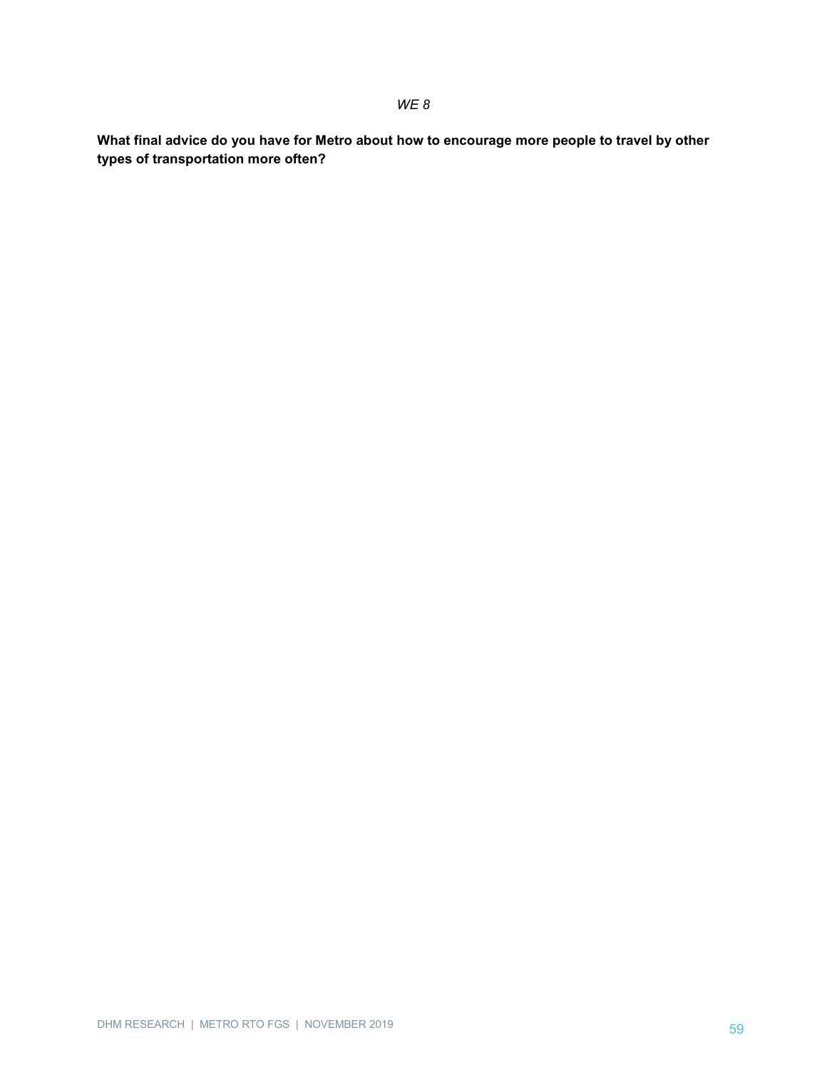*WE 8*

**What final advice do you have for Metro about how to encourage more people to travel by other types of transportation more often?**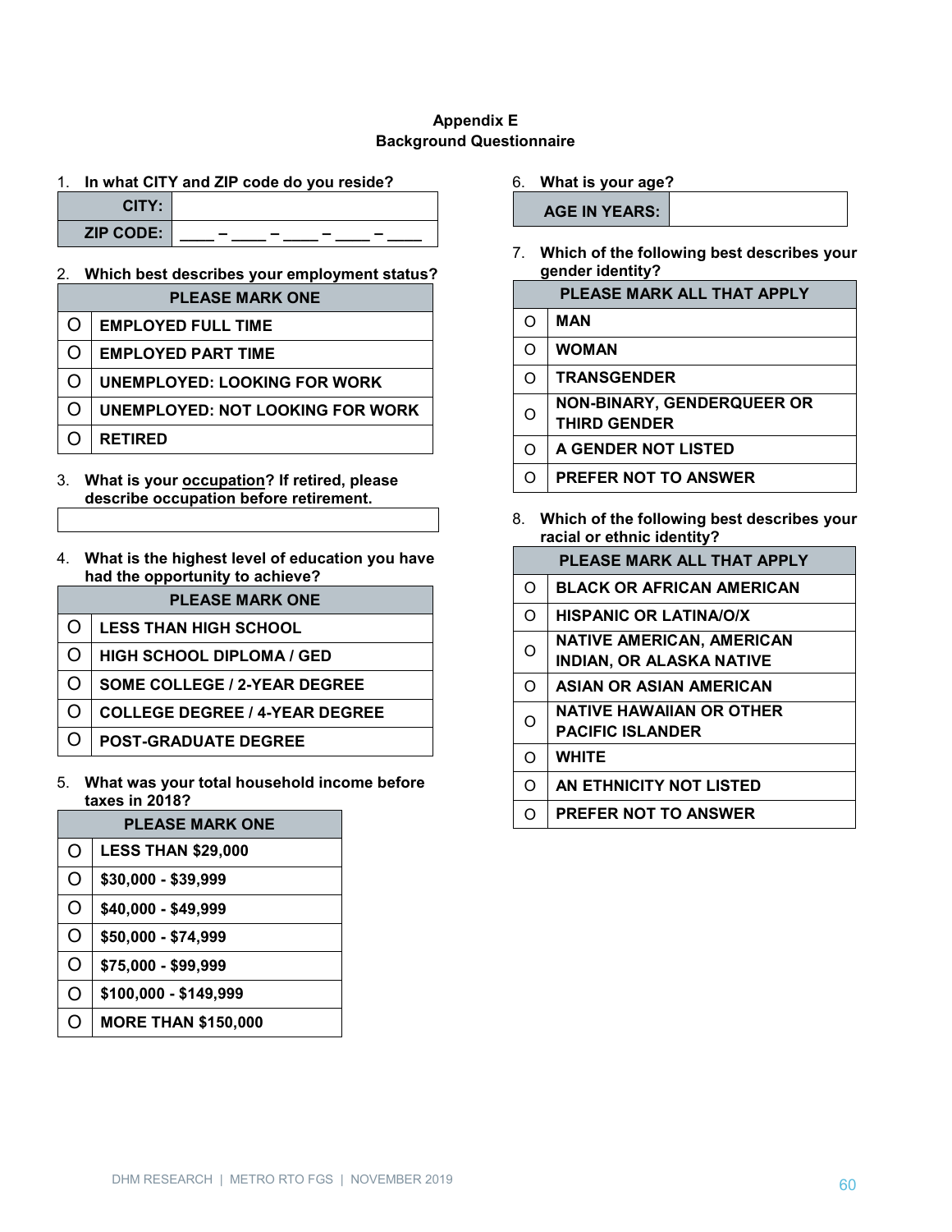## Appendix E
## Background Questionnaire

1. **In what CITY and ZIP code do you reside?**

| | |
|---|---|
| **CITY:** | |
| **ZIP CODE:** | ____ – ____ – ____ – ____ – ____ |

2. **Which best describes your employment status?**

| PLEASE MARK ONE | |
|---|---|
| O | EMPLOYED FULL TIME |
| O | EMPLOYED PART TIME |
| O | UNEMPLOYED: LOOKING FOR WORK |
| O | UNEMPLOYED: NOT LOOKING FOR WORK |
| O | RETIRED |

3. **What is your occupation? If retired, please describe occupation before retirement.**

| |
|---|
| |

4. **What is the highest level of education you have had the opportunity to achieve?**

| PLEASE MARK ONE | |
|---|---|
| O | LESS THAN HIGH SCHOOL |
| O | HIGH SCHOOL DIPLOMA / GED |
| O | SOME COLLEGE / 2-YEAR DEGREE |
| O | COLLEGE DEGREE / 4-YEAR DEGREE |
| O | POST-GRADUATE DEGREE |

5. **What was your total household income before taxes in 2018?**

| PLEASE MARK ONE | |
|---|---|
| O | LESS THAN $29,000 |
| O | $30,000 - $39,999 |
| O | $40,000 - $49,999 |
| O | $50,000 - $74,999 |
| O | $75,000 - $99,999 |
| O | $100,000 - $149,999 |
| O | MORE THAN $150,000 |

6. **What is your age?**

| | |
|---|---|
| **AGE IN YEARS:** | |

7. **Which of the following best describes your gender identity?**

| PLEASE MARK ALL THAT APPLY | |
|---|---|
| O | MAN |
| O | WOMAN |
| O | TRANSGENDER |
| O | NON-BINARY, GENDERQUEER OR THIRD GENDER |
| O | A GENDER NOT LISTED |
| O | PREFER NOT TO ANSWER |

8. **Which of the following best describes your racial or ethnic identity?**

| PLEASE MARK ALL THAT APPLY | |
|---|---|
| O | BLACK OR AFRICAN AMERICAN |
| O | HISPANIC OR LATINA/O/X |
| O | NATIVE AMERICAN, AMERICAN INDIAN, OR ALASKA NATIVE |
| O | ASIAN OR ASIAN AMERICAN |
| O | NATIVE HAWAIIAN OR OTHER PACIFIC ISLANDER |
| O | WHITE |
| O | AN ETHNICITY NOT LISTED |
| O | PREFER NOT TO ANSWER |